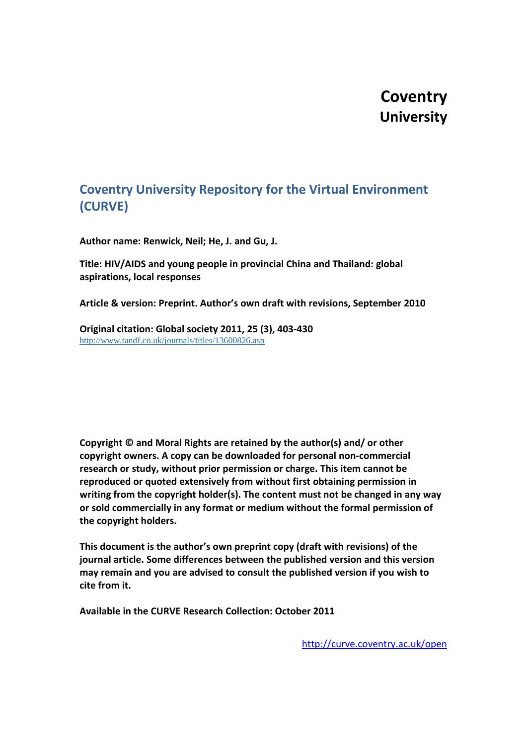**Coventry University**

# Coventry University Repository for the Virtual Environment (CURVE)

**Author name: Renwick, Neil; He, J. and Gu, J.**

**Title: HIV/AIDS and young people in provincial China and Thailand: global aspirations, local responses**

**Article & version: Preprint. Author's own draft with revisions, September 2010**

**Original citation: Global society 2011, 25 (3), 403-430**
http://www.tandf.co.uk/journals/titles/13600826.asp

**Copyright © and Moral Rights are retained by the author(s) and/ or other copyright owners. A copy can be downloaded for personal non-commercial research or study, without prior permission or charge. This item cannot be reproduced or quoted extensively from without first obtaining permission in writing from the copyright holder(s). The content must not be changed in any way or sold commercially in any format or medium without the formal permission of the copyright holders.**

**This document is the author's own preprint copy (draft with revisions) of the journal article. Some differences between the published version and this version may remain and you are advised to consult the published version if you wish to cite from it.**

**Available in the CURVE Research Collection: October 2011**

http://curve.coventry.ac.uk/open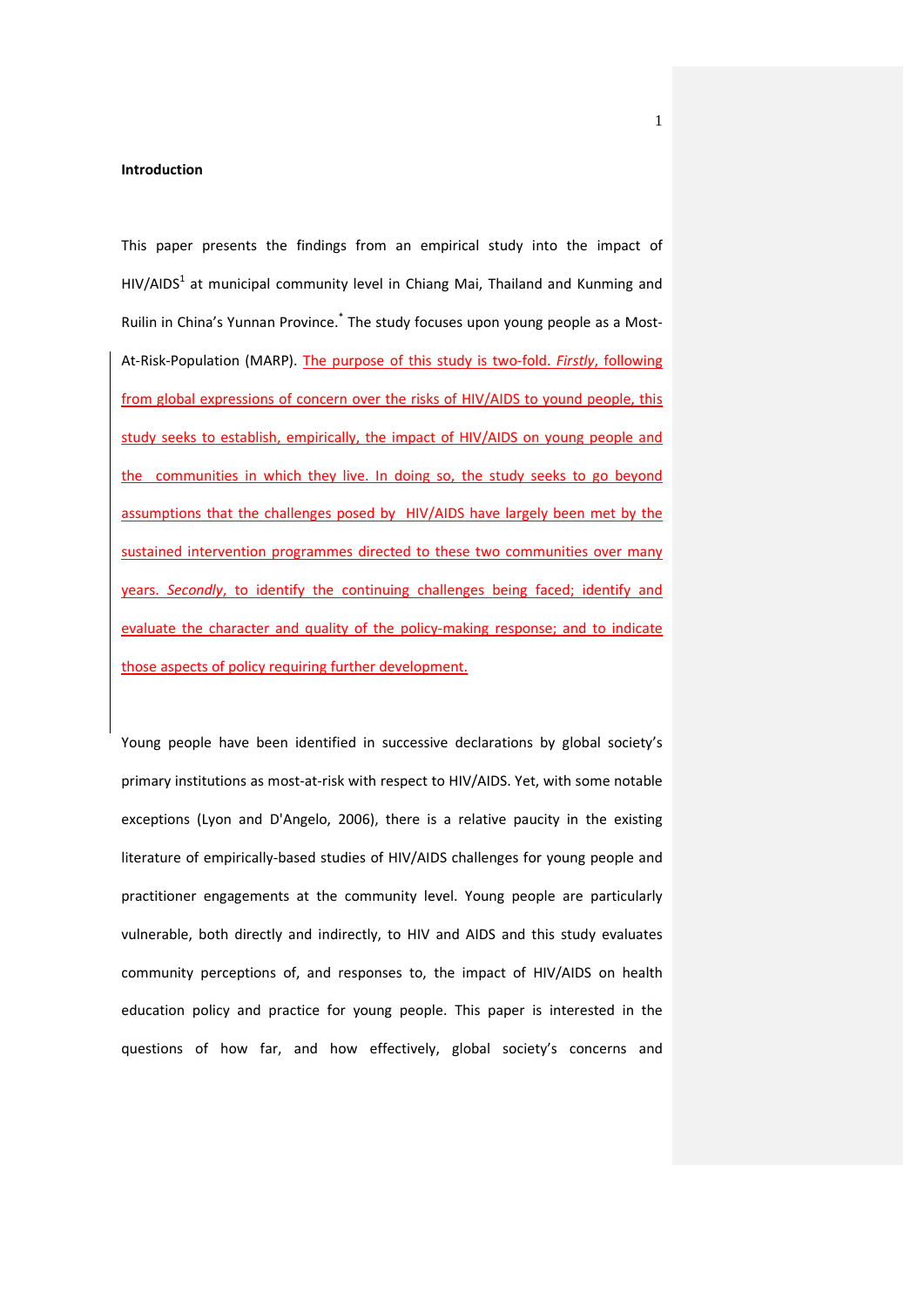**Introduction**

This paper presents the findings from an empirical study into the impact of HIV/AIDS[1] at municipal community level in Chiang Mai, Thailand and Kunming and Ruilin in China's Yunnan Province.[*] The study focuses upon young people as a Most-At-Risk-Population (MARP). The purpose of this study is two-fold. *Firstly*, following from global expressions of concern over the risks of HIV/AIDS to yound people, this study seeks to establish, empirically, the impact of HIV/AIDS on young people and the communities in which they live. In doing so, the study seeks to go beyond assumptions that the challenges posed by HIV/AIDS have largely been met by the sustained intervention programmes directed to these two communities over many years. *Secondly*, to identify the continuing challenges being faced; identify and evaluate the character and quality of the policy-making response; and to indicate those aspects of policy requiring further development.

Young people have been identified in successive declarations by global society's primary institutions as most-at-risk with respect to HIV/AIDS. Yet, with some notable exceptions (Lyon and D'Angelo, 2006), there is a relative paucity in the existing literature of empirically-based studies of HIV/AIDS challenges for young people and practitioner engagements at the community level. Young people are particularly vulnerable, both directly and indirectly, to HIV and AIDS and this study evaluates community perceptions of, and responses to, the impact of HIV/AIDS on health education policy and practice for young people. This paper is interested in the questions of how far, and how effectively, global society's concerns and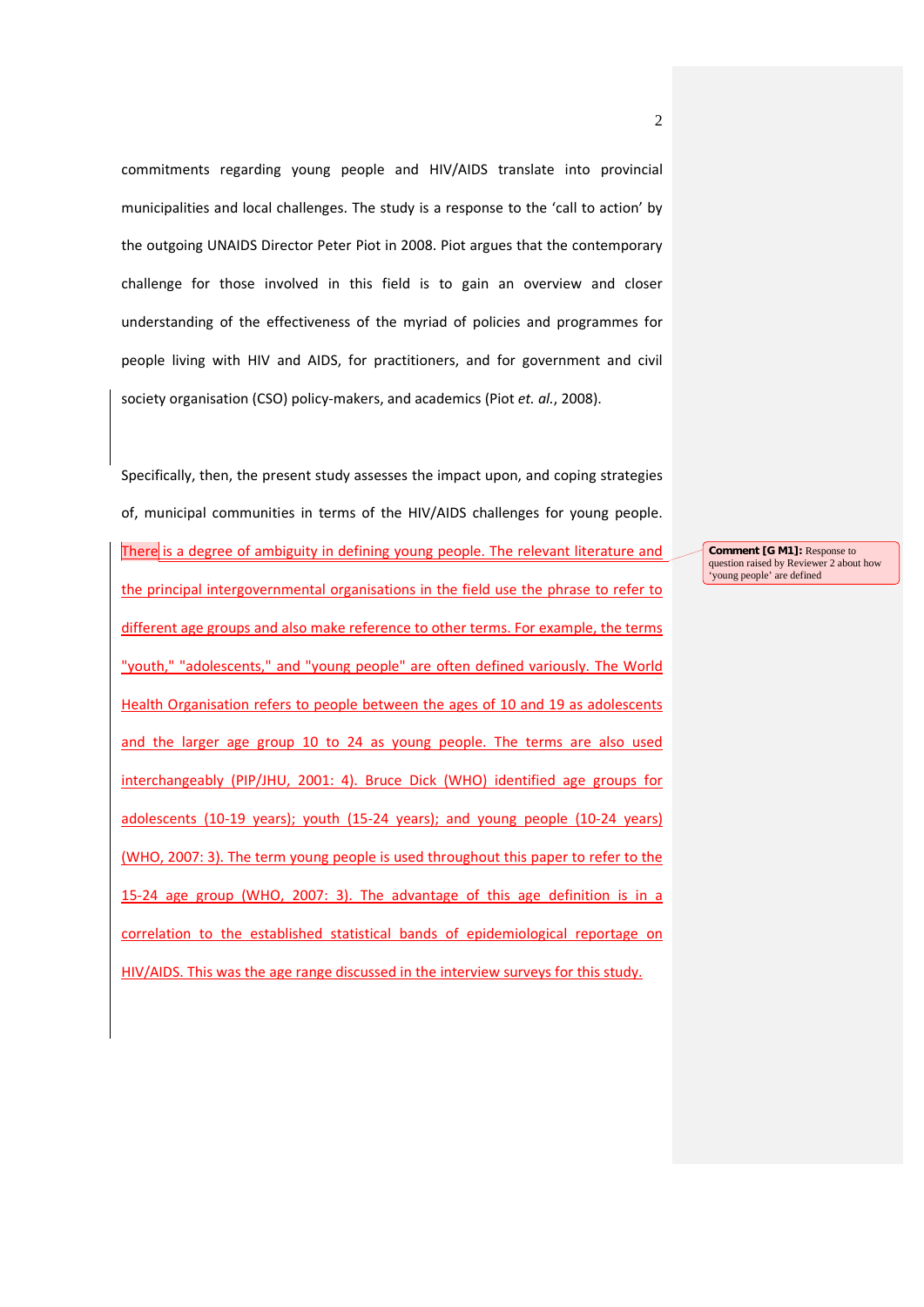commitments regarding young people and HIV/AIDS translate into provincial municipalities and local challenges. The study is a response to the 'call to action' by the outgoing UNAIDS Director Peter Piot in 2008. Piot argues that the contemporary challenge for those involved in this field is to gain an overview and closer understanding of the effectiveness of the myriad of policies and programmes for people living with HIV and AIDS, for practitioners, and for government and civil society organisation (CSO) policy-makers, and academics (Piot *et. al.*, 2008).

Specifically, then, the present study assesses the impact upon, and coping strategies of, municipal communities in terms of the HIV/AIDS challenges for young people. There is a degree of ambiguity in defining young people. The relevant literature and the principal intergovernmental organisations in the field use the phrase to refer to different age groups and also make reference to other terms. For example, the terms "youth," "adolescents," and "young people" are often defined variously. The World Health Organisation refers to people between the ages of 10 and 19 as adolescents and the larger age group 10 to 24 as young people. The terms are also used interchangeably (PIP/JHU, 2001: 4). Bruce Dick (WHO) identified age groups for adolescents (10-19 years); youth (15-24 years); and young people (10-24 years) (WHO, 2007: 3). The term young people is used throughout this paper to refer to the 15-24 age group (WHO, 2007: 3). The advantage of this age definition is in a correlation to the established statistical bands of epidemiological reportage on HIV/AIDS. This was the age range discussed in the interview surveys for this study.

**Comment [G M1]:** Response to question raised by Reviewer 2 about how 'young people' are defined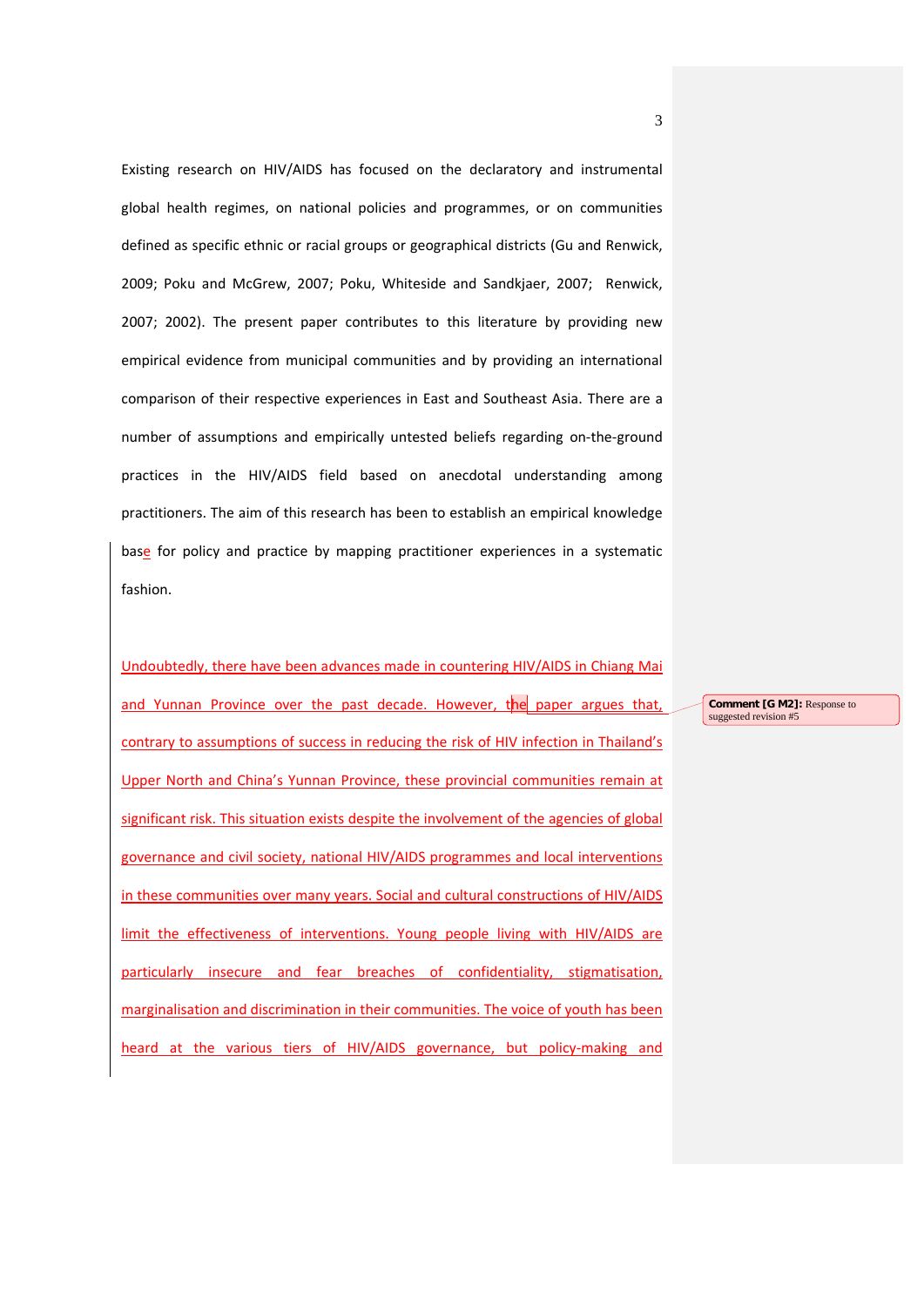Existing research on HIV/AIDS has focused on the declaratory and instrumental global health regimes, on national policies and programmes, or on communities defined as specific ethnic or racial groups or geographical districts (Gu and Renwick, 2009; Poku and McGrew, 2007; Poku, Whiteside and Sandkjaer, 2007; Renwick, 2007; 2002). The present paper contributes to this literature by providing new empirical evidence from municipal communities and by providing an international comparison of their respective experiences in East and Southeast Asia. There are a number of assumptions and empirically untested beliefs regarding on-the-ground practices in the HIV/AIDS field based on anecdotal understanding among practitioners. The aim of this research has been to establish an empirical knowledge base for policy and practice by mapping practitioner experiences in a systematic fashion.

Undoubtedly, there have been advances made in countering HIV/AIDS in Chiang Mai and Yunnan Province over the past decade. However, the paper argues that, contrary to assumptions of success in reducing the risk of HIV infection in Thailand's Upper North and China's Yunnan Province, these provincial communities remain at significant risk. This situation exists despite the involvement of the agencies of global governance and civil society, national HIV/AIDS programmes and local interventions in these communities over many years. Social and cultural constructions of HIV/AIDS limit the effectiveness of interventions. Young people living with HIV/AIDS are particularly insecure and fear breaches of confidentiality, stigmatisation, marginalisation and discrimination in their communities. The voice of youth has been heard at the various tiers of HIV/AIDS governance, but policy-making and

**Comment [G M2]:** Response to suggested revision #5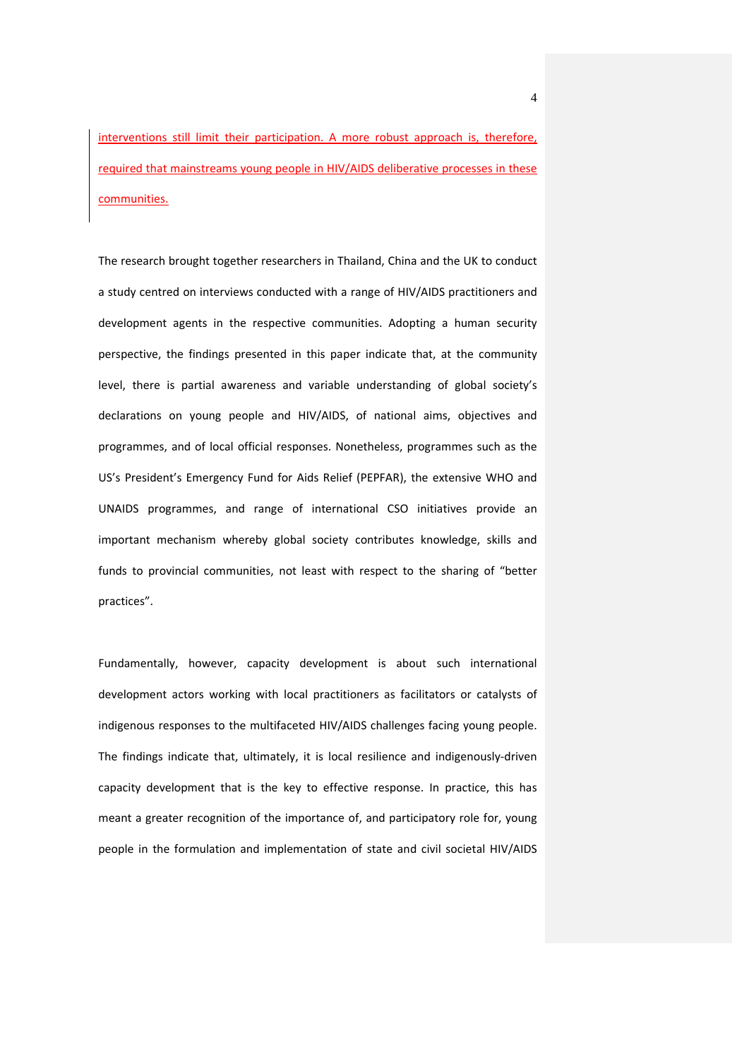interventions still limit their participation. A more robust approach is, therefore, required that mainstreams young people in HIV/AIDS deliberative processes in these communities.

The research brought together researchers in Thailand, China and the UK to conduct a study centred on interviews conducted with a range of HIV/AIDS practitioners and development agents in the respective communities. Adopting a human security perspective, the findings presented in this paper indicate that, at the community level, there is partial awareness and variable understanding of global society's declarations on young people and HIV/AIDS, of national aims, objectives and programmes, and of local official responses. Nonetheless, programmes such as the US's President's Emergency Fund for Aids Relief (PEPFAR), the extensive WHO and UNAIDS programmes, and range of international CSO initiatives provide an important mechanism whereby global society contributes knowledge, skills and funds to provincial communities, not least with respect to the sharing of "better practices".

Fundamentally, however, capacity development is about such international development actors working with local practitioners as facilitators or catalysts of indigenous responses to the multifaceted HIV/AIDS challenges facing young people. The findings indicate that, ultimately, it is local resilience and indigenously-driven capacity development that is the key to effective response. In practice, this has meant a greater recognition of the importance of, and participatory role for, young people in the formulation and implementation of state and civil societal HIV/AIDS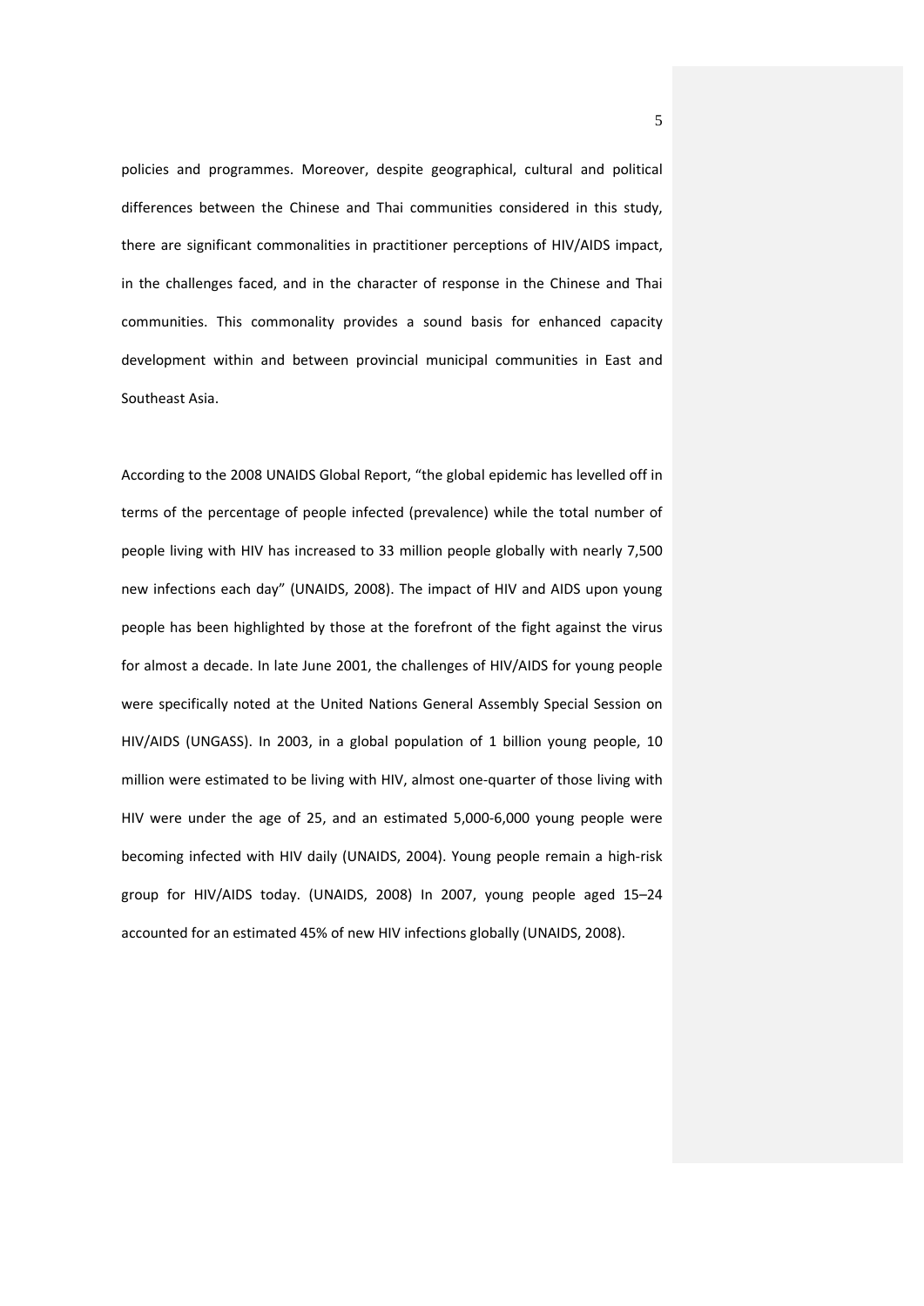policies and programmes. Moreover, despite geographical, cultural and political differences between the Chinese and Thai communities considered in this study, there are significant commonalities in practitioner perceptions of HIV/AIDS impact, in the challenges faced, and in the character of response in the Chinese and Thai communities. This commonality provides a sound basis for enhanced capacity development within and between provincial municipal communities in East and Southeast Asia.

According to the 2008 UNAIDS Global Report, "the global epidemic has levelled off in terms of the percentage of people infected (prevalence) while the total number of people living with HIV has increased to 33 million people globally with nearly 7,500 new infections each day" (UNAIDS, 2008). The impact of HIV and AIDS upon young people has been highlighted by those at the forefront of the fight against the virus for almost a decade. In late June 2001, the challenges of HIV/AIDS for young people were specifically noted at the United Nations General Assembly Special Session on HIV/AIDS (UNGASS). In 2003, in a global population of 1 billion young people, 10 million were estimated to be living with HIV, almost one-quarter of those living with HIV were under the age of 25, and an estimated 5,000-6,000 young people were becoming infected with HIV daily (UNAIDS, 2004). Young people remain a high-risk group for HIV/AIDS today. (UNAIDS, 2008) In 2007, young people aged 15–24 accounted for an estimated 45% of new HIV infections globally (UNAIDS, 2008).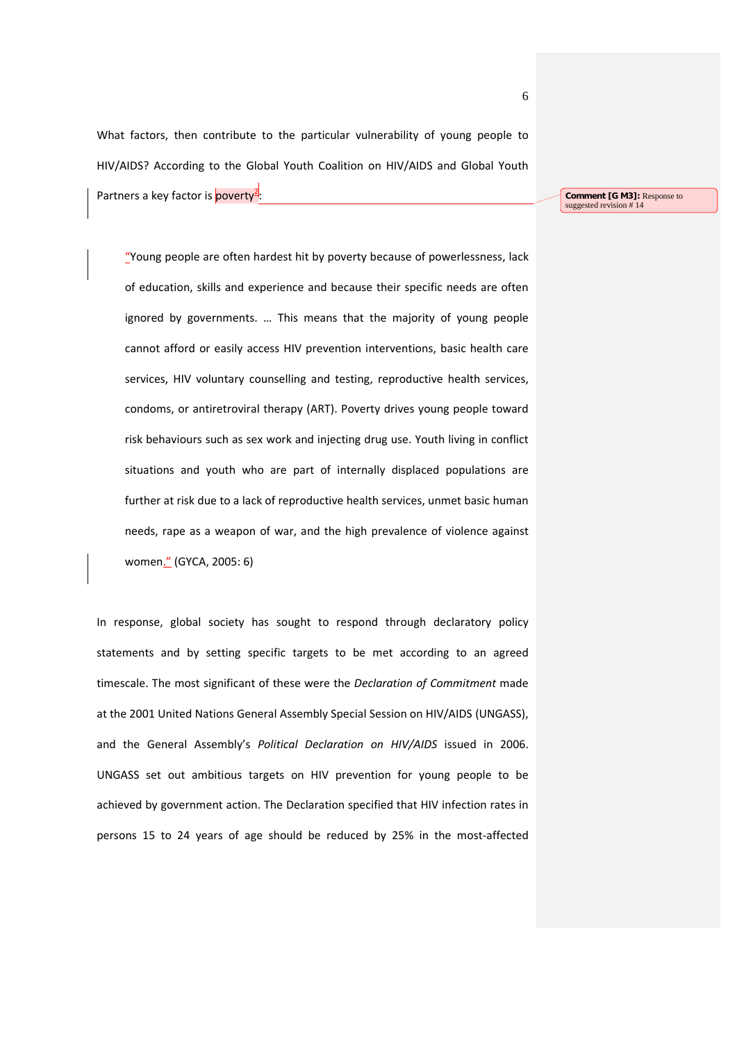What factors, then contribute to the particular vulnerability of young people to HIV/AIDS? According to the Global Youth Coalition on HIV/AIDS and Global Youth Partners a key factor is poverty[2]:

> "Young people are often hardest hit by poverty because of powerlessness, lack of education, skills and experience and because their specific needs are often ignored by governments. … This means that the majority of young people cannot afford or easily access HIV prevention interventions, basic health care services, HIV voluntary counselling and testing, reproductive health services, condoms, or antiretroviral therapy (ART). Poverty drives young people toward risk behaviours such as sex work and injecting drug use. Youth living in conflict situations and youth who are part of internally displaced populations are further at risk due to a lack of reproductive health services, unmet basic human needs, rape as a weapon of war, and the high prevalence of violence against women." (GYCA, 2005: 6)

In response, global society has sought to respond through declaratory policy statements and by setting specific targets to be met according to an agreed timescale. The most significant of these were the *Declaration of Commitment* made at the 2001 United Nations General Assembly Special Session on HIV/AIDS (UNGASS), and the General Assembly's *Political Declaration on HIV/AIDS* issued in 2006. UNGASS set out ambitious targets on HIV prevention for young people to be achieved by government action. The Declaration specified that HIV infection rates in persons 15 to 24 years of age should be reduced by 25% in the most-affected

Comment [G M3]: Response to suggested revision # 14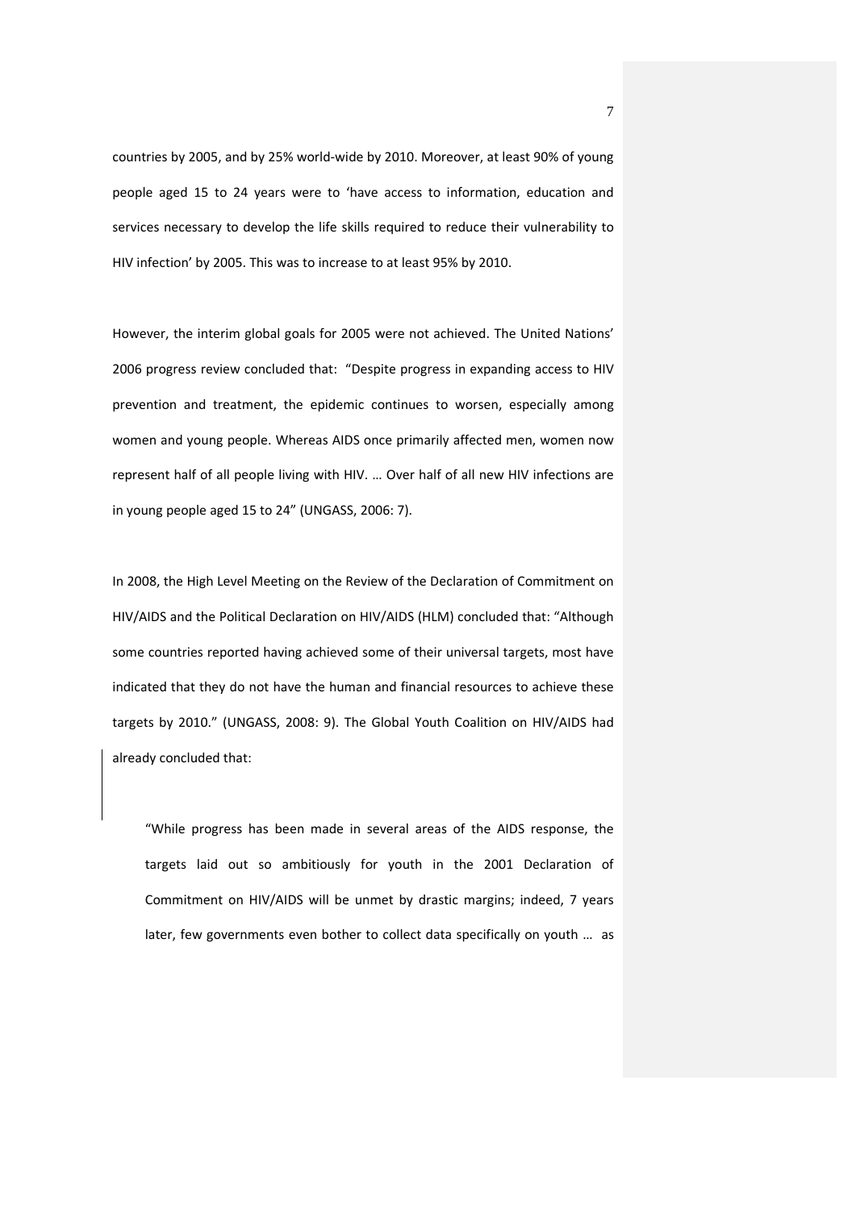countries by 2005, and by 25% world-wide by 2010. Moreover, at least 90% of young people aged 15 to 24 years were to 'have access to information, education and services necessary to develop the life skills required to reduce their vulnerability to HIV infection' by 2005. This was to increase to at least 95% by 2010.

However, the interim global goals for 2005 were not achieved. The United Nations' 2006 progress review concluded that: "Despite progress in expanding access to HIV prevention and treatment, the epidemic continues to worsen, especially among women and young people. Whereas AIDS once primarily affected men, women now represent half of all people living with HIV. … Over half of all new HIV infections are in young people aged 15 to 24" (UNGASS, 2006: 7).

In 2008, the High Level Meeting on the Review of the Declaration of Commitment on HIV/AIDS and the Political Declaration on HIV/AIDS (HLM) concluded that: "Although some countries reported having achieved some of their universal targets, most have indicated that they do not have the human and financial resources to achieve these targets by 2010." (UNGASS, 2008: 9). The Global Youth Coalition on HIV/AIDS had already concluded that:

> "While progress has been made in several areas of the AIDS response, the targets laid out so ambitiously for youth in the 2001 Declaration of Commitment on HIV/AIDS will be unmet by drastic margins; indeed, 7 years later, few governments even bother to collect data specifically on youth … as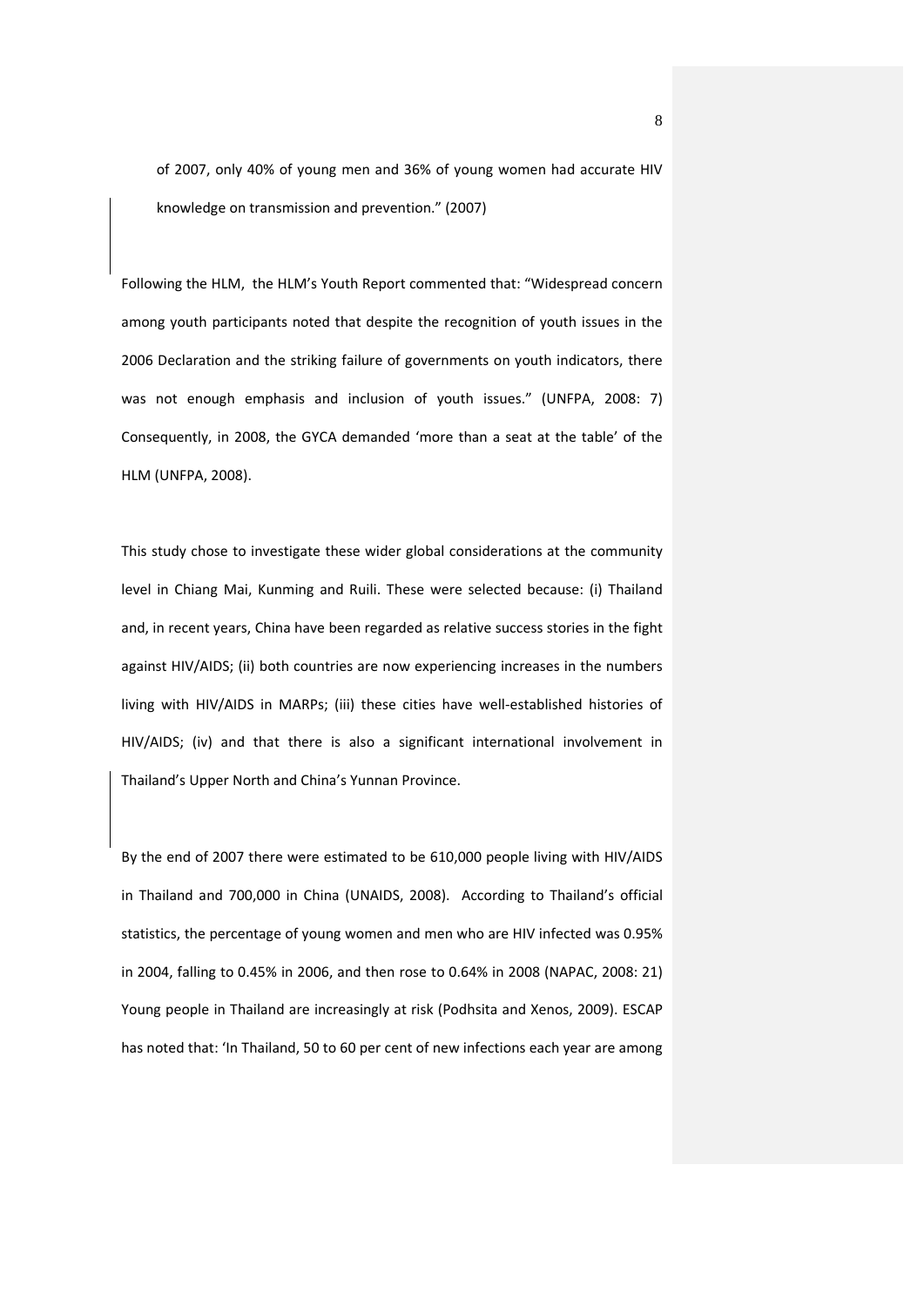of 2007, only 40% of young men and 36% of young women had accurate HIV knowledge on transmission and prevention." (2007)

Following the HLM,  the HLM's Youth Report commented that: "Widespread concern among youth participants noted that despite the recognition of youth issues in the 2006 Declaration and the striking failure of governments on youth indicators, there was not enough emphasis and inclusion of youth issues." (UNFPA, 2008: 7) Consequently, in 2008, the GYCA demanded 'more than a seat at the table' of the HLM (UNFPA, 2008).

This study chose to investigate these wider global considerations at the community level in Chiang Mai, Kunming and Ruili. These were selected because: (i) Thailand and, in recent years, China have been regarded as relative success stories in the fight against HIV/AIDS; (ii) both countries are now experiencing increases in the numbers living with HIV/AIDS in MARPs; (iii) these cities have well-established histories of HIV/AIDS; (iv) and that there is also a significant international involvement in Thailand's Upper North and China's Yunnan Province.

By the end of 2007 there were estimated to be 610,000 people living with HIV/AIDS in Thailand and 700,000 in China (UNAIDS, 2008).  According to Thailand's official statistics, the percentage of young women and men who are HIV infected was 0.95% in 2004, falling to 0.45% in 2006, and then rose to 0.64% in 2008 (NAPAC, 2008: 21) Young people in Thailand are increasingly at risk (Podhsita and Xenos, 2009). ESCAP has noted that: 'In Thailand, 50 to 60 per cent of new infections each year are among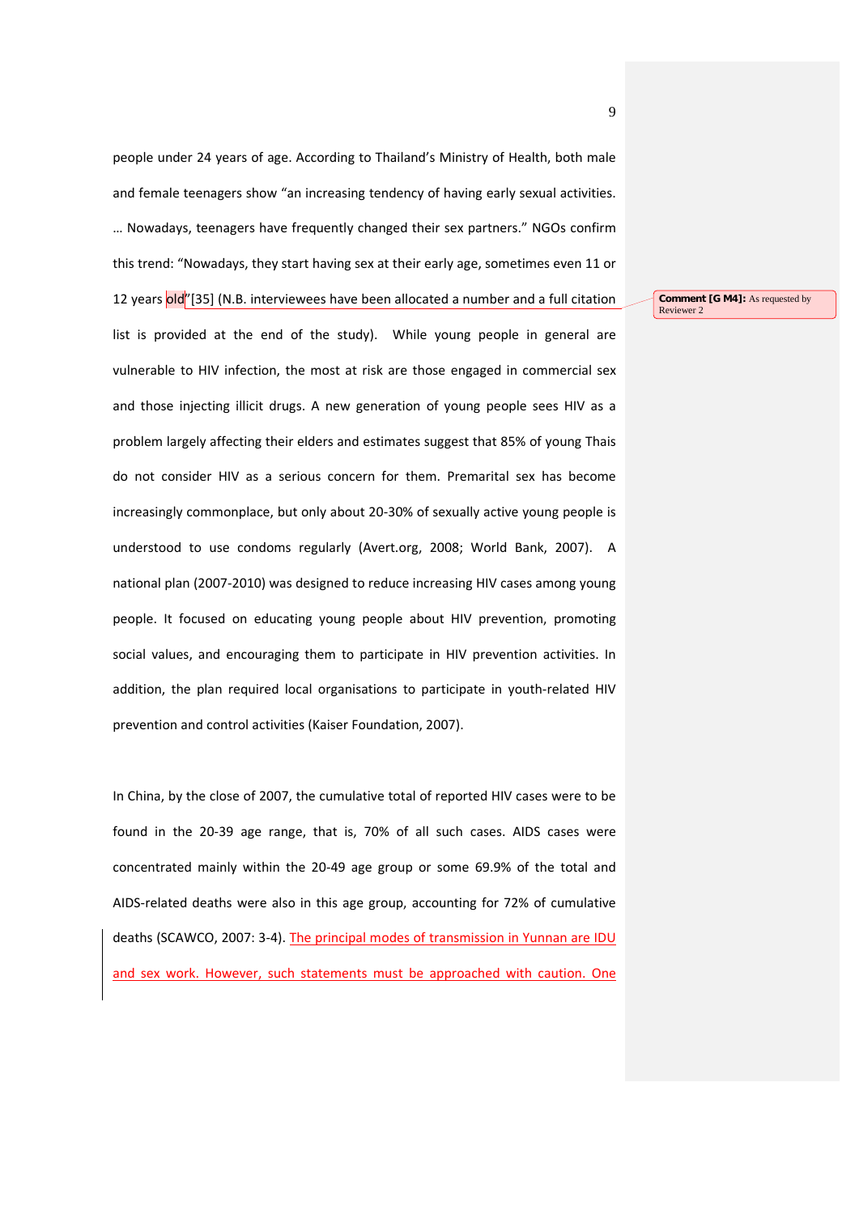people under 24 years of age. According to Thailand's Ministry of Health, both male and female teenagers show "an increasing tendency of having early sexual activities. … Nowadays, teenagers have frequently changed their sex partners." NGOs confirm this trend: "Nowadays, they start having sex at their early age, sometimes even 11 or 12 years old"[35] (N.B. interviewees have been allocated a number and a full citation list is provided at the end of the study). While young people in general are vulnerable to HIV infection, the most at risk are those engaged in commercial sex and those injecting illicit drugs. A new generation of young people sees HIV as a problem largely affecting their elders and estimates suggest that 85% of young Thais do not consider HIV as a serious concern for them. Premarital sex has become increasingly commonplace, but only about 20-30% of sexually active young people is understood to use condoms regularly (Avert.org, 2008; World Bank, 2007). A national plan (2007-2010) was designed to reduce increasing HIV cases among young people. It focused on educating young people about HIV prevention, promoting social values, and encouraging them to participate in HIV prevention activities. In addition, the plan required local organisations to participate in youth-related HIV prevention and control activities (Kaiser Foundation, 2007).

**Comment [G M4]:** As requested by Reviewer 2

In China, by the close of 2007, the cumulative total of reported HIV cases were to be found in the 20-39 age range, that is, 70% of all such cases. AIDS cases were concentrated mainly within the 20-49 age group or some 69.9% of the total and AIDS-related deaths were also in this age group, accounting for 72% of cumulative deaths (SCAWCO, 2007: 3-4). The principal modes of transmission in Yunnan are IDU and sex work. However, such statements must be approached with caution. One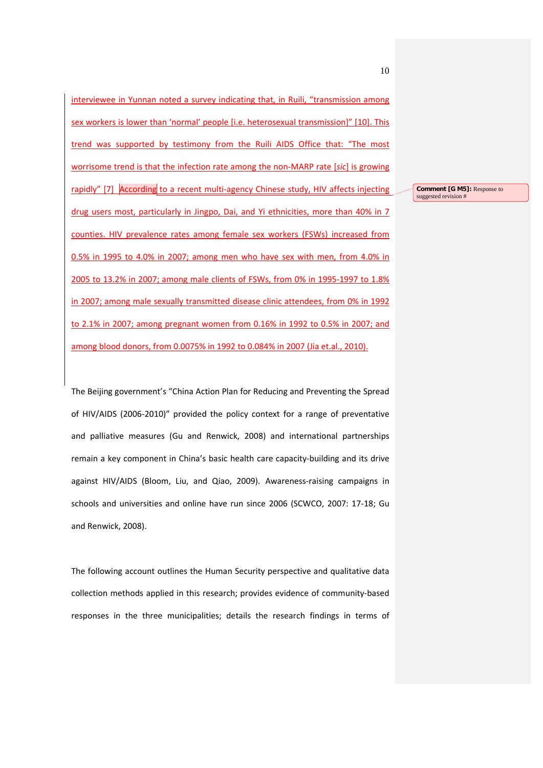interviewee in Yunnan noted a survey indicating that, in Ruili, "transmission among sex workers is lower than 'normal' people [i.e. heterosexual transmission]" [10]. This trend was supported by testimony from the Ruili AIDS Office that: "The most worrisome trend is that the infection rate among the non-MARP rate [*sic*] is growing rapidly" [7] According to a recent multi-agency Chinese study, HIV affects injecting drug users most, particularly in Jingpo, Dai, and Yi ethnicities, more than 40% in 7 counties. HIV prevalence rates among female sex workers (FSWs) increased from 0.5% in 1995 to 4.0% in 2007; among men who have sex with men, from 4.0% in 2005 to 13.2% in 2007; among male clients of FSWs, from 0% in 1995-1997 to 1.8% in 2007; among male sexually transmitted disease clinic attendees, from 0% in 1992 to 2.1% in 2007; among pregnant women from 0.16% in 1992 to 0.5% in 2007; and among blood donors, from 0.0075% in 1992 to 0.084% in 2007 (Jia et.al., 2010).

**Comment [G M5]:** Response to suggested revision #

The Beijing government's "China Action Plan for Reducing and Preventing the Spread of HIV/AIDS (2006-2010)" provided the policy context for a range of preventative and palliative measures (Gu and Renwick, 2008) and international partnerships remain a key component in China's basic health care capacity-building and its drive against HIV/AIDS (Bloom, Liu, and Qiao, 2009). Awareness-raising campaigns in schools and universities and online have run since 2006 (SCWCO, 2007: 17-18; Gu and Renwick, 2008).

The following account outlines the Human Security perspective and qualitative data collection methods applied in this research; provides evidence of community-based responses in the three municipalities; details the research findings in terms of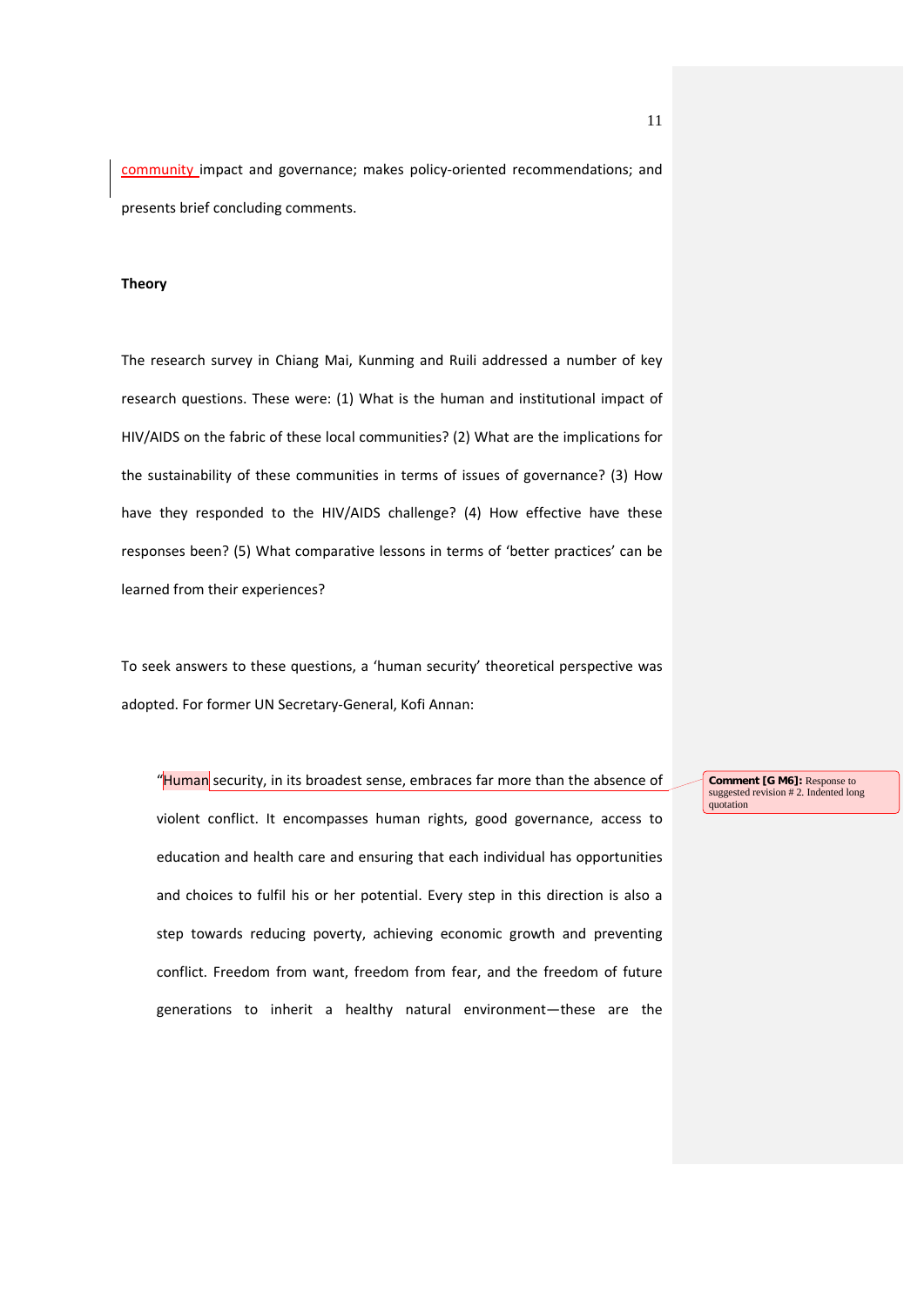community impact and governance; makes policy-oriented recommendations; and presents brief concluding comments.

## Theory

The research survey in Chiang Mai, Kunming and Ruili addressed a number of key research questions. These were: (1) What is the human and institutional impact of HIV/AIDS on the fabric of these local communities? (2) What are the implications for the sustainability of these communities in terms of issues of governance? (3) How have they responded to the HIV/AIDS challenge? (4) How effective have these responses been? (5) What comparative lessons in terms of 'better practices' can be learned from their experiences?

To seek answers to these questions, a 'human security' theoretical perspective was adopted. For former UN Secretary-General, Kofi Annan:

> "Human security, in its broadest sense, embraces far more than the absence of violent conflict. It encompasses human rights, good governance, access to education and health care and ensuring that each individual has opportunities and choices to fulfil his or her potential. Every step in this direction is also a step towards reducing poverty, achieving economic growth and preventing conflict. Freedom from want, freedom from fear, and the freedom of future generations to inherit a healthy natural environment—these are the

**Comment [G M6]:** Response to suggested revision # 2. Indented long quotation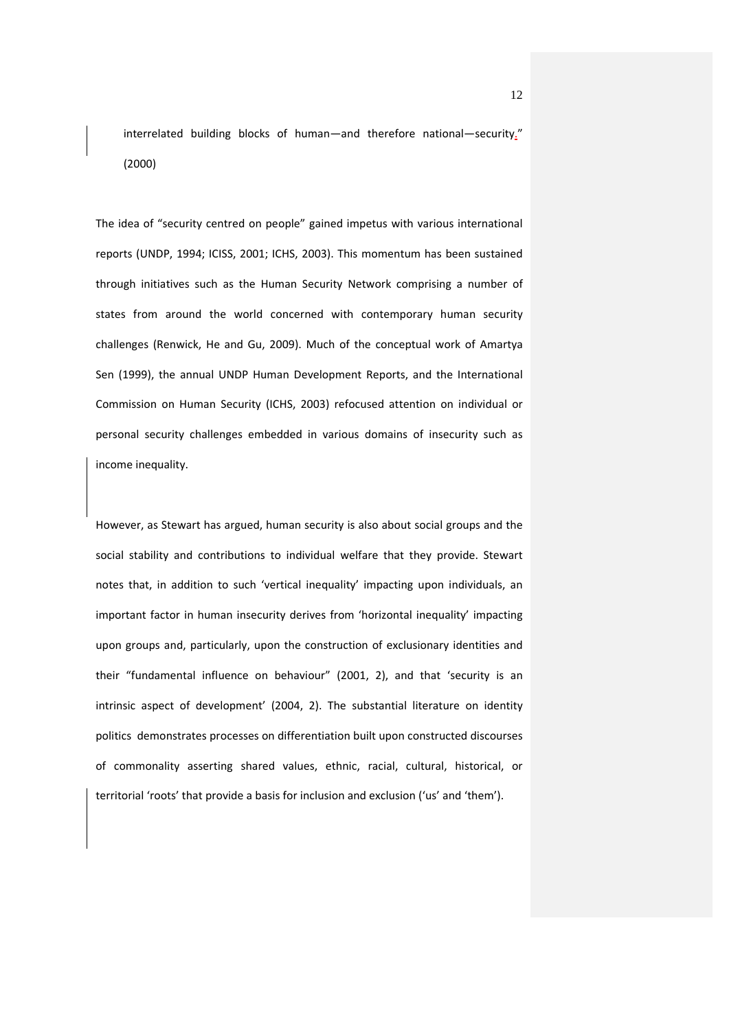interrelated building blocks of human—and therefore national—security." (2000)

The idea of "security centred on people" gained impetus with various international reports (UNDP, 1994; ICISS, 2001; ICHS, 2003). This momentum has been sustained through initiatives such as the Human Security Network comprising a number of states from around the world concerned with contemporary human security challenges (Renwick, He and Gu, 2009). Much of the conceptual work of Amartya Sen (1999), the annual UNDP Human Development Reports, and the International Commission on Human Security (ICHS, 2003) refocused attention on individual or personal security challenges embedded in various domains of insecurity such as income inequality.

However, as Stewart has argued, human security is also about social groups and the social stability and contributions to individual welfare that they provide. Stewart notes that, in addition to such 'vertical inequality' impacting upon individuals, an important factor in human insecurity derives from 'horizontal inequality' impacting upon groups and, particularly, upon the construction of exclusionary identities and their "fundamental influence on behaviour" (2001, 2), and that 'security is an intrinsic aspect of development' (2004, 2). The substantial literature on identity politics demonstrates processes on differentiation built upon constructed discourses of commonality asserting shared values, ethnic, racial, cultural, historical, or territorial 'roots' that provide a basis for inclusion and exclusion ('us' and 'them').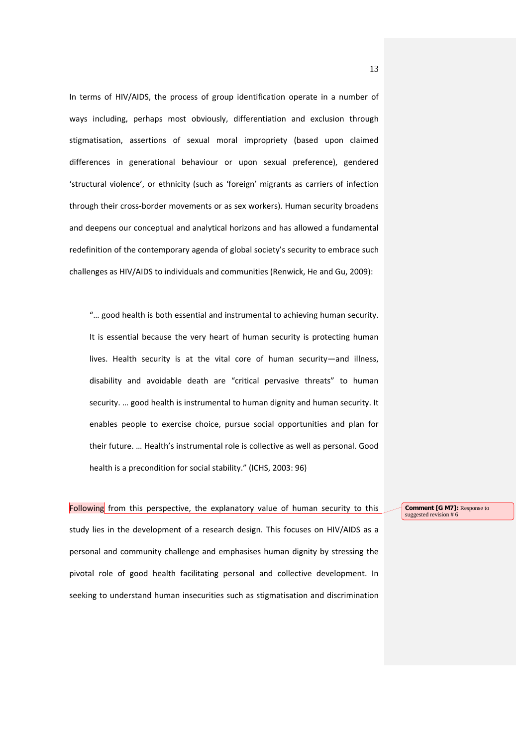In terms of HIV/AIDS, the process of group identification operate in a number of ways including, perhaps most obviously, differentiation and exclusion through stigmatisation, assertions of sexual moral impropriety (based upon claimed differences in generational behaviour or upon sexual preference), gendered 'structural violence', or ethnicity (such as 'foreign' migrants as carriers of infection through their cross-border movements or as sex workers). Human security broadens and deepens our conceptual and analytical horizons and has allowed a fundamental redefinition of the contemporary agenda of global society's security to embrace such challenges as HIV/AIDS to individuals and communities (Renwick, He and Gu, 2009):

> "… good health is both essential and instrumental to achieving human security. It is essential because the very heart of human security is protecting human lives. Health security is at the vital core of human security—and illness, disability and avoidable death are "critical pervasive threats" to human security. … good health is instrumental to human dignity and human security. It enables people to exercise choice, pursue social opportunities and plan for their future. … Health's instrumental role is collective as well as personal. Good health is a precondition for social stability." (ICHS, 2003: 96)

Following from this perspective, the explanatory value of human security to this study lies in the development of a research design. This focuses on HIV/AIDS as a personal and community challenge and emphasises human dignity by stressing the pivotal role of good health facilitating personal and collective development. In seeking to understand human insecurities such as stigmatisation and discrimination

**Comment [G M7]:** Response to suggested revision # 6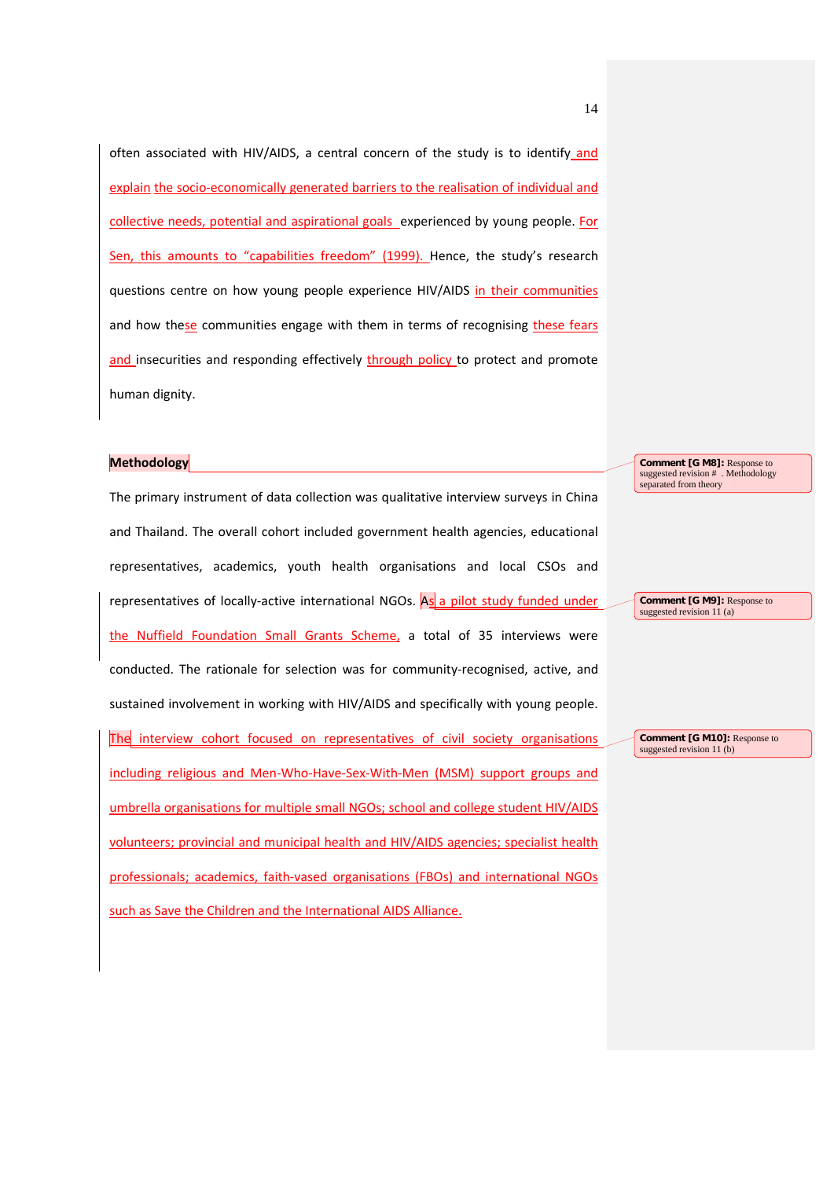often associated with HIV/AIDS, a central concern of the study is to identify and explain the socio-economically generated barriers to the realisation of individual and collective needs, potential and aspirational goals experienced by young people. For Sen, this amounts to "capabilities freedom" (1999). Hence, the study's research questions centre on how young people experience HIV/AIDS in their communities and how these communities engage with them in terms of recognising these fears and insecurities and responding effectively through policy to protect and promote human dignity.

## Methodology

The primary instrument of data collection was qualitative interview surveys in China and Thailand. The overall cohort included government health agencies, educational representatives, academics, youth health organisations and local CSOs and representatives of locally-active international NGOs. As a pilot study funded under the Nuffield Foundation Small Grants Scheme, a total of 35 interviews were conducted. The rationale for selection was for community-recognised, active, and sustained involvement in working with HIV/AIDS and specifically with young people. The interview cohort focused on representatives of civil society organisations including religious and Men-Who-Have-Sex-With-Men (MSM) support groups and umbrella organisations for multiple small NGOs; school and college student HIV/AIDS volunteers; provincial and municipal health and HIV/AIDS agencies; specialist health professionals; academics, faith-vased organisations (FBOs) and international NGOs such as Save the Children and the International AIDS Alliance.

Comment [G M8]: Response to suggested revision # . Methodology separated from theory

Comment [G M9]: Response to suggested revision 11 (a)

Comment [G M10]: Response to suggested revision 11 (b)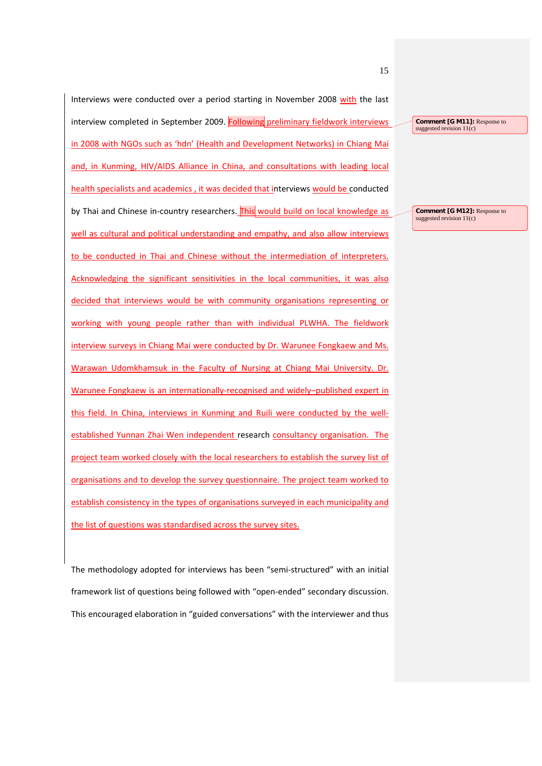Interviews were conducted over a period starting in November 2008 with the last interview completed in September 2009. Following preliminary fieldwork interviews in 2008 with NGOs such as 'hdn' (Health and Development Networks) in Chiang Mai and, in Kunming, HIV/AIDS Alliance in China, and consultations with leading local health specialists and academics , it was decided that interviews would be conducted by Thai and Chinese in-country researchers. This would build on local knowledge as well as cultural and political understanding and empathy, and also allow interviews to be conducted in Thai and Chinese without the intermediation of interpreters. Acknowledging the significant sensitivities in the local communities, it was also decided that interviews would be with community organisations representing or working with young people rather than with individual PLWHA. The fieldwork interview surveys in Chiang Mai were conducted by Dr. Warunee Fongkaew and Ms. Warawan Udomkhamsuk in the Faculty of Nursing at Chiang Mai University. Dr. Warunee Fongkaew is an internationally-recognised and widely–published expert in this field. In China, interviews in Kunming and Ruili were conducted by the well-established Yunnan Zhai Wen independent research consultancy organisation. The project team worked closely with the local researchers to establish the survey list of organisations and to develop the survey questionnaire. The project team worked to establish consistency in the types of organisations surveyed in each municipality and the list of questions was standardised across the survey sites.

The methodology adopted for interviews has been "semi-structured" with an initial framework list of questions being followed with "open-ended" secondary discussion. This encouraged elaboration in "guided conversations" with the interviewer and thus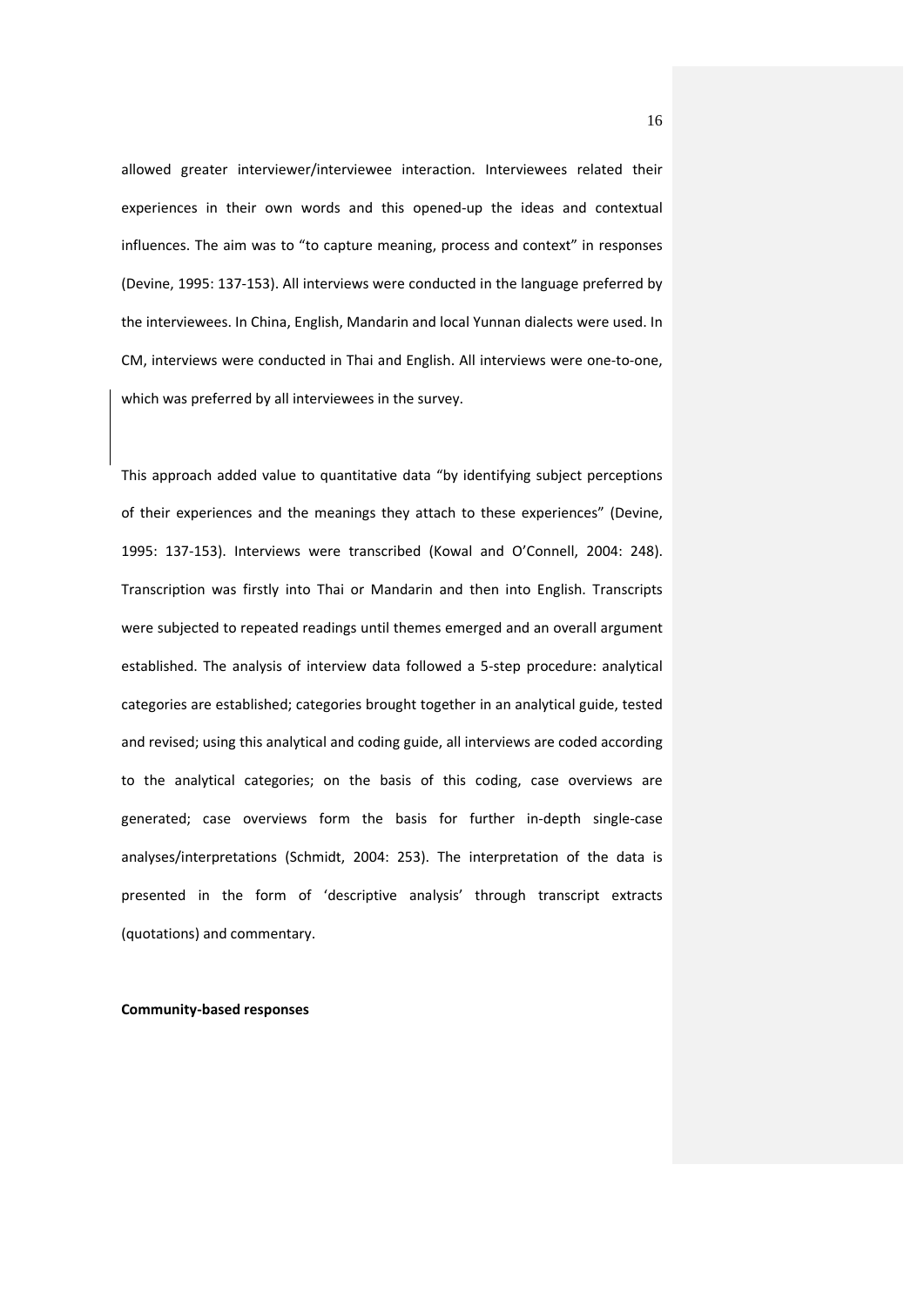allowed greater interviewer/interviewee interaction. Interviewees related their experiences in their own words and this opened-up the ideas and contextual influences. The aim was to "to capture meaning, process and context" in responses (Devine, 1995: 137-153). All interviews were conducted in the language preferred by the interviewees. In China, English, Mandarin and local Yunnan dialects were used. In CM, interviews were conducted in Thai and English. All interviews were one-to-one, which was preferred by all interviewees in the survey.

This approach added value to quantitative data "by identifying subject perceptions of their experiences and the meanings they attach to these experiences" (Devine, 1995: 137-153). Interviews were transcribed (Kowal and O'Connell, 2004: 248). Transcription was firstly into Thai or Mandarin and then into English. Transcripts were subjected to repeated readings until themes emerged and an overall argument established. The analysis of interview data followed a 5-step procedure: analytical categories are established; categories brought together in an analytical guide, tested and revised; using this analytical and coding guide, all interviews are coded according to the analytical categories; on the basis of this coding, case overviews are generated; case overviews form the basis for further in-depth single-case analyses/interpretations (Schmidt, 2004: 253). The interpretation of the data is presented in the form of 'descriptive analysis' through transcript extracts (quotations) and commentary.

**Community-based responses**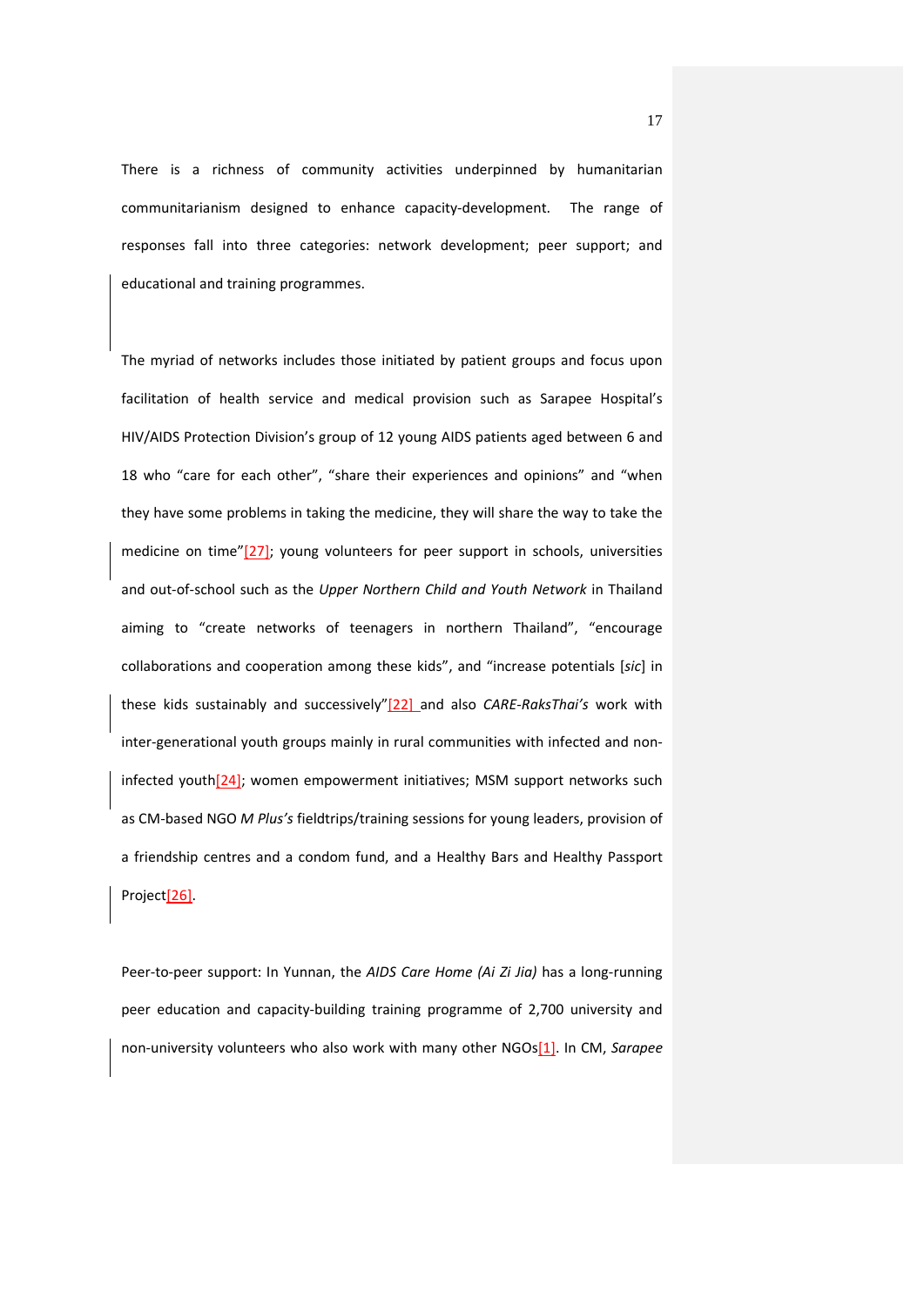There is a richness of community activities underpinned by humanitarian communitarianism designed to enhance capacity-development. The range of responses fall into three categories: network development; peer support; and educational and training programmes.

The myriad of networks includes those initiated by patient groups and focus upon facilitation of health service and medical provision such as Sarapee Hospital's HIV/AIDS Protection Division's group of 12 young AIDS patients aged between 6 and 18 who "care for each other", "share their experiences and opinions" and "when they have some problems in taking the medicine, they will share the way to take the medicine on time"[27]; young volunteers for peer support in schools, universities and out-of-school such as the *Upper Northern Child and Youth Network* in Thailand aiming to "create networks of teenagers in northern Thailand", "encourage collaborations and cooperation among these kids", and "increase potentials [*sic*] in these kids sustainably and successively"[22] and also *CARE-RaksThai's* work with inter-generational youth groups mainly in rural communities with infected and non-infected youth[24]; women empowerment initiatives; MSM support networks such as CM-based NGO *M Plus's* fieldtrips/training sessions for young leaders, provision of a friendship centres and a condom fund, and a Healthy Bars and Healthy Passport Project[26].

Peer-to-peer support: In Yunnan, the *AIDS Care Home (Ai Zi Jia)* has a long-running peer education and capacity-building training programme of 2,700 university and non-university volunteers who also work with many other NGOs[1]. In CM, *Sarapee*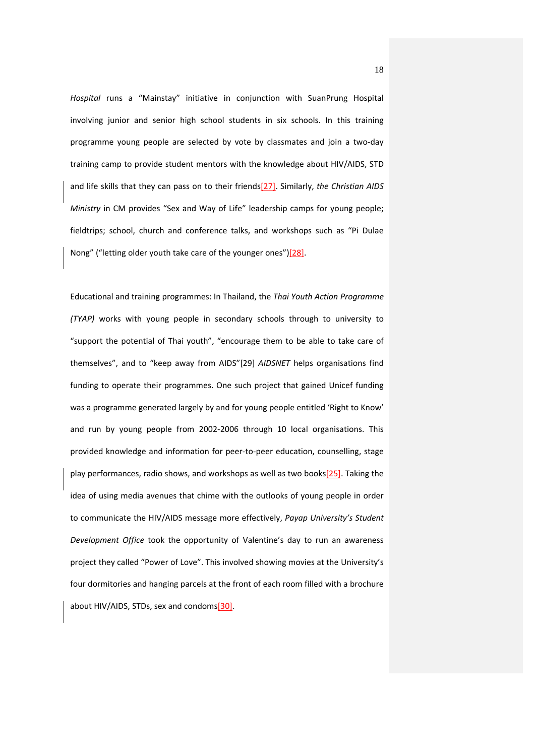*Hospital* runs a "Mainstay" initiative in conjunction with SuanPrung Hospital involving junior and senior high school students in six schools. In this training programme young people are selected by vote by classmates and join a two-day training camp to provide student mentors with the knowledge about HIV/AIDS, STD and life skills that they can pass on to their friends[27]. Similarly, *the Christian AIDS Ministry* in CM provides "Sex and Way of Life" leadership camps for young people; fieldtrips; school, church and conference talks, and workshops such as "Pi Dulae Nong" ("letting older youth take care of the younger ones")[28].

Educational and training programmes: In Thailand, the *Thai Youth Action Programme (TYAP)* works with young people in secondary schools through to university to "support the potential of Thai youth", "encourage them to be able to take care of themselves", and to "keep away from AIDS"[29] *AIDSNET* helps organisations find funding to operate their programmes. One such project that gained Unicef funding was a programme generated largely by and for young people entitled 'Right to Know' and run by young people from 2002-2006 through 10 local organisations. This provided knowledge and information for peer-to-peer education, counselling, stage play performances, radio shows, and workshops as well as two books[25]. Taking the idea of using media avenues that chime with the outlooks of young people in order to communicate the HIV/AIDS message more effectively, *Payap University's Student Development Office* took the opportunity of Valentine's day to run an awareness project they called "Power of Love". This involved showing movies at the University's four dormitories and hanging parcels at the front of each room filled with a brochure about HIV/AIDS, STDs, sex and condoms[30].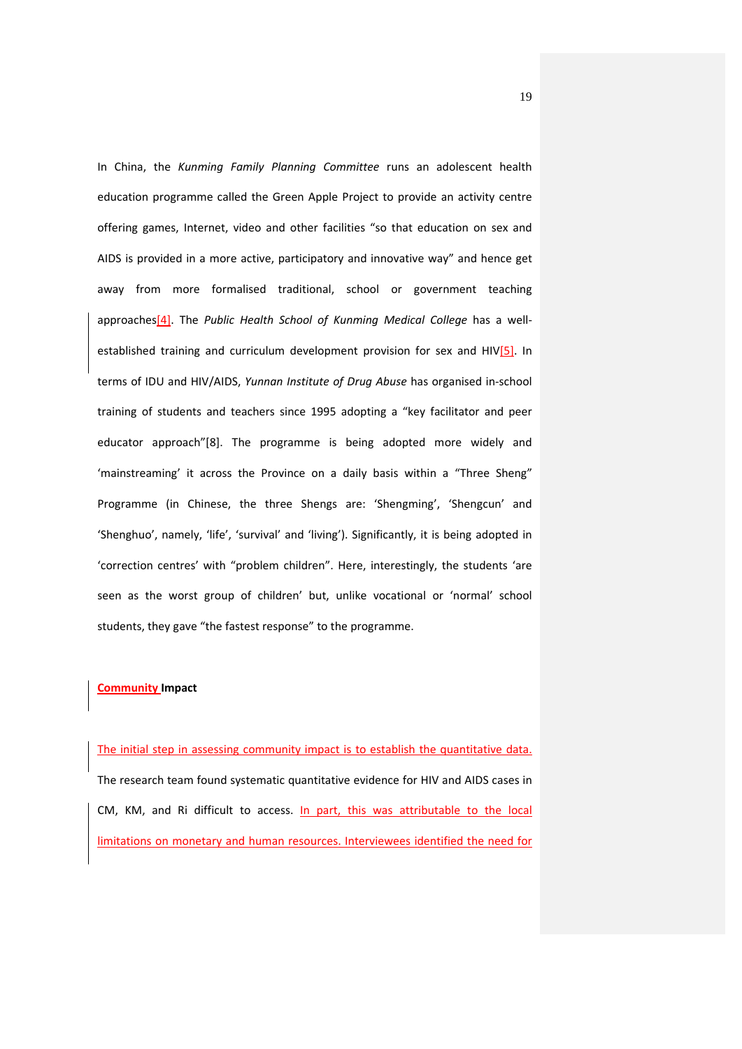In China, the *Kunming Family Planning Committee* runs an adolescent health education programme called the Green Apple Project to provide an activity centre offering games, Internet, video and other facilities "so that education on sex and AIDS is provided in a more active, participatory and innovative way" and hence get away from more formalised traditional, school or government teaching approaches[4]. The *Public Health School of Kunming Medical College* has a well-established training and curriculum development provision for sex and HIV[5]. In terms of IDU and HIV/AIDS, *Yunnan Institute of Drug Abuse* has organised in-school training of students and teachers since 1995 adopting a "key facilitator and peer educator approach"[8]. The programme is being adopted more widely and 'mainstreaming' it across the Province on a daily basis within a "Three Sheng" Programme (in Chinese, the three Shengs are: 'Shengming', 'Shengcun' and 'Shenghuo', namely, 'life', 'survival' and 'living'). Significantly, it is being adopted in 'correction centres' with "problem children". Here, interestingly, the students 'are seen as the worst group of children' but, unlike vocational or 'normal' school students, they gave "the fastest response" to the programme.

**Community Impact**

The initial step in assessing community impact is to establish the quantitative data. The research team found systematic quantitative evidence for HIV and AIDS cases in CM, KM, and Ri difficult to access. In part, this was attributable to the local limitations on monetary and human resources. Interviewees identified the need for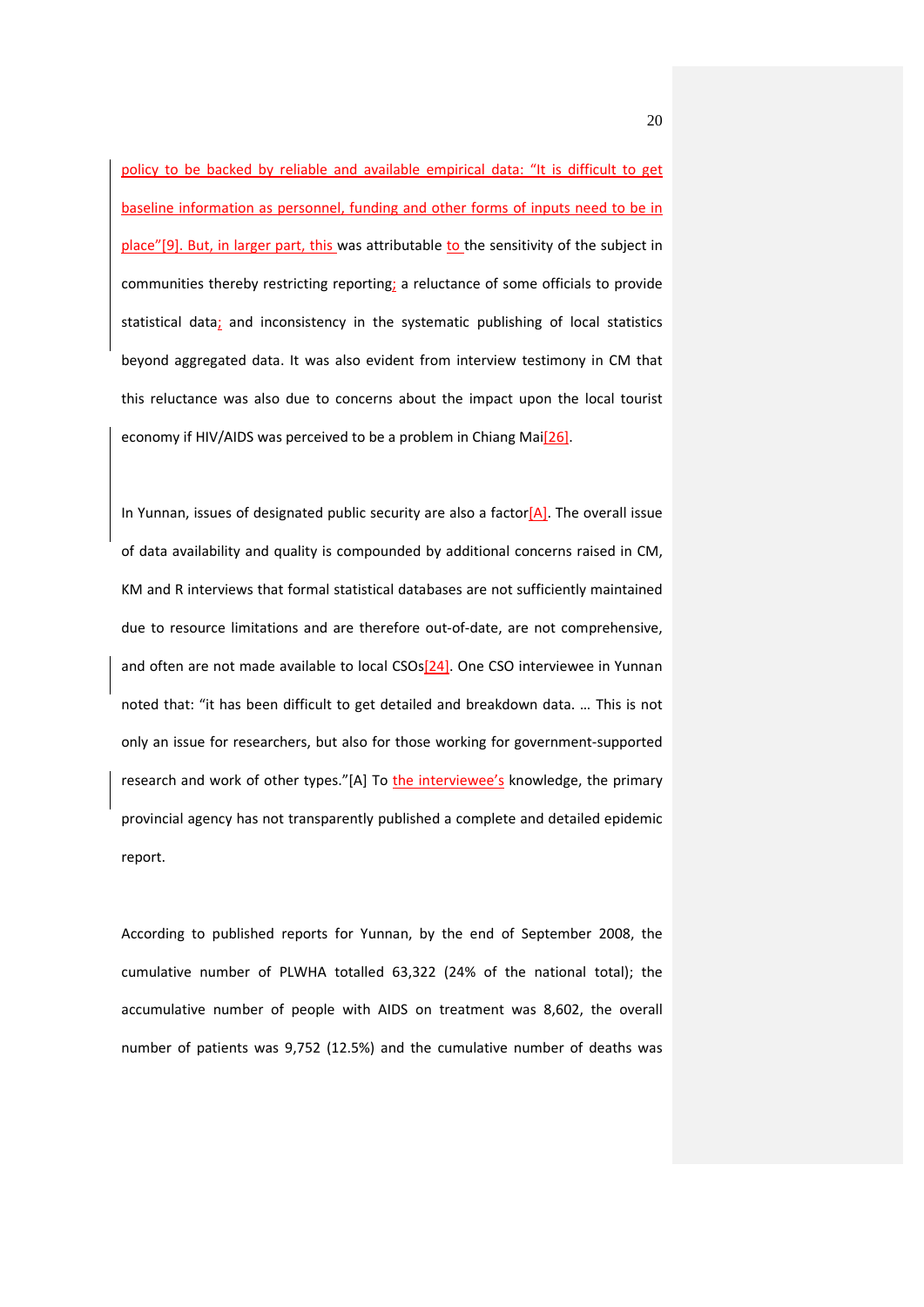policy to be backed by reliable and available empirical data: "It is difficult to get baseline information as personnel, funding and other forms of inputs need to be in place"[9]. But, in larger part, this was attributable to the sensitivity of the subject in communities thereby restricting reporting; a reluctance of some officials to provide statistical data; and inconsistency in the systematic publishing of local statistics beyond aggregated data. It was also evident from interview testimony in CM that this reluctance was also due to concerns about the impact upon the local tourist economy if HIV/AIDS was perceived to be a problem in Chiang Mai[26].

In Yunnan, issues of designated public security are also a factor[A]. The overall issue of data availability and quality is compounded by additional concerns raised in CM, KM and R interviews that formal statistical databases are not sufficiently maintained due to resource limitations and are therefore out-of-date, are not comprehensive, and often are not made available to local CSOs[24]. One CSO interviewee in Yunnan noted that: "it has been difficult to get detailed and breakdown data. … This is not only an issue for researchers, but also for those working for government-supported research and work of other types."[A] To the interviewee's knowledge, the primary provincial agency has not transparently published a complete and detailed epidemic report.

According to published reports for Yunnan, by the end of September 2008, the cumulative number of PLWHA totalled 63,322 (24% of the national total); the accumulative number of people with AIDS on treatment was 8,602, the overall number of patients was 9,752 (12.5%) and the cumulative number of deaths was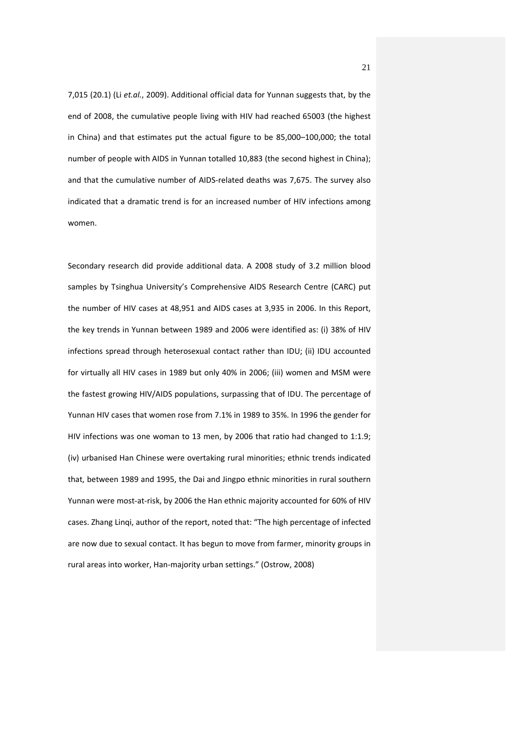7,015 (20.1) (Li *et.al.*, 2009). Additional official data for Yunnan suggests that, by the end of 2008, the cumulative people living with HIV had reached 65003 (the highest in China) and that estimates put the actual figure to be 85,000–100,000; the total number of people with AIDS in Yunnan totalled 10,883 (the second highest in China); and that the cumulative number of AIDS-related deaths was 7,675. The survey also indicated that a dramatic trend is for an increased number of HIV infections among women.

Secondary research did provide additional data. A 2008 study of 3.2 million blood samples by Tsinghua University's Comprehensive AIDS Research Centre (CARC) put the number of HIV cases at 48,951 and AIDS cases at 3,935 in 2006. In this Report, the key trends in Yunnan between 1989 and 2006 were identified as: (i) 38% of HIV infections spread through heterosexual contact rather than IDU; (ii) IDU accounted for virtually all HIV cases in 1989 but only 40% in 2006; (iii) women and MSM were the fastest growing HIV/AIDS populations, surpassing that of IDU. The percentage of Yunnan HIV cases that women rose from 7.1% in 1989 to 35%. In 1996 the gender for HIV infections was one woman to 13 men, by 2006 that ratio had changed to 1:1.9; (iv) urbanised Han Chinese were overtaking rural minorities; ethnic trends indicated that, between 1989 and 1995, the Dai and Jingpo ethnic minorities in rural southern Yunnan were most-at-risk, by 2006 the Han ethnic majority accounted for 60% of HIV cases. Zhang Linqi, author of the report, noted that: "The high percentage of infected are now due to sexual contact. It has begun to move from farmer, minority groups in rural areas into worker, Han-majority urban settings." (Ostrow, 2008)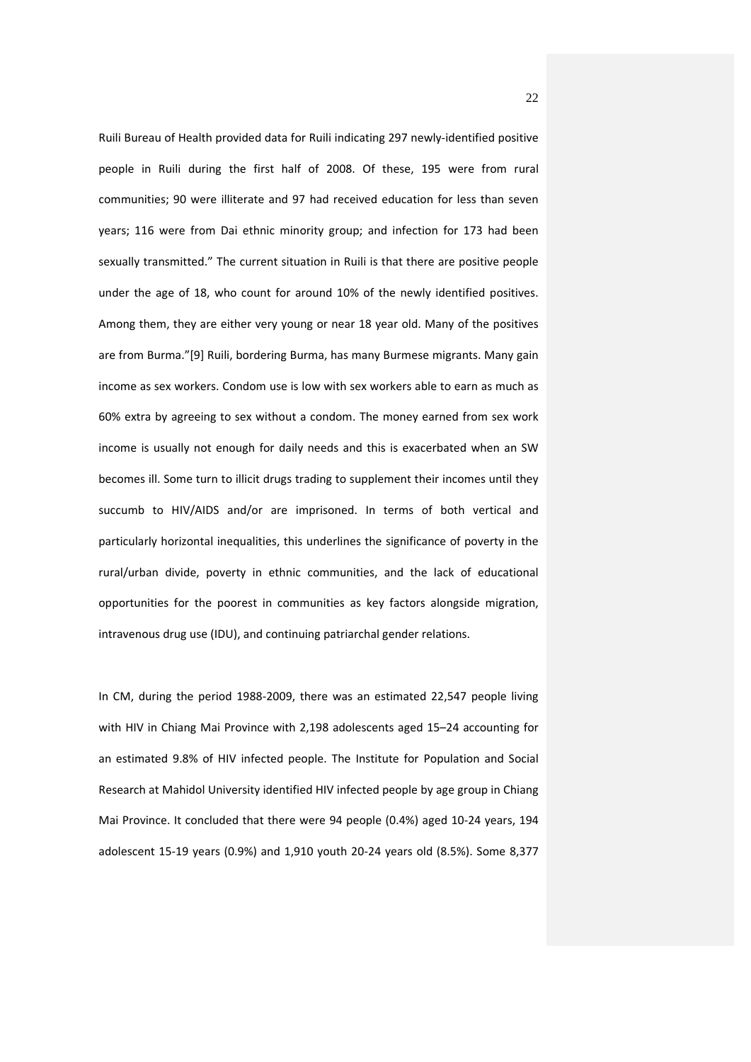Ruili Bureau of Health provided data for Ruili indicating 297 newly-identified positive people in Ruili during the first half of 2008. Of these, 195 were from rural communities; 90 were illiterate and 97 had received education for less than seven years; 116 were from Dai ethnic minority group; and infection for 173 had been sexually transmitted." The current situation in Ruili is that there are positive people under the age of 18, who count for around 10% of the newly identified positives. Among them, they are either very young or near 18 year old. Many of the positives are from Burma."[9] Ruili, bordering Burma, has many Burmese migrants. Many gain income as sex workers. Condom use is low with sex workers able to earn as much as 60% extra by agreeing to sex without a condom. The money earned from sex work income is usually not enough for daily needs and this is exacerbated when an SW becomes ill. Some turn to illicit drugs trading to supplement their incomes until they succumb to HIV/AIDS and/or are imprisoned. In terms of both vertical and particularly horizontal inequalities, this underlines the significance of poverty in the rural/urban divide, poverty in ethnic communities, and the lack of educational opportunities for the poorest in communities as key factors alongside migration, intravenous drug use (IDU), and continuing patriarchal gender relations.

In CM, during the period 1988-2009, there was an estimated 22,547 people living with HIV in Chiang Mai Province with 2,198 adolescents aged 15–24 accounting for an estimated 9.8% of HIV infected people. The Institute for Population and Social Research at Mahidol University identified HIV infected people by age group in Chiang Mai Province. It concluded that there were 94 people (0.4%) aged 10-24 years, 194 adolescent 15-19 years (0.9%) and 1,910 youth 20-24 years old (8.5%). Some 8,377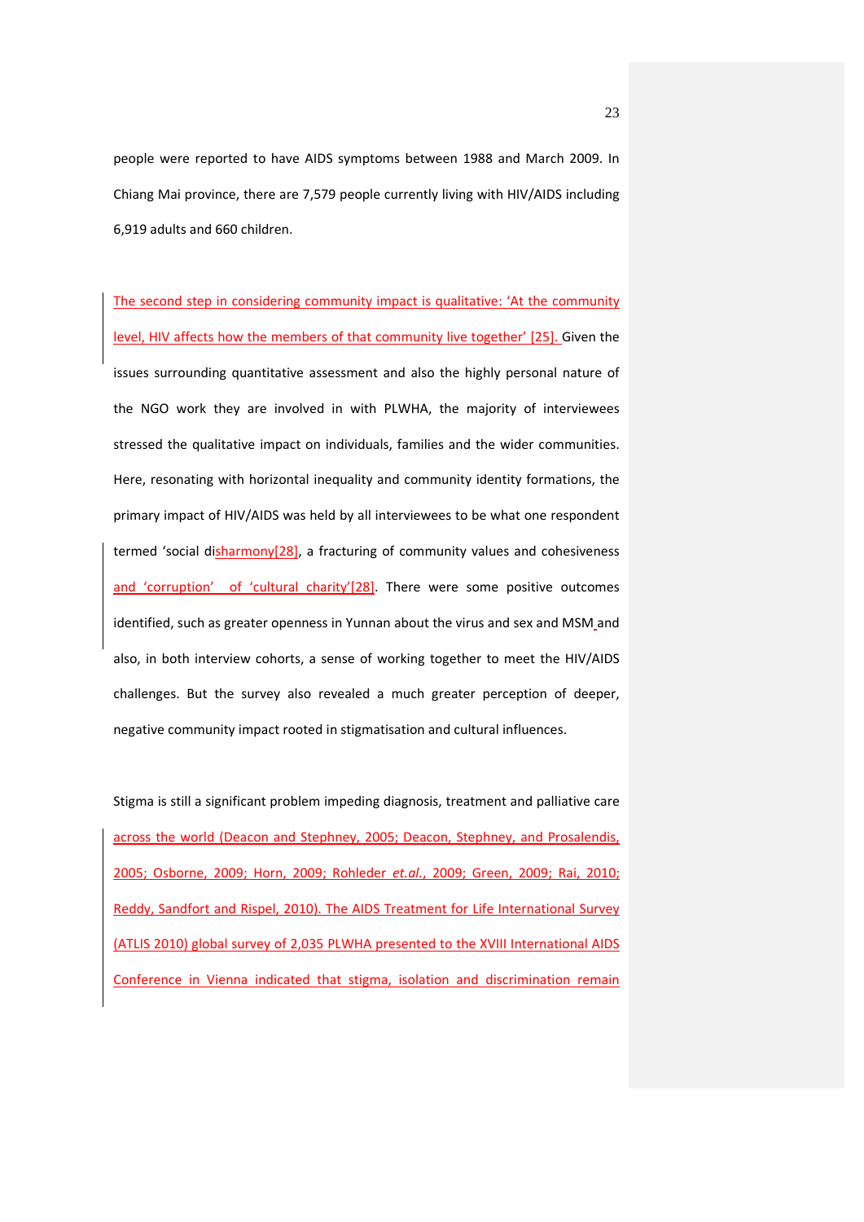people were reported to have AIDS symptoms between 1988 and March 2009. In Chiang Mai province, there are 7,579 people currently living with HIV/AIDS including 6,919 adults and 660 children.

The second step in considering community impact is qualitative: 'At the community level, HIV affects how the members of that community live together' [25]. Given the issues surrounding quantitative assessment and also the highly personal nature of the NGO work they are involved in with PLWHA, the majority of interviewees stressed the qualitative impact on individuals, families and the wider communities. Here, resonating with horizontal inequality and community identity formations, the primary impact of HIV/AIDS was held by all interviewees to be what one respondent termed 'social disharmony[28], a fracturing of community values and cohesiveness and 'corruption' of 'cultural charity'[28]. There were some positive outcomes identified, such as greater openness in Yunnan about the virus and sex and MSM and also, in both interview cohorts, a sense of working together to meet the HIV/AIDS challenges. But the survey also revealed a much greater perception of deeper, negative community impact rooted in stigmatisation and cultural influences.

Stigma is still a significant problem impeding diagnosis, treatment and palliative care across the world (Deacon and Stephney, 2005; Deacon, Stephney, and Prosalendis, 2005; Osborne, 2009; Horn, 2009; Rohleder *et.al.*, 2009; Green, 2009; Rai, 2010; Reddy, Sandfort and Rispel, 2010). The AIDS Treatment for Life International Survey (ATLIS 2010) global survey of 2,035 PLWHA presented to the XVIII International AIDS Conference in Vienna indicated that stigma, isolation and discrimination remain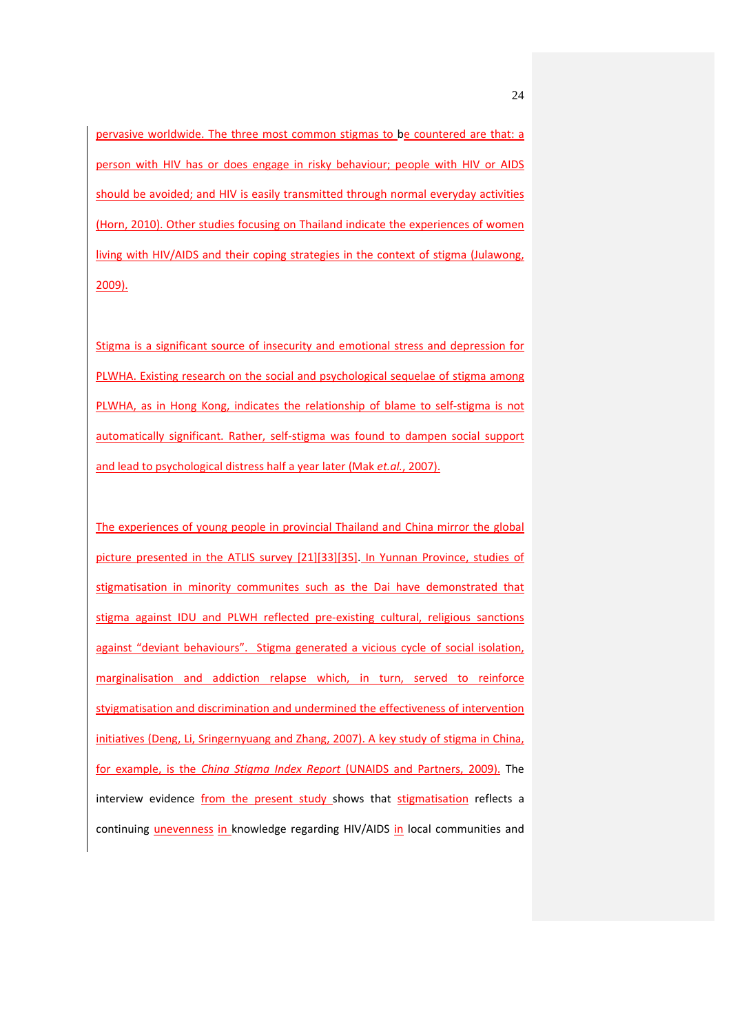pervasive worldwide. The three most common stigmas to be countered are that: a person with HIV has or does engage in risky behaviour; people with HIV or AIDS should be avoided; and HIV is easily transmitted through normal everyday activities (Horn, 2010). Other studies focusing on Thailand indicate the experiences of women living with HIV/AIDS and their coping strategies in the context of stigma (Julawong, 2009).

Stigma is a significant source of insecurity and emotional stress and depression for PLWHA. Existing research on the social and psychological sequelae of stigma among PLWHA, as in Hong Kong, indicates the relationship of blame to self-stigma is not automatically significant. Rather, self-stigma was found to dampen social support and lead to psychological distress half a year later (Mak *et.al.*, 2007).

The experiences of young people in provincial Thailand and China mirror the global picture presented in the ATLIS survey [21][33][35]. In Yunnan Province, studies of stigmatisation in minority communites such as the Dai have demonstrated that stigma against IDU and PLWH reflected pre-existing cultural, religious sanctions against "deviant behaviours". Stigma generated a vicious cycle of social isolation, marginalisation and addiction relapse which, in turn, served to reinforce styigmatisation and discrimination and undermined the effectiveness of intervention initiatives (Deng, Li, Sringernyuang and Zhang, 2007). A key study of stigma in China, for example, is the *China Stigma Index Report* (UNAIDS and Partners, 2009). The interview evidence from the present study shows that stigmatisation reflects a continuing unevenness in knowledge regarding HIV/AIDS in local communities and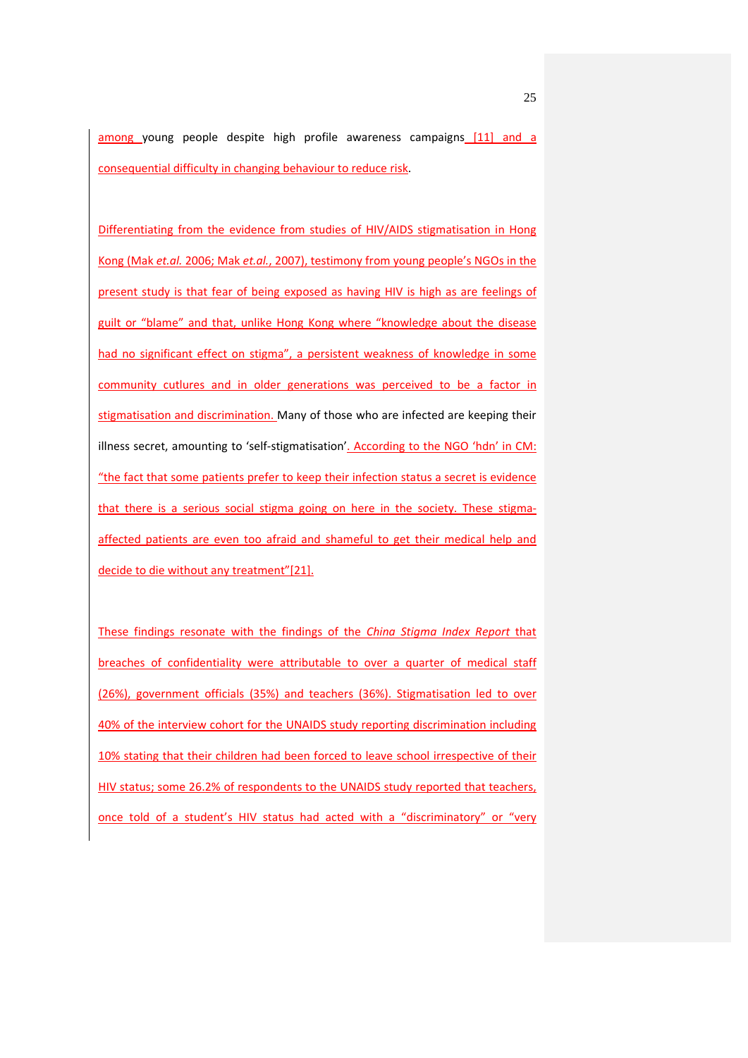among young people despite high profile awareness campaigns [11] and a consequential difficulty in changing behaviour to reduce risk.

Differentiating from the evidence from studies of HIV/AIDS stigmatisation in Hong Kong (Mak *et.al.* 2006; Mak *et.al.*, 2007), testimony from young people's NGOs in the present study is that fear of being exposed as having HIV is high as are feelings of guilt or "blame" and that, unlike Hong Kong where "knowledge about the disease had no significant effect on stigma", a persistent weakness of knowledge in some community cutlures and in older generations was perceived to be a factor in stigmatisation and discrimination. Many of those who are infected are keeping their illness secret, amounting to 'self-stigmatisation'. According to the NGO 'hdn' in CM: "the fact that some patients prefer to keep their infection status a secret is evidence that there is a serious social stigma going on here in the society. These stigma-affected patients are even too afraid and shameful to get their medical help and decide to die without any treatment"[21].

These findings resonate with the findings of the *China Stigma Index Report* that breaches of confidentiality were attributable to over a quarter of medical staff (26%), government officials (35%) and teachers (36%). Stigmatisation led to over 40% of the interview cohort for the UNAIDS study reporting discrimination including 10% stating that their children had been forced to leave school irrespective of their HIV status; some 26.2% of respondents to the UNAIDS study reported that teachers, once told of a student's HIV status had acted with a "discriminatory" or "very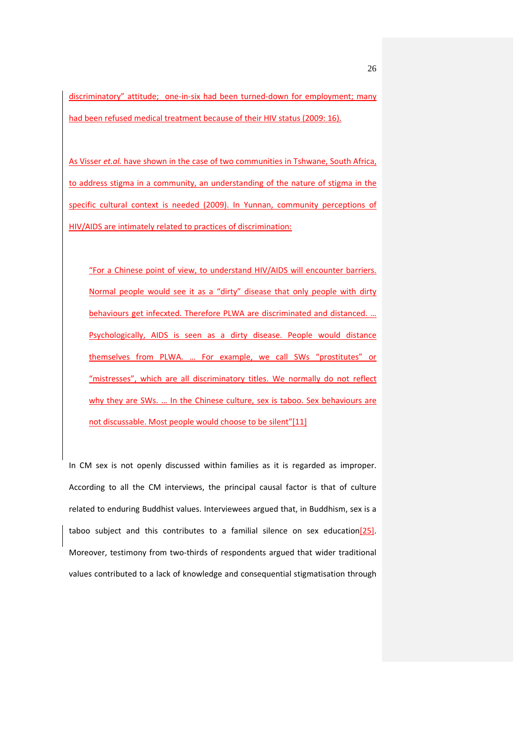discriminatory" attitude; one-in-six had been turned-down for employment; many had been refused medical treatment because of their HIV status (2009: 16).

As Visser *et.al.* have shown in the case of two communities in Tshwane, South Africa, to address stigma in a community, an understanding of the nature of stigma in the specific cultural context is needed (2009). In Yunnan, community perceptions of HIV/AIDS are intimately related to practices of discrimination:

> "For a Chinese point of view, to understand HIV/AIDS will encounter barriers. Normal people would see it as a "dirty" disease that only people with dirty behaviours get infecxted. Therefore PLWA are discriminated and distanced. … Psychologically, AIDS is seen as a dirty disease. People would distance themselves from PLWA. … For example, we call SWs "prostitutes" or "mistresses", which are all discriminatory titles. We normally do not reflect why they are SWs. … In the Chinese culture, sex is taboo. Sex behaviours are not discussable. Most people would choose to be silent"[11]

In CM sex is not openly discussed within families as it is regarded as improper. According to all the CM interviews, the principal causal factor is that of culture related to enduring Buddhist values. Interviewees argued that, in Buddhism, sex is a taboo subject and this contributes to a familial silence on sex education[25]. Moreover, testimony from two-thirds of respondents argued that wider traditional values contributed to a lack of knowledge and consequential stigmatisation through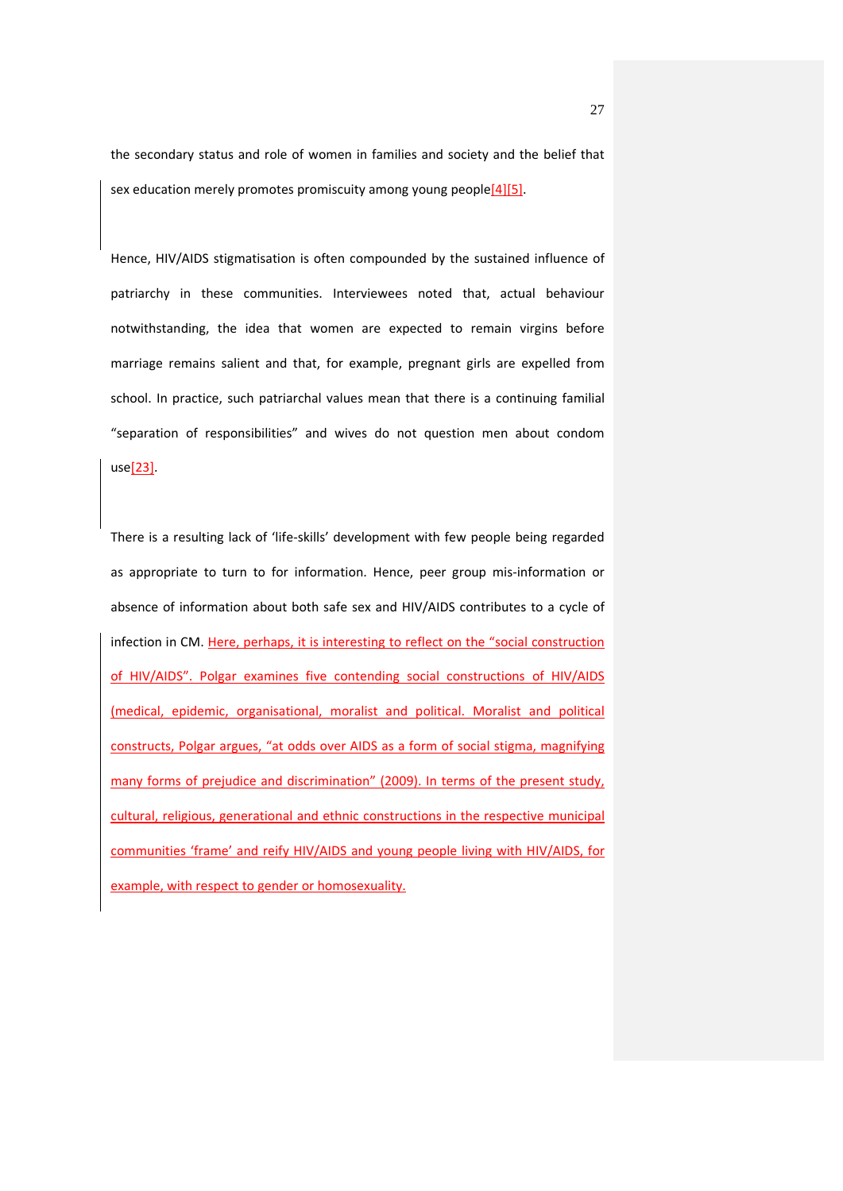the secondary status and role of women in families and society and the belief that sex education merely promotes promiscuity among young people[4][5].

Hence, HIV/AIDS stigmatisation is often compounded by the sustained influence of patriarchy in these communities. Interviewees noted that, actual behaviour notwithstanding, the idea that women are expected to remain virgins before marriage remains salient and that, for example, pregnant girls are expelled from school. In practice, such patriarchal values mean that there is a continuing familial "separation of responsibilities" and wives do not question men about condom use[23].

There is a resulting lack of 'life-skills' development with few people being regarded as appropriate to turn to for information. Hence, peer group mis-information or absence of information about both safe sex and HIV/AIDS contributes to a cycle of infection in CM. Here, perhaps, it is interesting to reflect on the "social construction of HIV/AIDS". Polgar examines five contending social constructions of HIV/AIDS (medical, epidemic, organisational, moralist and political. Moralist and political constructs, Polgar argues, "at odds over AIDS as a form of social stigma, magnifying many forms of prejudice and discrimination" (2009). In terms of the present study, cultural, religious, generational and ethnic constructions in the respective municipal communities 'frame' and reify HIV/AIDS and young people living with HIV/AIDS, for example, with respect to gender or homosexuality.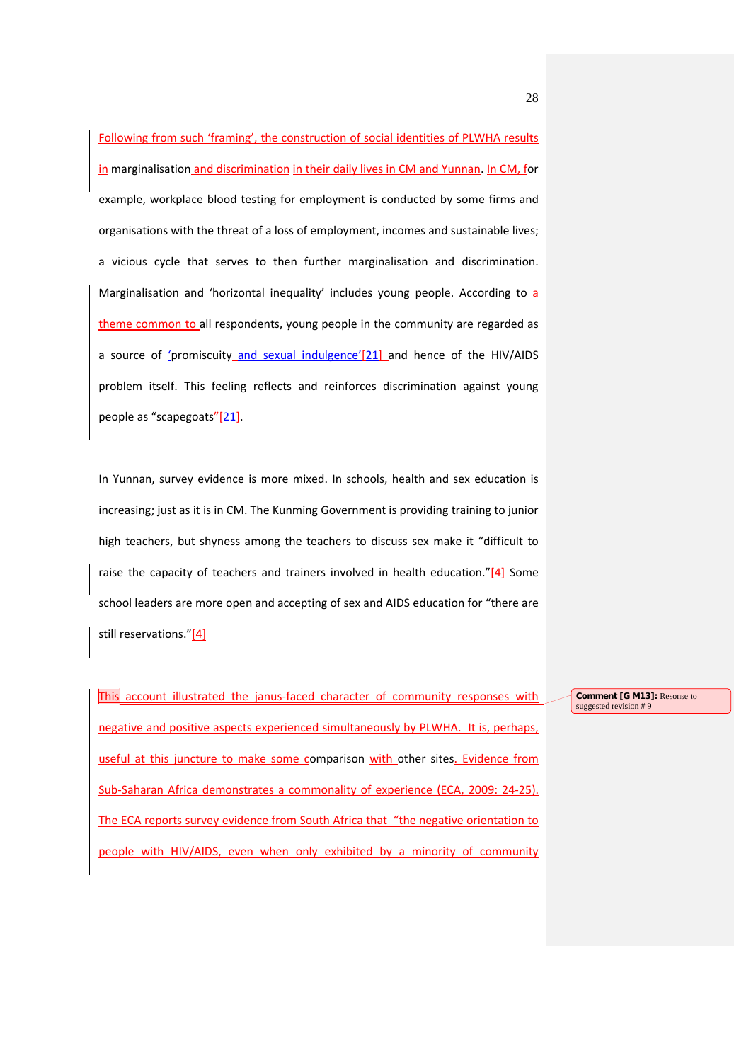Following from such 'framing', the construction of social identities of PLWHA results in marginalisation and discrimination in their daily lives in CM and Yunnan. In CM, for example, workplace blood testing for employment is conducted by some firms and organisations with the threat of a loss of employment, incomes and sustainable lives; a vicious cycle that serves to then further marginalisation and discrimination. Marginalisation and 'horizontal inequality' includes young people. According to a theme common to all respondents, young people in the community are regarded as a source of 'promiscuity and sexual indulgence'[21] and hence of the HIV/AIDS problem itself. This feeling reflects and reinforces discrimination against young people as "scapegoats"[21].

In Yunnan, survey evidence is more mixed. In schools, health and sex education is increasing; just as it is in CM. The Kunming Government is providing training to junior high teachers, but shyness among the teachers to discuss sex make it "difficult to raise the capacity of teachers and trainers involved in health education."[4] Some school leaders are more open and accepting of sex and AIDS education for "there are still reservations."[4]

This account illustrated the janus-faced character of community responses with negative and positive aspects experienced simultaneously by PLWHA. It is, perhaps, useful at this juncture to make some comparison with other sites. Evidence from Sub-Saharan Africa demonstrates a commonality of experience (ECA, 2009: 24-25). The ECA reports survey evidence from South Africa that "the negative orientation to people with HIV/AIDS, even when only exhibited by a minority of community

Comment [G M13]: Resonse to suggested revision # 9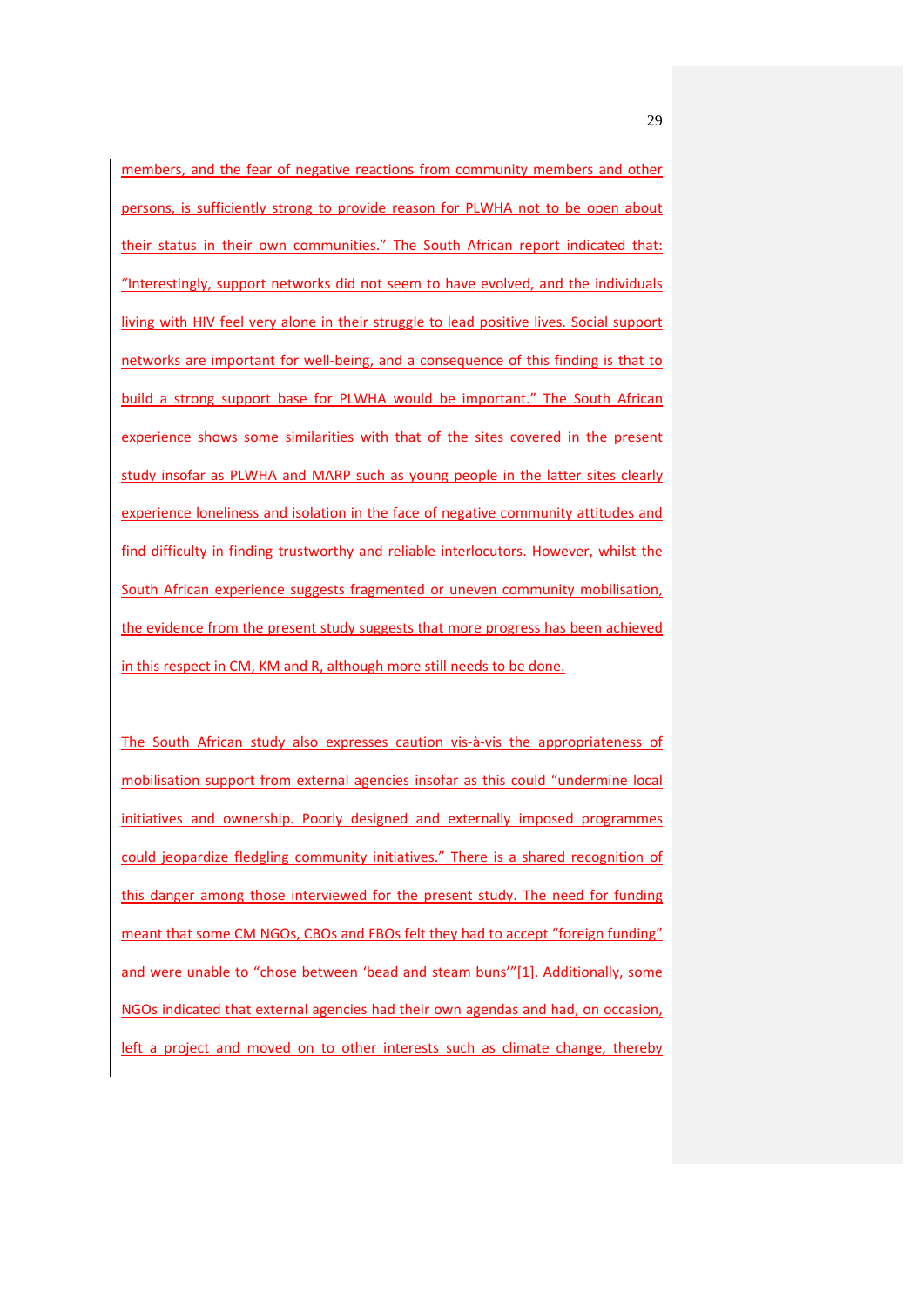members, and the fear of negative reactions from community members and other persons, is sufficiently strong to provide reason for PLWHA not to be open about their status in their own communities." The South African report indicated that: "Interestingly, support networks did not seem to have evolved, and the individuals living with HIV feel very alone in their struggle to lead positive lives. Social support networks are important for well-being, and a consequence of this finding is that to build a strong support base for PLWHA would be important." The South African experience shows some similarities with that of the sites covered in the present study insofar as PLWHA and MARP such as young people in the latter sites clearly experience loneliness and isolation in the face of negative community attitudes and find difficulty in finding trustworthy and reliable interlocutors. However, whilst the South African experience suggests fragmented or uneven community mobilisation, the evidence from the present study suggests that more progress has been achieved in this respect in CM, KM and R, although more still needs to be done.

The South African study also expresses caution vis-à-vis the appropriateness of mobilisation support from external agencies insofar as this could "undermine local initiatives and ownership. Poorly designed and externally imposed programmes could jeopardize fledgling community initiatives." There is a shared recognition of this danger among those interviewed for the present study. The need for funding meant that some CM NGOs, CBOs and FBOs felt they had to accept "foreign funding" and were unable to "chose between 'bead and steam buns'"[1]. Additionally, some NGOs indicated that external agencies had their own agendas and had, on occasion, left a project and moved on to other interests such as climate change, thereby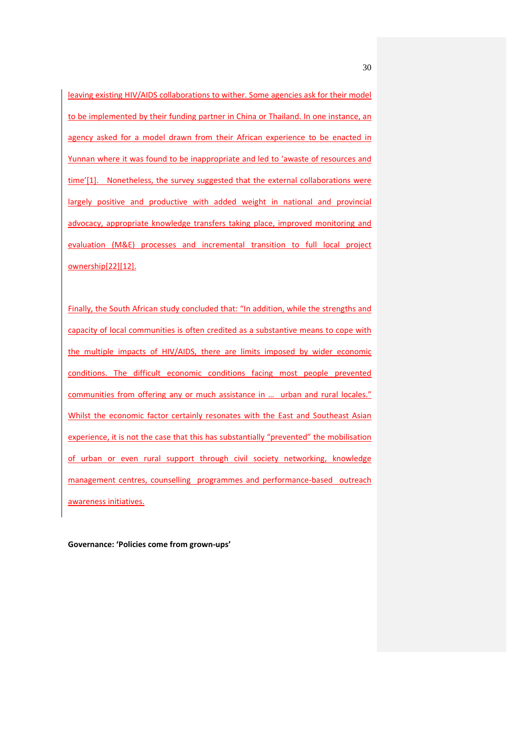leaving existing HIV/AIDS collaborations to wither. Some agencies ask for their model to be implemented by their funding partner in China or Thailand. In one instance, an agency asked for a model drawn from their African experience to be enacted in Yunnan where it was found to be inappropriate and led to 'awaste of resources and time'[1]. Nonetheless, the survey suggested that the external collaborations were largely positive and productive with added weight in national and provincial advocacy, appropriate knowledge transfers taking place, improved monitoring and evaluation (M&E) processes and incremental transition to full local project ownership[22][12].

Finally, the South African study concluded that: "In addition, while the strengths and capacity of local communities is often credited as a substantive means to cope with the multiple impacts of HIV/AIDS, there are limits imposed by wider economic conditions. The difficult economic conditions facing most people prevented communities from offering any or much assistance in … urban and rural locales." Whilst the economic factor certainly resonates with the East and Southeast Asian experience, it is not the case that this has substantially "prevented" the mobilisation of urban or even rural support through civil society networking, knowledge management centres, counselling programmes and performance-based outreach awareness initiatives.

**Governance: 'Policies come from grown-ups'**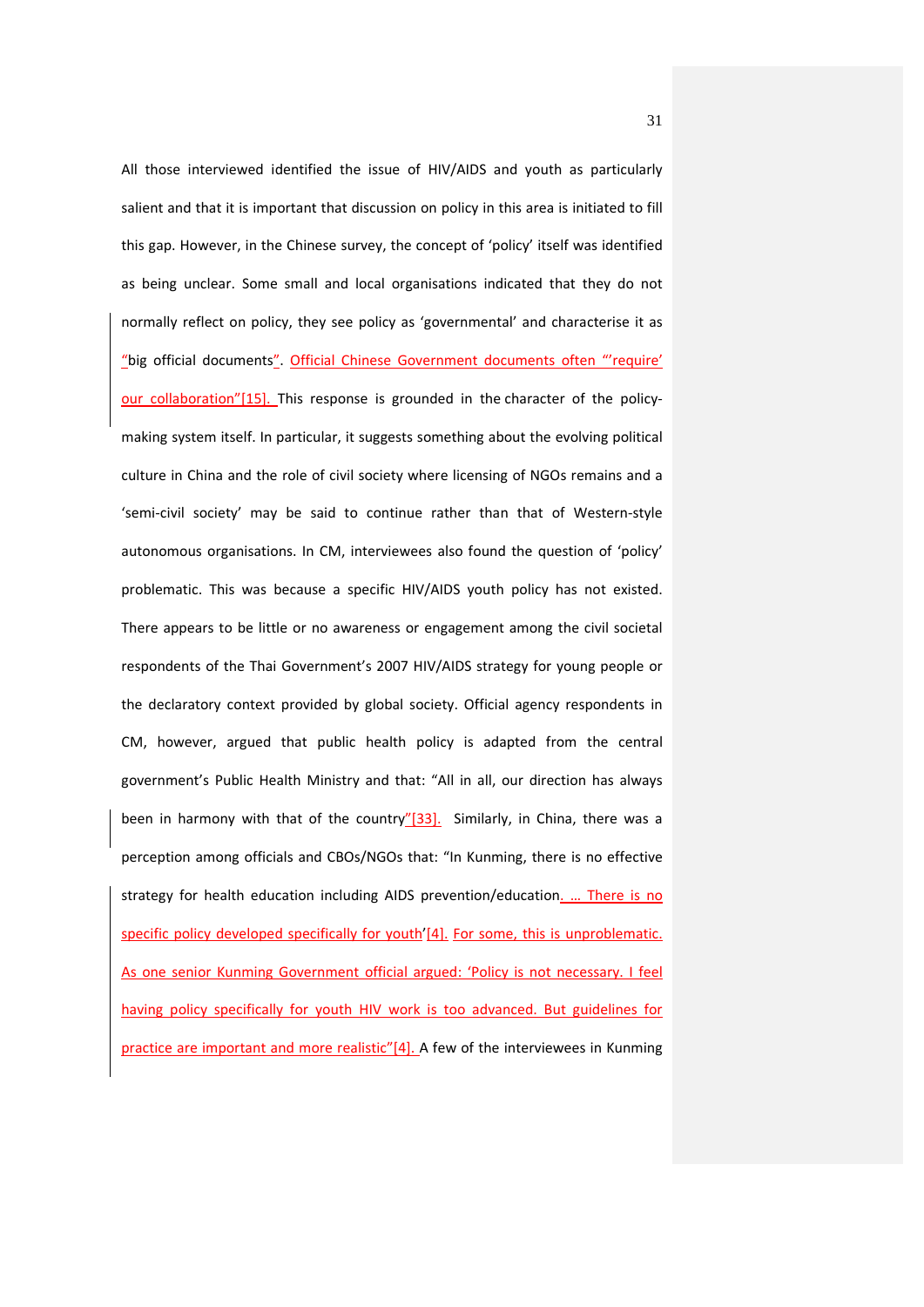All those interviewed identified the issue of HIV/AIDS and youth as particularly salient and that it is important that discussion on policy in this area is initiated to fill this gap. However, in the Chinese survey, the concept of 'policy' itself was identified as being unclear. Some small and local organisations indicated that they do not normally reflect on policy, they see policy as 'governmental' and characterise it as "big official documents". Official Chinese Government documents often "'require' our collaboration"[15]. This response is grounded in the character of the policy-making system itself. In particular, it suggests something about the evolving political culture in China and the role of civil society where licensing of NGOs remains and a 'semi-civil society' may be said to continue rather than that of Western-style autonomous organisations. In CM, interviewees also found the question of 'policy' problematic. This was because a specific HIV/AIDS youth policy has not existed. There appears to be little or no awareness or engagement among the civil societal respondents of the Thai Government's 2007 HIV/AIDS strategy for young people or the declaratory context provided by global society. Official agency respondents in CM, however, argued that public health policy is adapted from the central government's Public Health Ministry and that: "All in all, our direction has always been in harmony with that of the country"[33]. Similarly, in China, there was a perception among officials and CBOs/NGOs that: "In Kunming, there is no effective strategy for health education including AIDS prevention/education. … There is no specific policy developed specifically for youth'[4]. For some, this is unproblematic. As one senior Kunming Government official argued: 'Policy is not necessary. I feel having policy specifically for youth HIV work is too advanced. But guidelines for practice are important and more realistic"[4]. A few of the interviewees in Kunming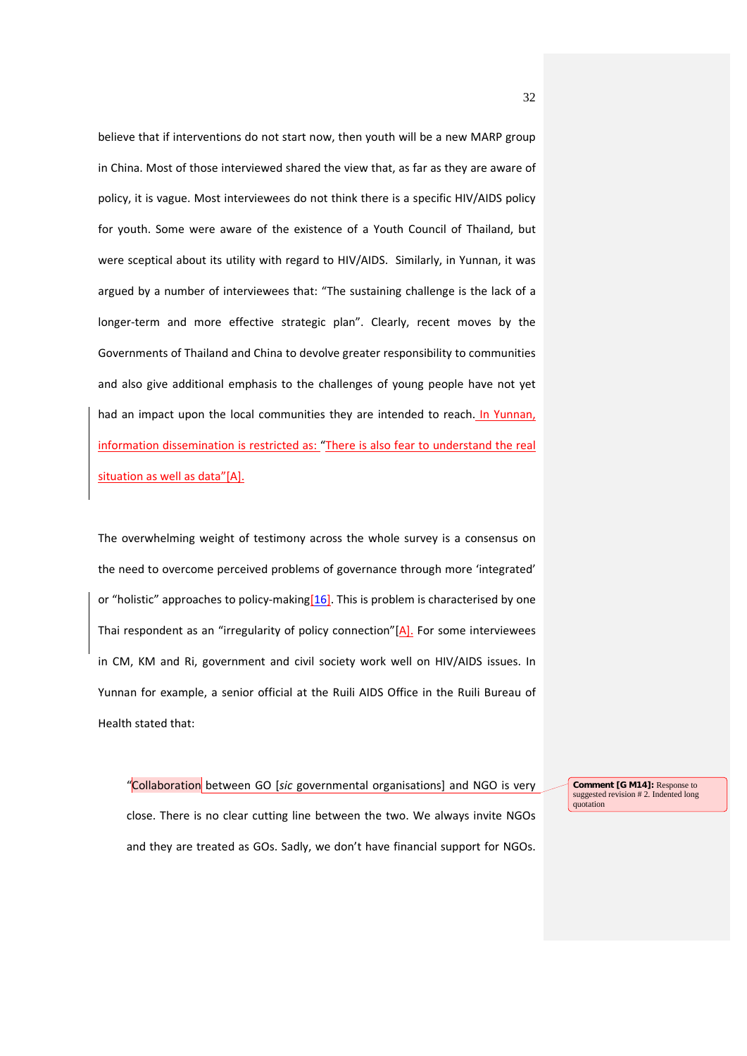believe that if interventions do not start now, then youth will be a new MARP group in China. Most of those interviewed shared the view that, as far as they are aware of policy, it is vague. Most interviewees do not think there is a specific HIV/AIDS policy for youth. Some were aware of the existence of a Youth Council of Thailand, but were sceptical about its utility with regard to HIV/AIDS. Similarly, in Yunnan, it was argued by a number of interviewees that: "The sustaining challenge is the lack of a longer-term and more effective strategic plan". Clearly, recent moves by the Governments of Thailand and China to devolve greater responsibility to communities and also give additional emphasis to the challenges of young people have not yet had an impact upon the local communities they are intended to reach. In Yunnan, information dissemination is restricted as: "There is also fear to understand the real situation as well as data"[A].

The overwhelming weight of testimony across the whole survey is a consensus on the need to overcome perceived problems of governance through more 'integrated' or "holistic" approaches to policy-making[16]. This is problem is characterised by one Thai respondent as an "irregularity of policy connection"[A]. For some interviewees in CM, KM and Ri, government and civil society work well on HIV/AIDS issues. In Yunnan for example, a senior official at the Ruili AIDS Office in the Ruili Bureau of Health stated that:

> "Collaboration between GO [*sic* governmental organisations] and NGO is very close. There is no clear cutting line between the two. We always invite NGOs and they are treated as GOs. Sadly, we don't have financial support for NGOs.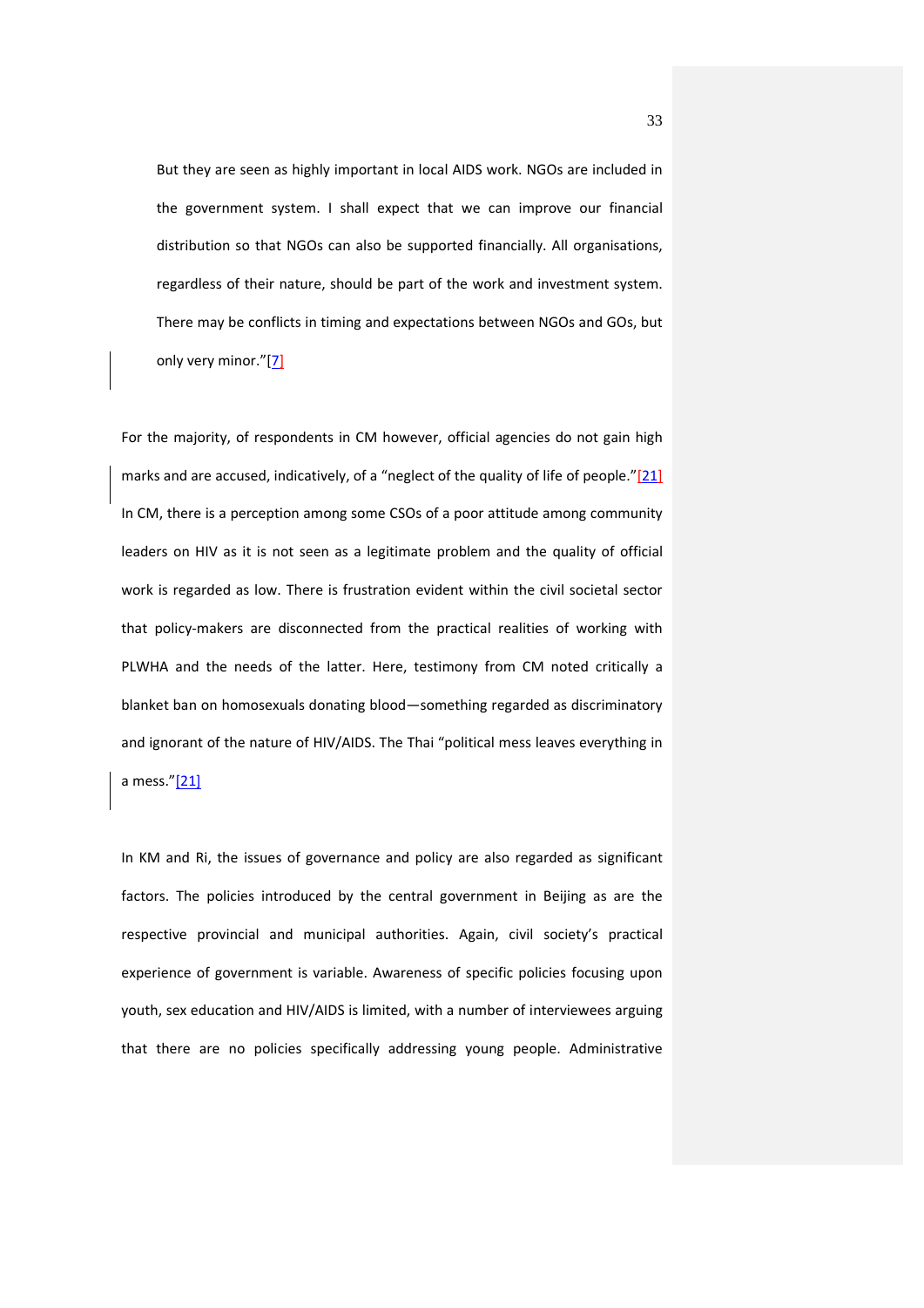But they are seen as highly important in local AIDS work. NGOs are included in the government system. I shall expect that we can improve our financial distribution so that NGOs can also be supported financially. All organisations, regardless of their nature, should be part of the work and investment system. There may be conflicts in timing and expectations between NGOs and GOs, but only very minor."[7]

For the majority, of respondents in CM however, official agencies do not gain high marks and are accused, indicatively, of a "neglect of the quality of life of people."[21] In CM, there is a perception among some CSOs of a poor attitude among community leaders on HIV as it is not seen as a legitimate problem and the quality of official work is regarded as low. There is frustration evident within the civil societal sector that policy-makers are disconnected from the practical realities of working with PLWHA and the needs of the latter. Here, testimony from CM noted critically a blanket ban on homosexuals donating blood—something regarded as discriminatory and ignorant of the nature of HIV/AIDS. The Thai "political mess leaves everything in a mess."[21]

In KM and Ri, the issues of governance and policy are also regarded as significant factors. The policies introduced by the central government in Beijing as are the respective provincial and municipal authorities. Again, civil society's practical experience of government is variable. Awareness of specific policies focusing upon youth, sex education and HIV/AIDS is limited, with a number of interviewees arguing that there are no policies specifically addressing young people. Administrative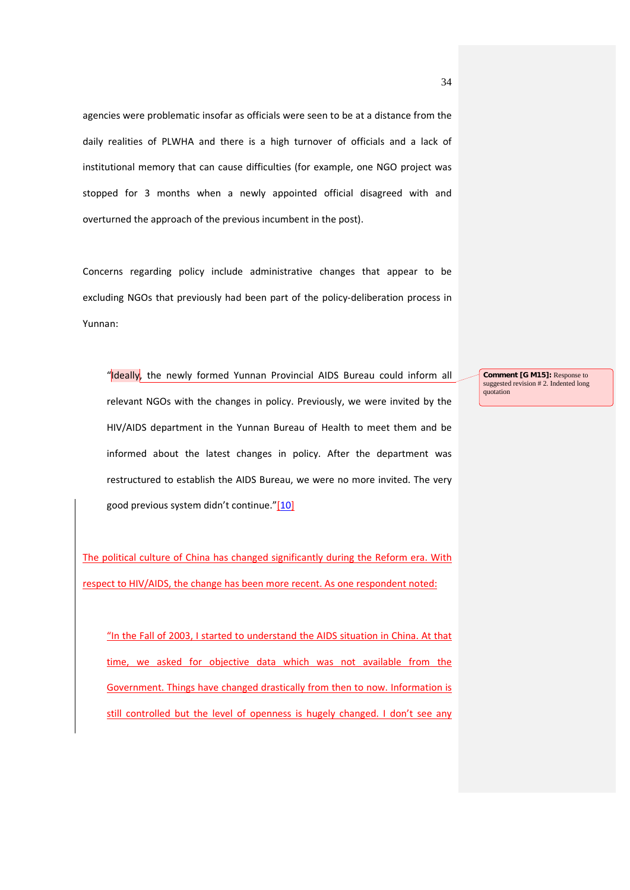agencies were problematic insofar as officials were seen to be at a distance from the daily realities of PLWHA and there is a high turnover of officials and a lack of institutional memory that can cause difficulties (for example, one NGO project was stopped for 3 months when a newly appointed official disagreed with and overturned the approach of the previous incumbent in the post).

Concerns regarding policy include administrative changes that appear to be excluding NGOs that previously had been part of the policy-deliberation process in Yunnan:

> "Ideally, the newly formed Yunnan Provincial AIDS Bureau could inform all relevant NGOs with the changes in policy. Previously, we were invited by the HIV/AIDS department in the Yunnan Bureau of Health to meet them and be informed about the latest changes in policy. After the department was restructured to establish the AIDS Bureau, we were no more invited. The very good previous system didn't continue."[10]

The political culture of China has changed significantly during the Reform era. With respect to HIV/AIDS, the change has been more recent. As one respondent noted:

> "In the Fall of 2003, I started to understand the AIDS situation in China. At that time, we asked for objective data which was not available from the Government. Things have changed drastically from then to now. Information is still controlled but the level of openness is hugely changed. I don't see any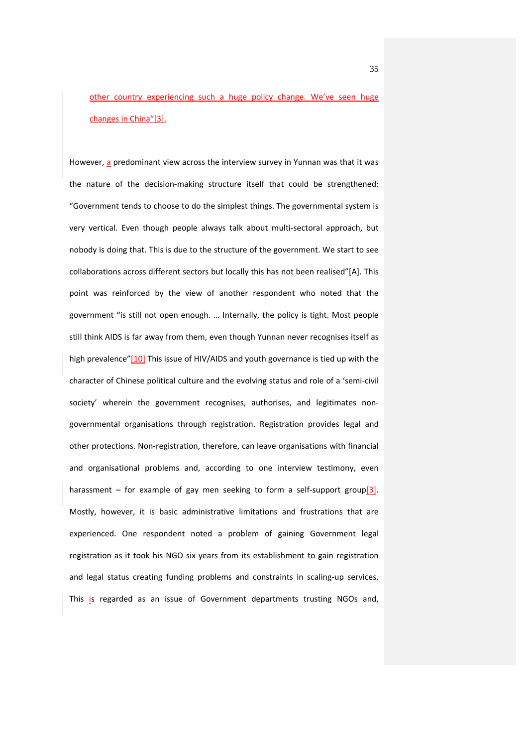other country experiencing such a huge policy change. We've seen huge changes in China"[3].

However, a predominant view across the interview survey in Yunnan was that it was the nature of the decision-making structure itself that could be strengthened: "Government tends to choose to do the simplest things. The governmental system is very vertical. Even though people always talk about multi-sectoral approach, but nobody is doing that. This is due to the structure of the government. We start to see collaborations across different sectors but locally this has not been realised"[A]. This point was reinforced by the view of another respondent who noted that the government "is still not open enough. … Internally, the policy is tight. Most people still think AIDS is far away from them, even though Yunnan never recognises itself as high prevalence"[10] This issue of HIV/AIDS and youth governance is tied up with the character of Chinese political culture and the evolving status and role of a 'semi-civil society' wherein the government recognises, authorises, and legitimates non-governmental organisations through registration. Registration provides legal and other protections. Non-registration, therefore, can leave organisations with financial and organisational problems and, according to one interview testimony, even harassment – for example of gay men seeking to form a self-support group[3]. Mostly, however, it is basic administrative limitations and frustrations that are experienced. One respondent noted a problem of gaining Government legal registration as it took his NGO six years from its establishment to gain registration and legal status creating funding problems and constraints in scaling-up services. This is regarded as an issue of Government departments trusting NGOs and,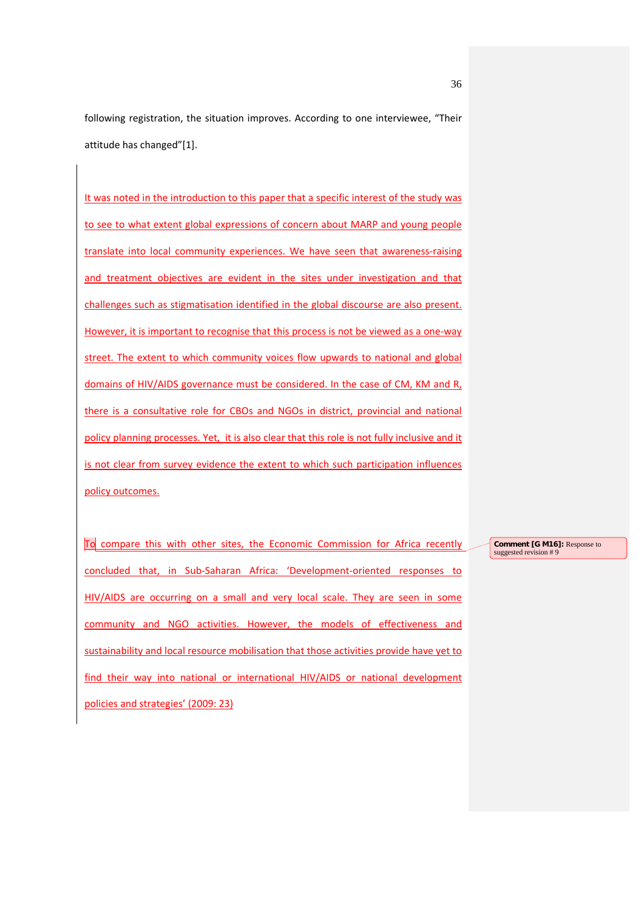following registration, the situation improves. According to one interviewee, "Their attitude has changed"[1].

It was noted in the introduction to this paper that a specific interest of the study was to see to what extent global expressions of concern about MARP and young people translate into local community experiences. We have seen that awareness-raising and treatment objectives are evident in the sites under investigation and that challenges such as stigmatisation identified in the global discourse are also present. However, it is important to recognise that this process is not be viewed as a one-way street. The extent to which community voices flow upwards to national and global domains of HIV/AIDS governance must be considered. In the case of CM, KM and R, there is a consultative role for CBOs and NGOs in district, provincial and national policy planning processes. Yet, it is also clear that this role is not fully inclusive and it is not clear from survey evidence the extent to which such participation influences policy outcomes.

To compare this with other sites, the Economic Commission for Africa recently concluded that, in Sub-Saharan Africa: 'Development-oriented responses to HIV/AIDS are occurring on a small and very local scale. They are seen in some community and NGO activities. However, the models of effectiveness and sustainability and local resource mobilisation that those activities provide have yet to find their way into national or international HIV/AIDS or national development policies and strategies' (2009: 23)

**Comment [G M16]:** Response to suggested revision # 9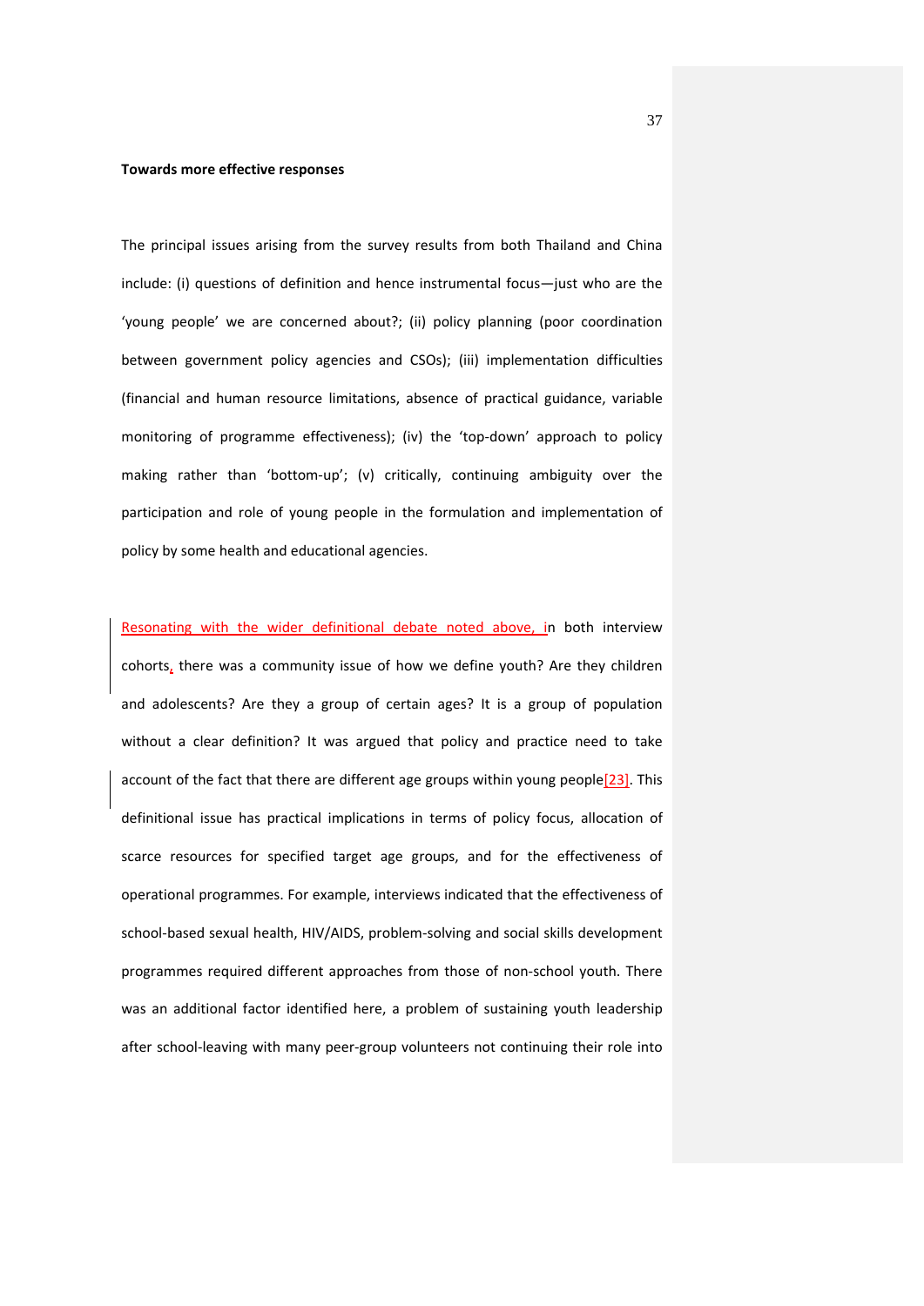**Towards more effective responses**

The principal issues arising from the survey results from both Thailand and China include: (i) questions of definition and hence instrumental focus—just who are the 'young people' we are concerned about?; (ii) policy planning (poor coordination between government policy agencies and CSOs); (iii) implementation difficulties (financial and human resource limitations, absence of practical guidance, variable monitoring of programme effectiveness); (iv) the 'top-down' approach to policy making rather than 'bottom-up'; (v) critically, continuing ambiguity over the participation and role of young people in the formulation and implementation of policy by some health and educational agencies.

Resonating with the wider definitional debate noted above, in both interview cohorts, there was a community issue of how we define youth? Are they children and adolescents? Are they a group of certain ages? It is a group of population without a clear definition? It was argued that policy and practice need to take account of the fact that there are different age groups within young people[23]. This definitional issue has practical implications in terms of policy focus, allocation of scarce resources for specified target age groups, and for the effectiveness of operational programmes. For example, interviews indicated that the effectiveness of school-based sexual health, HIV/AIDS, problem-solving and social skills development programmes required different approaches from those of non-school youth. There was an additional factor identified here, a problem of sustaining youth leadership after school-leaving with many peer-group volunteers not continuing their role into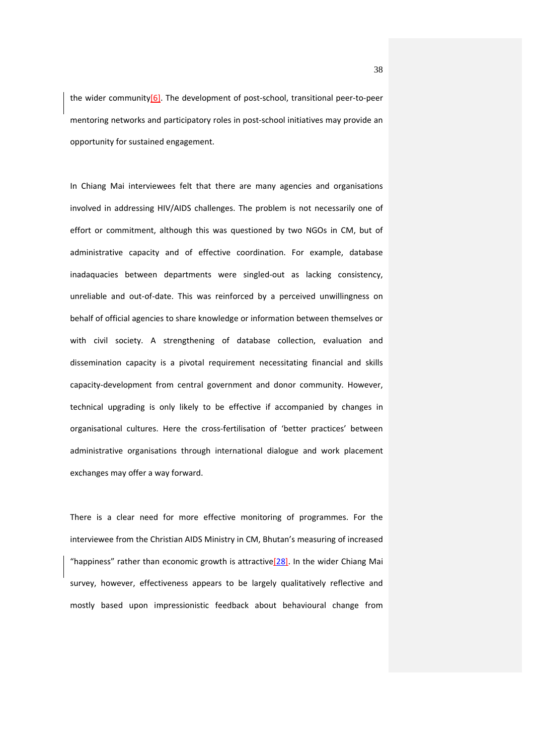the wider community[6]. The development of post-school, transitional peer-to-peer mentoring networks and participatory roles in post-school initiatives may provide an opportunity for sustained engagement.

In Chiang Mai interviewees felt that there are many agencies and organisations involved in addressing HIV/AIDS challenges. The problem is not necessarily one of effort or commitment, although this was questioned by two NGOs in CM, but of administrative capacity and of effective coordination. For example, database inadaquacies between departments were singled-out as lacking consistency, unreliable and out-of-date. This was reinforced by a perceived unwillingness on behalf of official agencies to share knowledge or information between themselves or with civil society. A strengthening of database collection, evaluation and dissemination capacity is a pivotal requirement necessitating financial and skills capacity-development from central government and donor community. However, technical upgrading is only likely to be effective if accompanied by changes in organisational cultures. Here the cross-fertilisation of 'better practices' between administrative organisations through international dialogue and work placement exchanges may offer a way forward.

There is a clear need for more effective monitoring of programmes. For the interviewee from the Christian AIDS Ministry in CM, Bhutan's measuring of increased "happiness" rather than economic growth is attractive[28]. In the wider Chiang Mai survey, however, effectiveness appears to be largely qualitatively reflective and mostly based upon impressionistic feedback about behavioural change from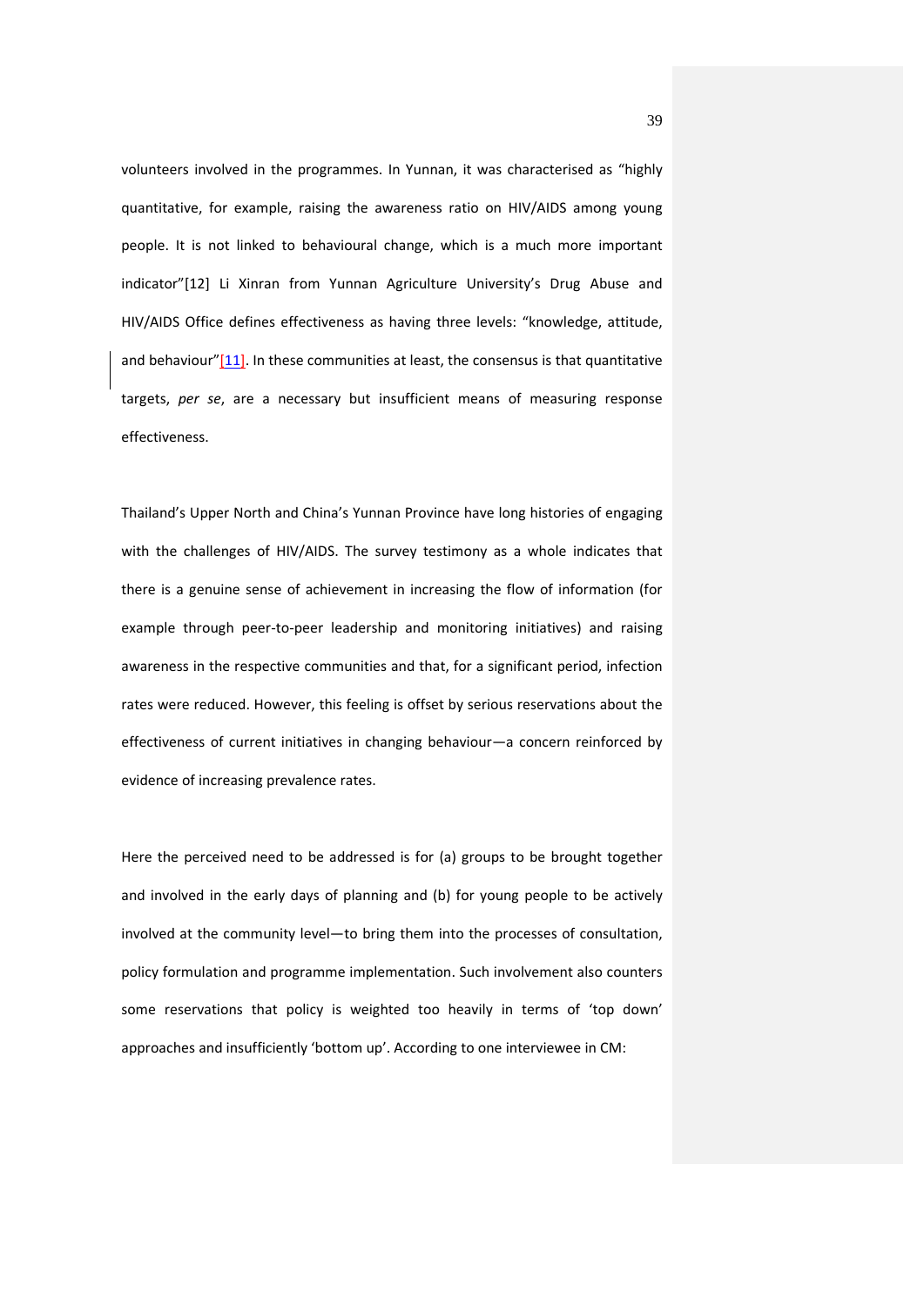volunteers involved in the programmes. In Yunnan, it was characterised as "highly quantitative, for example, raising the awareness ratio on HIV/AIDS among young people. It is not linked to behavioural change, which is a much more important indicator"[12] Li Xinran from Yunnan Agriculture University's Drug Abuse and HIV/AIDS Office defines effectiveness as having three levels: "knowledge, attitude, and behaviour"[11]. In these communities at least, the consensus is that quantitative targets, *per se*, are a necessary but insufficient means of measuring response effectiveness.

Thailand's Upper North and China's Yunnan Province have long histories of engaging with the challenges of HIV/AIDS. The survey testimony as a whole indicates that there is a genuine sense of achievement in increasing the flow of information (for example through peer-to-peer leadership and monitoring initiatives) and raising awareness in the respective communities and that, for a significant period, infection rates were reduced. However, this feeling is offset by serious reservations about the effectiveness of current initiatives in changing behaviour—a concern reinforced by evidence of increasing prevalence rates.

Here the perceived need to be addressed is for (a) groups to be brought together and involved in the early days of planning and (b) for young people to be actively involved at the community level—to bring them into the processes of consultation, policy formulation and programme implementation. Such involvement also counters some reservations that policy is weighted too heavily in terms of 'top down' approaches and insufficiently 'bottom up'. According to one interviewee in CM: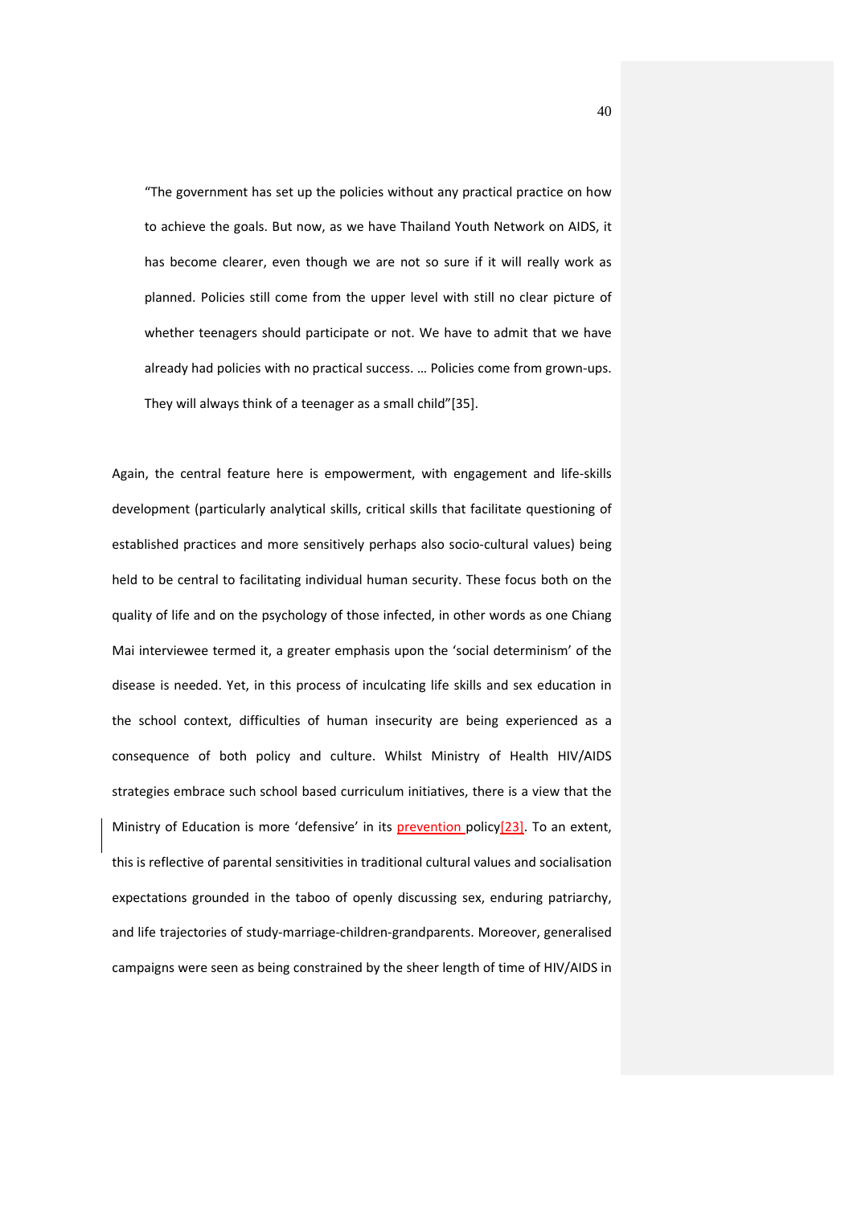> “The government has set up the policies without any practical practice on how to achieve the goals. But now, as we have Thailand Youth Network on AIDS, it has become clearer, even though we are not so sure if it will really work as planned. Policies still come from the upper level with still no clear picture of whether teenagers should participate or not. We have to admit that we have already had policies with no practical success. … Policies come from grown-ups. They will always think of a teenager as a small child”[35].

Again, the central feature here is empowerment, with engagement and life-skills development (particularly analytical skills, critical skills that facilitate questioning of established practices and more sensitively perhaps also socio-cultural values) being held to be central to facilitating individual human security. These focus both on the quality of life and on the psychology of those infected, in other words as one Chiang Mai interviewee termed it, a greater emphasis upon the ‘social determinism’ of the disease is needed. Yet, in this process of inculcating life skills and sex education in the school context, difficulties of human insecurity are being experienced as a consequence of both policy and culture. Whilst Ministry of Health HIV/AIDS strategies embrace such school based curriculum initiatives, there is a view that the Ministry of Education is more ‘defensive’ in its prevention policy[23]. To an extent, this is reflective of parental sensitivities in traditional cultural values and socialisation expectations grounded in the taboo of openly discussing sex, enduring patriarchy, and life trajectories of study-marriage-children-grandparents. Moreover, generalised campaigns were seen as being constrained by the sheer length of time of HIV/AIDS in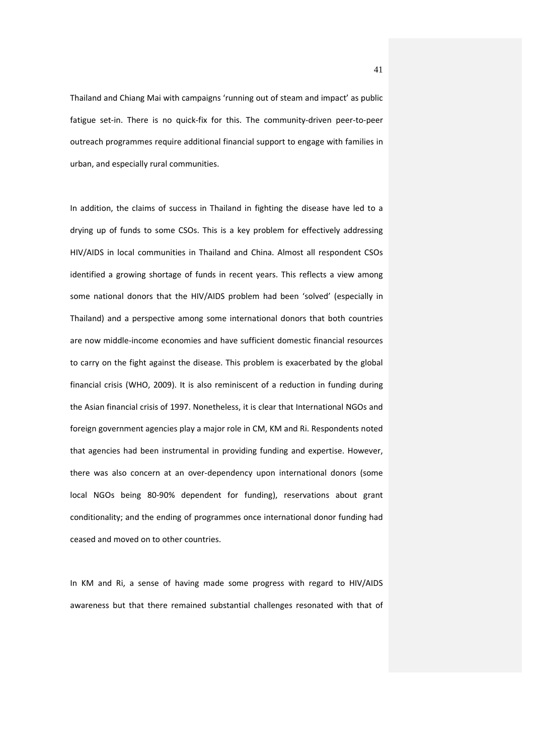Thailand and Chiang Mai with campaigns 'running out of steam and impact' as public fatigue set-in. There is no quick-fix for this. The community-driven peer-to-peer outreach programmes require additional financial support to engage with families in urban, and especially rural communities.

In addition, the claims of success in Thailand in fighting the disease have led to a drying up of funds to some CSOs. This is a key problem for effectively addressing HIV/AIDS in local communities in Thailand and China. Almost all respondent CSOs identified a growing shortage of funds in recent years. This reflects a view among some national donors that the HIV/AIDS problem had been 'solved' (especially in Thailand) and a perspective among some international donors that both countries are now middle-income economies and have sufficient domestic financial resources to carry on the fight against the disease. This problem is exacerbated by the global financial crisis (WHO, 2009). It is also reminiscent of a reduction in funding during the Asian financial crisis of 1997. Nonetheless, it is clear that International NGOs and foreign government agencies play a major role in CM, KM and Ri. Respondents noted that agencies had been instrumental in providing funding and expertise. However, there was also concern at an over-dependency upon international donors (some local NGOs being 80-90% dependent for funding), reservations about grant conditionality; and the ending of programmes once international donor funding had ceased and moved on to other countries.

In KM and Ri, a sense of having made some progress with regard to HIV/AIDS awareness but that there remained substantial challenges resonated with that of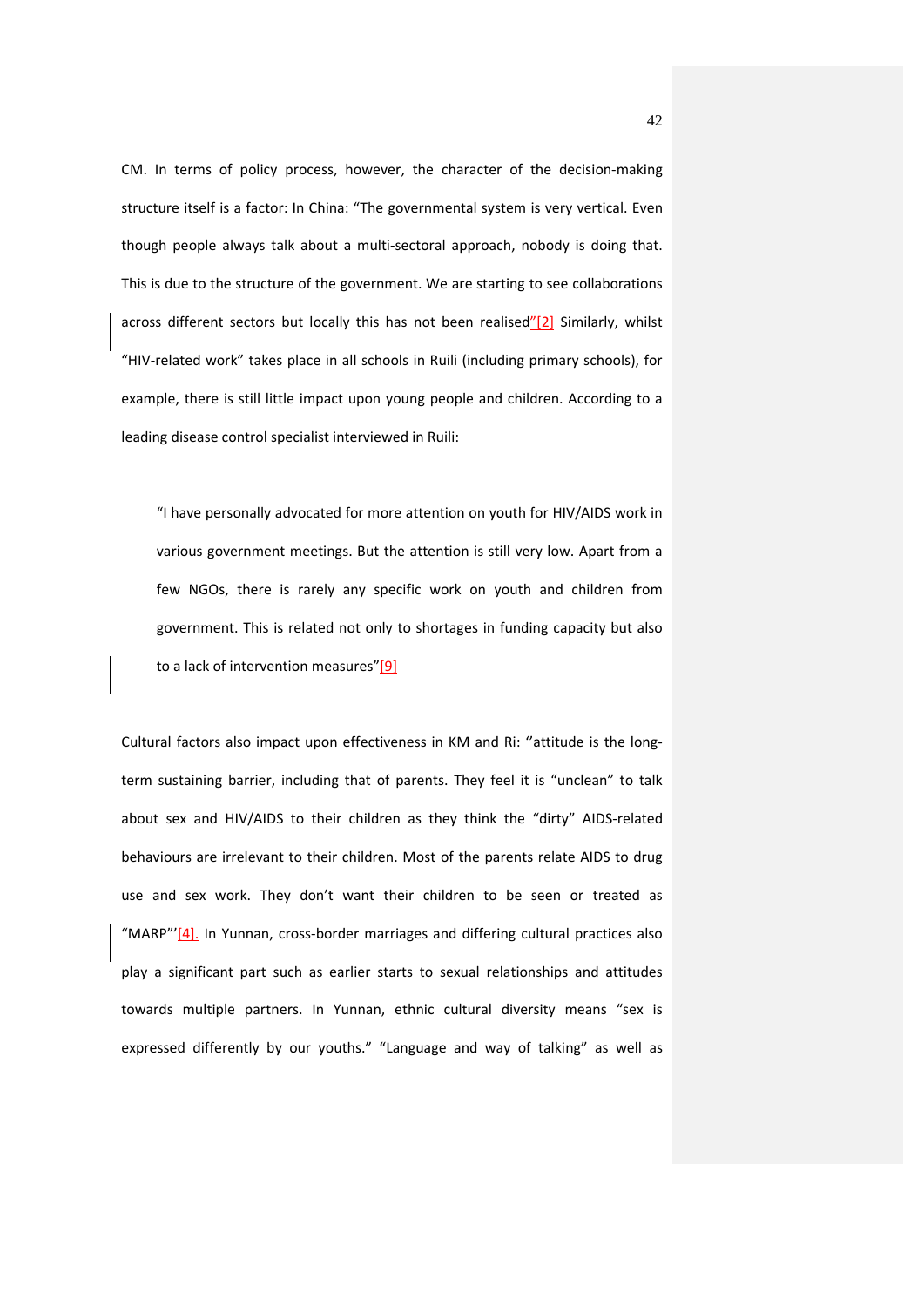CM. In terms of policy process, however, the character of the decision-making structure itself is a factor: In China: "The governmental system is very vertical. Even though people always talk about a multi-sectoral approach, nobody is doing that. This is due to the structure of the government. We are starting to see collaborations across different sectors but locally this has not been realised"[2] Similarly, whilst "HIV-related work" takes place in all schools in Ruili (including primary schools), for example, there is still little impact upon young people and children. According to a leading disease control specialist interviewed in Ruili:

> "I have personally advocated for more attention on youth for HIV/AIDS work in various government meetings. But the attention is still very low. Apart from a few NGOs, there is rarely any specific work on youth and children from government. This is related not only to shortages in funding capacity but also to a lack of intervention measures"[9]

Cultural factors also impact upon effectiveness in KM and Ri: ''attitude is the long-term sustaining barrier, including that of parents. They feel it is "unclean" to talk about sex and HIV/AIDS to their children as they think the "dirty" AIDS-related behaviours are irrelevant to their children. Most of the parents relate AIDS to drug use and sex work. They don't want their children to be seen or treated as "MARP"'[4]. In Yunnan, cross-border marriages and differing cultural practices also play a significant part such as earlier starts to sexual relationships and attitudes towards multiple partners. In Yunnan, ethnic cultural diversity means "sex is expressed differently by our youths." "Language and way of talking" as well as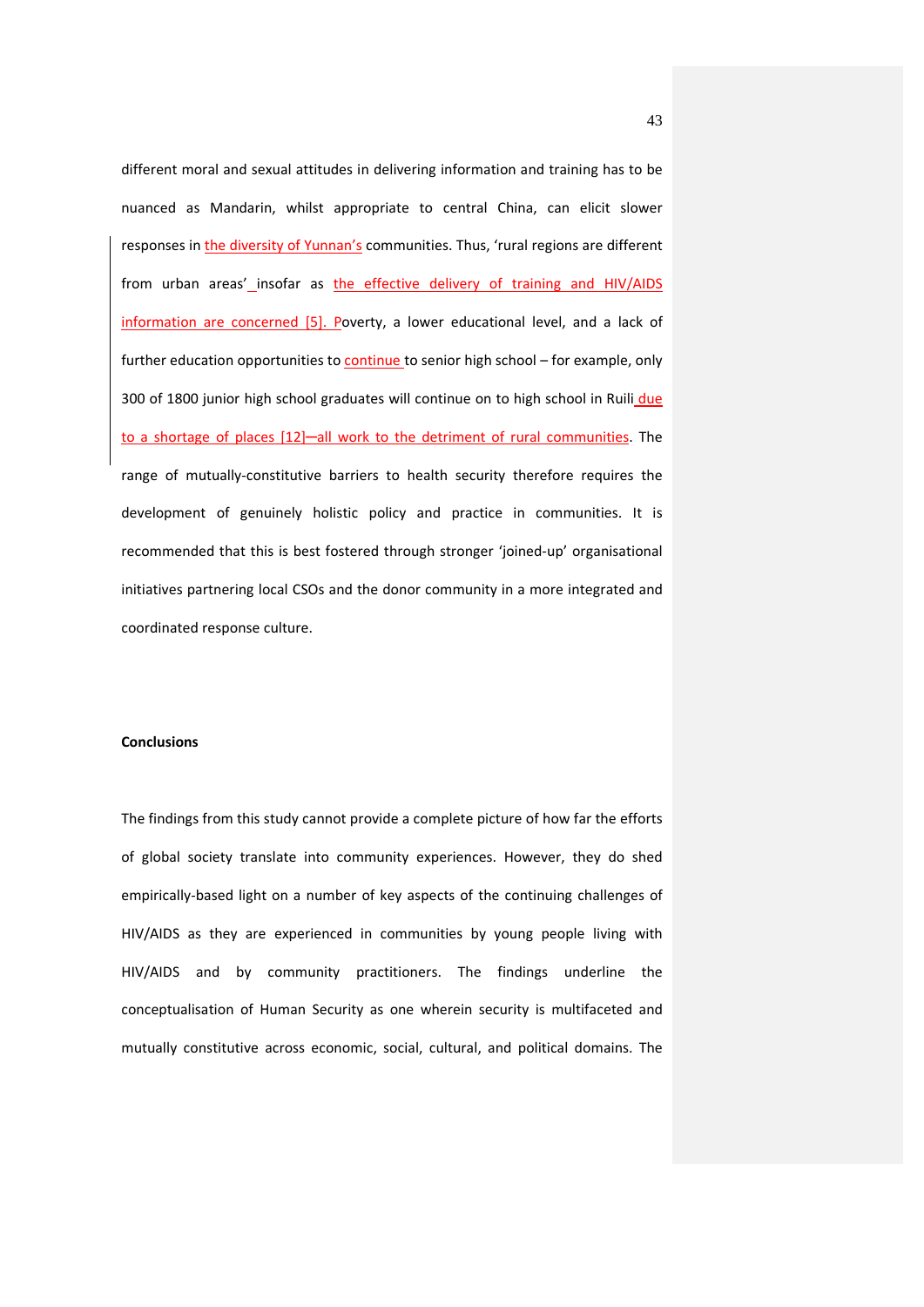different moral and sexual attitudes in delivering information and training has to be nuanced as Mandarin, whilst appropriate to central China, can elicit slower responses in the diversity of Yunnan's communities. Thus, 'rural regions are different from urban areas' insofar as the effective delivery of training and HIV/AIDS information are concerned [5]. Poverty, a lower educational level, and a lack of further education opportunities to continue to senior high school – for example, only 300 of 1800 junior high school graduates will continue on to high school in Ruili due to a shortage of places [12]—all work to the detriment of rural communities. The range of mutually-constitutive barriers to health security therefore requires the development of genuinely holistic policy and practice in communities. It is recommended that this is best fostered through stronger 'joined-up' organisational initiatives partnering local CSOs and the donor community in a more integrated and coordinated response culture.

**Conclusions**

The findings from this study cannot provide a complete picture of how far the efforts of global society translate into community experiences. However, they do shed empirically-based light on a number of key aspects of the continuing challenges of HIV/AIDS as they are experienced in communities by young people living with HIV/AIDS and by community practitioners. The findings underline the conceptualisation of Human Security as one wherein security is multifaceted and mutually constitutive across economic, social, cultural, and political domains. The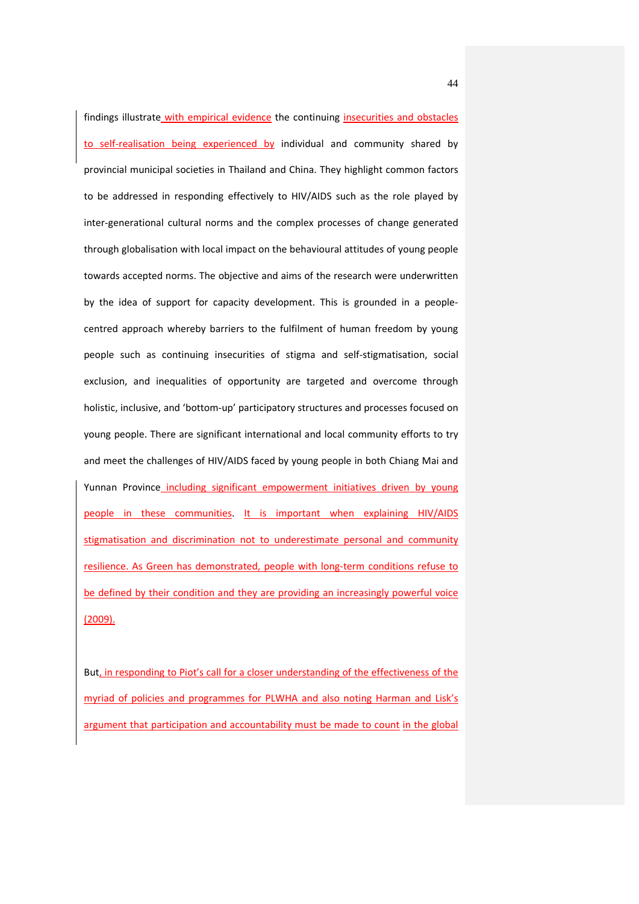findings illustrate with empirical evidence the continuing insecurities and obstacles to self-realisation being experienced by individual and community shared by provincial municipal societies in Thailand and China. They highlight common factors to be addressed in responding effectively to HIV/AIDS such as the role played by inter-generational cultural norms and the complex processes of change generated through globalisation with local impact on the behavioural attitudes of young people towards accepted norms. The objective and aims of the research were underwritten by the idea of support for capacity development. This is grounded in a people-centred approach whereby barriers to the fulfilment of human freedom by young people such as continuing insecurities of stigma and self-stigmatisation, social exclusion, and inequalities of opportunity are targeted and overcome through holistic, inclusive, and 'bottom-up' participatory structures and processes focused on young people. There are significant international and local community efforts to try and meet the challenges of HIV/AIDS faced by young people in both Chiang Mai and Yunnan Province including significant empowerment initiatives driven by young people in these communities. It is important when explaining HIV/AIDS stigmatisation and discrimination not to underestimate personal and community resilience. As Green has demonstrated, people with long-term conditions refuse to be defined by their condition and they are providing an increasingly powerful voice (2009).

But, in responding to Piot's call for a closer understanding of the effectiveness of the myriad of policies and programmes for PLWHA and also noting Harman and Lisk's argument that participation and accountability must be made to count in the global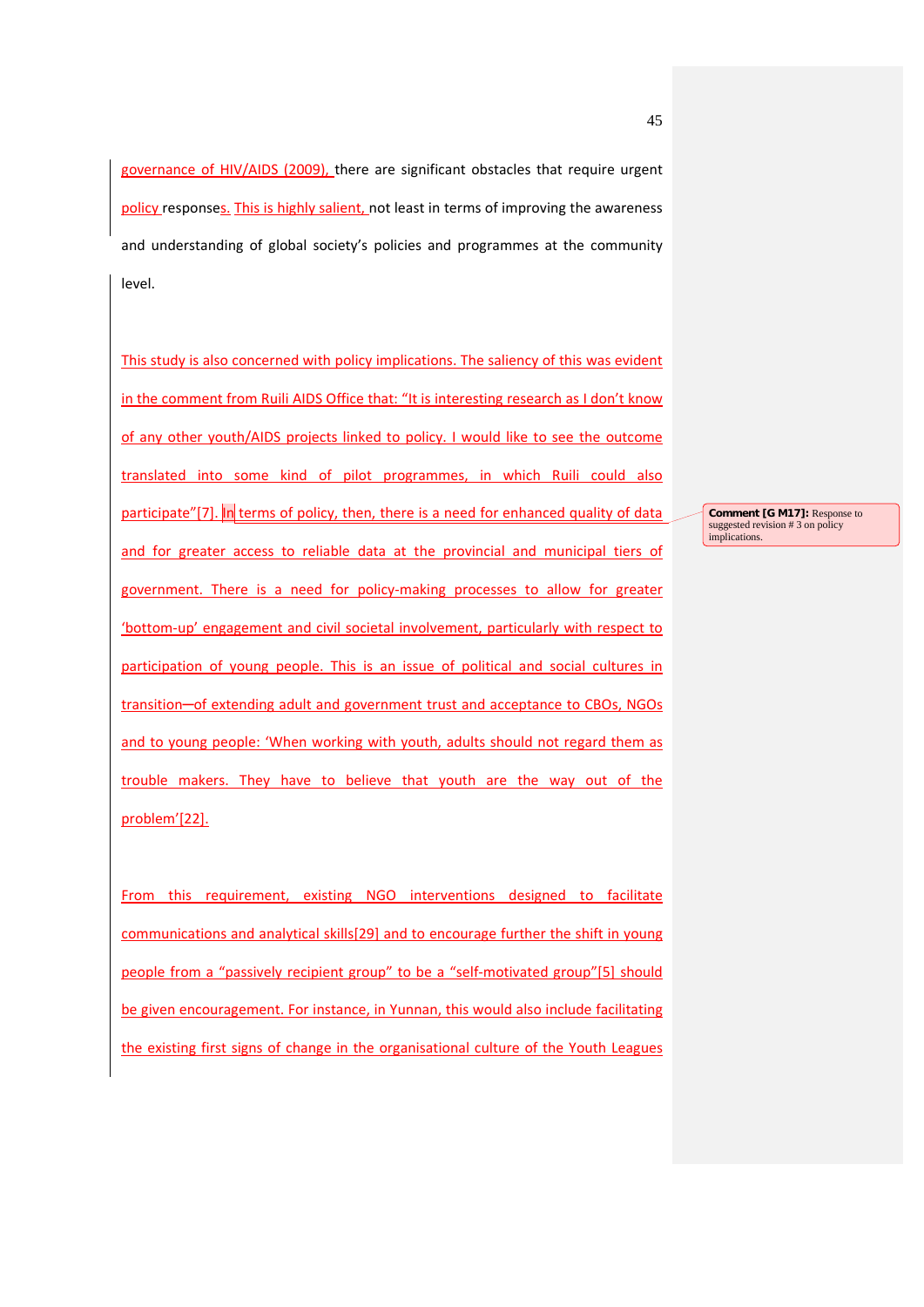governance of HIV/AIDS (2009), there are significant obstacles that require urgent policy responses. This is highly salient, not least in terms of improving the awareness and understanding of global society's policies and programmes at the community level.

This study is also concerned with policy implications. The saliency of this was evident in the comment from Ruili AIDS Office that: "It is interesting research as I don't know of any other youth/AIDS projects linked to policy. I would like to see the outcome translated into some kind of pilot programmes, in which Ruili could also participate"[7]. In terms of policy, then, there is a need for enhanced quality of data and for greater access to reliable data at the provincial and municipal tiers of government. There is a need for policy-making processes to allow for greater 'bottom-up' engagement and civil societal involvement, particularly with respect to participation of young people. This is an issue of political and social cultures in transition—of extending adult and government trust and acceptance to CBOs, NGOs and to young people: 'When working with youth, adults should not regard them as trouble makers. They have to believe that youth are the way out of the problem'[22].

Comment [G M17]: Response to suggested revision # 3 on policy implications.

From this requirement, existing NGO interventions designed to facilitate communications and analytical skills[29] and to encourage further the shift in young people from a "passively recipient group" to be a "self-motivated group"[5] should be given encouragement. For instance, in Yunnan, this would also include facilitating the existing first signs of change in the organisational culture of the Youth Leagues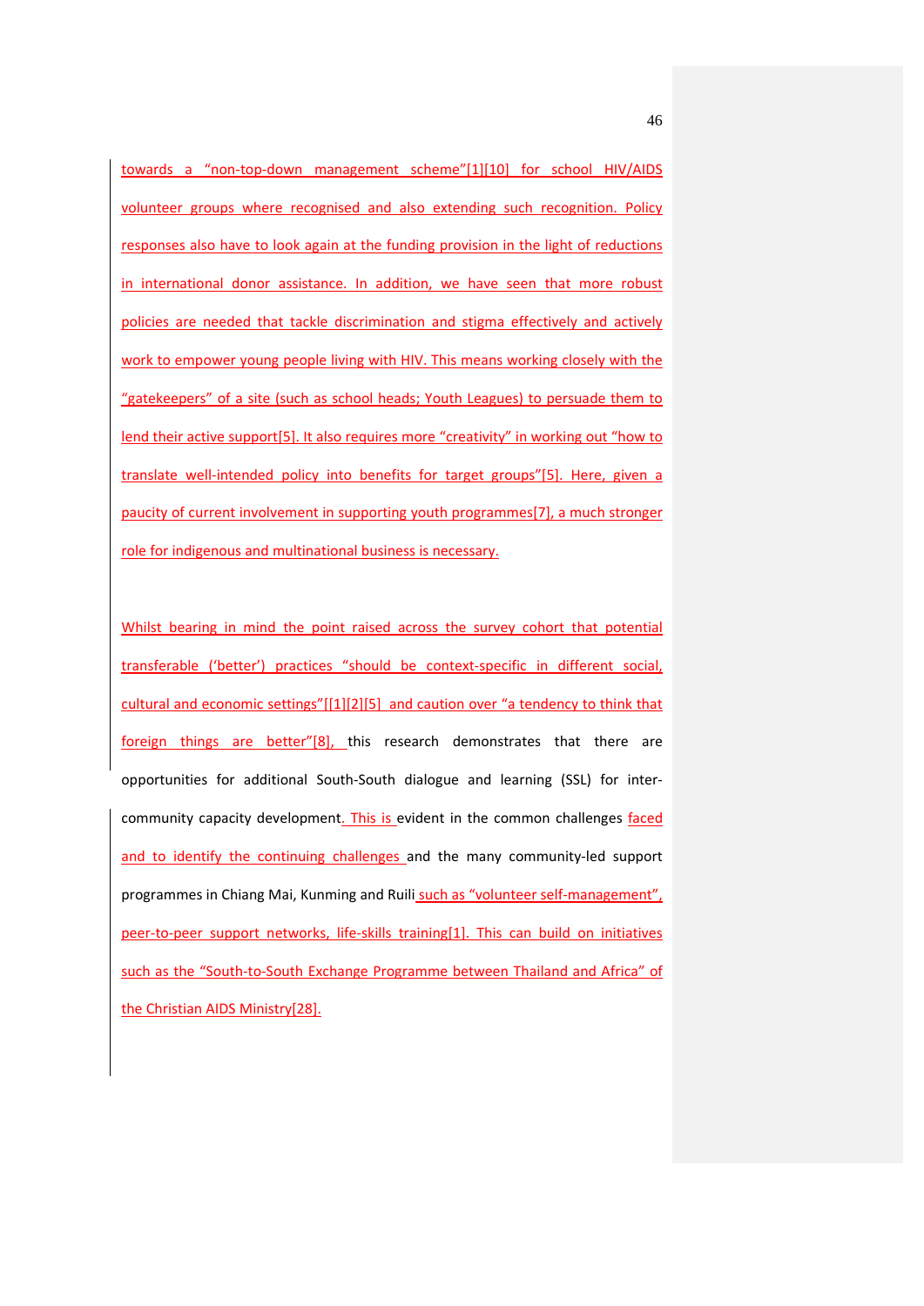towards a "non-top-down management scheme"[1][10] for school HIV/AIDS volunteer groups where recognised and also extending such recognition. Policy responses also have to look again at the funding provision in the light of reductions in international donor assistance. In addition, we have seen that more robust policies are needed that tackle discrimination and stigma effectively and actively work to empower young people living with HIV. This means working closely with the "gatekeepers" of a site (such as school heads; Youth Leagues) to persuade them to lend their active support[5]. It also requires more "creativity" in working out "how to translate well-intended policy into benefits for target groups"[5]. Here, given a paucity of current involvement in supporting youth programmes[7], a much stronger role for indigenous and multinational business is necessary.

Whilst bearing in mind the point raised across the survey cohort that potential transferable ('better') practices "should be context-specific in different social, cultural and economic settings"[[1][2][5] and caution over "a tendency to think that foreign things are better"[8], this research demonstrates that there are opportunities for additional South-South dialogue and learning (SSL) for inter-community capacity development. This is evident in the common challenges faced and to identify the continuing challenges and the many community-led support programmes in Chiang Mai, Kunming and Ruili such as "volunteer self-management", peer-to-peer support networks, life-skills training[1]. This can build on initiatives such as the "South-to-South Exchange Programme between Thailand and Africa" of the Christian AIDS Ministry[28].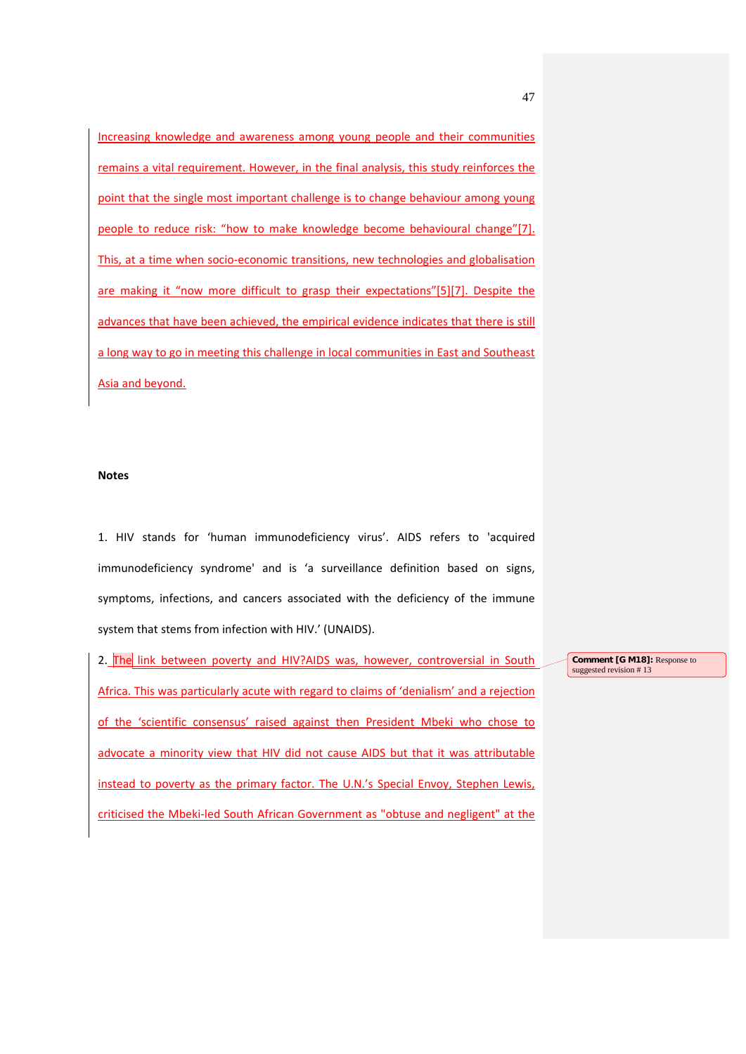Increasing knowledge and awareness among young people and their communities remains a vital requirement. However, in the final analysis, this study reinforces the point that the single most important challenge is to change behaviour among young people to reduce risk: "how to make knowledge become behavioural change"[7]. This, at a time when socio-economic transitions, new technologies and globalisation are making it "now more difficult to grasp their expectations"[5][7]. Despite the advances that have been achieved, the empirical evidence indicates that there is still a long way to go in meeting this challenge in local communities in East and Southeast Asia and beyond.

**Notes**

1. HIV stands for 'human immunodeficiency virus'. AIDS refers to 'acquired immunodeficiency syndrome' and is 'a surveillance definition based on signs, symptoms, infections, and cancers associated with the deficiency of the immune system that stems from infection with HIV.' (UNAIDS).

2. The link between poverty and HIV?AIDS was, however, controversial in South Africa. This was particularly acute with regard to claims of 'denialism' and a rejection of the 'scientific consensus' raised against then President Mbeki who chose to advocate a minority view that HIV did not cause AIDS but that it was attributable instead to poverty as the primary factor. The U.N.'s Special Envoy, Stephen Lewis, criticised the Mbeki-led South African Government as "obtuse and negligent" at the

**Comment [G M18]:** Response to suggested revision # 13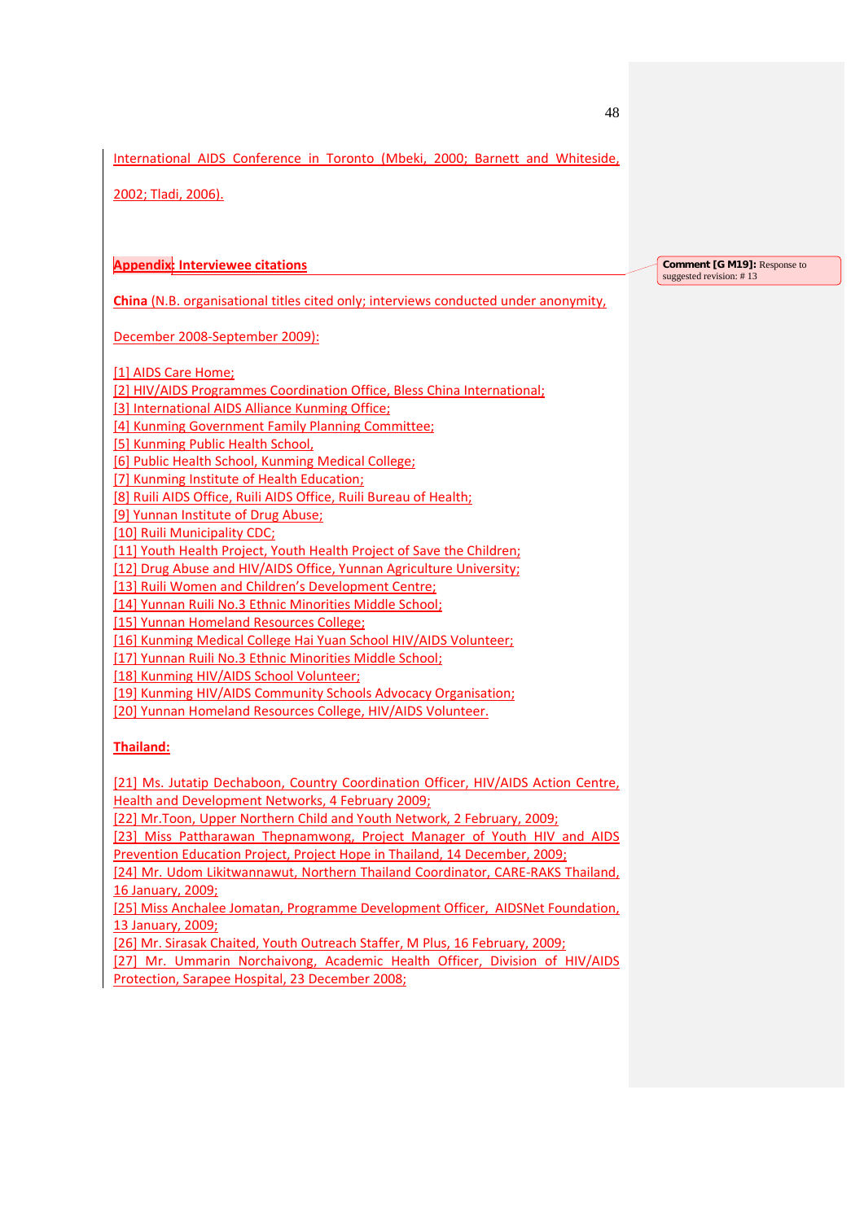International AIDS Conference in Toronto (Mbeki, 2000; Barnett and Whiteside, 2002; Tladi, 2006).

**Appendix: Interviewee citations**

Comment [G M19]: Response to suggested revision: # 13

**China** (N.B. organisational titles cited only; interviews conducted under anonymity, December 2008-September 2009):

[1] AIDS Care Home;
[2] HIV/AIDS Programmes Coordination Office, Bless China International;
[3] International AIDS Alliance Kunming Office;
[4] Kunming Government Family Planning Committee;
[5] Kunming Public Health School,
[6] Public Health School, Kunming Medical College;
[7] Kunming Institute of Health Education;
[8] Ruili AIDS Office, Ruili AIDS Office, Ruili Bureau of Health;
[9] Yunnan Institute of Drug Abuse;
[10] Ruili Municipality CDC;
[11] Youth Health Project, Youth Health Project of Save the Children;
[12] Drug Abuse and HIV/AIDS Office, Yunnan Agriculture University;
[13] Ruili Women and Children's Development Centre;
[14] Yunnan Ruili No.3 Ethnic Minorities Middle School;
[15] Yunnan Homeland Resources College;
[16] Kunming Medical College Hai Yuan School HIV/AIDS Volunteer;
[17] Yunnan Ruili No.3 Ethnic Minorities Middle School;
[18] Kunming HIV/AIDS School Volunteer;
[19] Kunming HIV/AIDS Community Schools Advocacy Organisation;
[20] Yunnan Homeland Resources College, HIV/AIDS Volunteer.

**Thailand:**

[21] Ms. Jutatip Dechaboon, Country Coordination Officer, HIV/AIDS Action Centre, Health and Development Networks, 4 February 2009;
[22] Mr.Toon, Upper Northern Child and Youth Network, 2 February, 2009;
[23] Miss Pattharawan Thepnamwong, Project Manager of Youth HIV and AIDS Prevention Education Project, Project Hope in Thailand, 14 December, 2009;
[24] Mr. Udom Likitwannawut, Northern Thailand Coordinator, CARE-RAKS Thailand, 16 January, 2009;
[25] Miss Anchalee Jomatan, Programme Development Officer, AIDSNet Foundation, 13 January, 2009;
[26] Mr. Sirasak Chaited, Youth Outreach Staffer, M Plus, 16 February, 2009;
[27] Mr. Ummarin Norchaivong, Academic Health Officer, Division of HIV/AIDS Protection, Sarapee Hospital, 23 December 2008;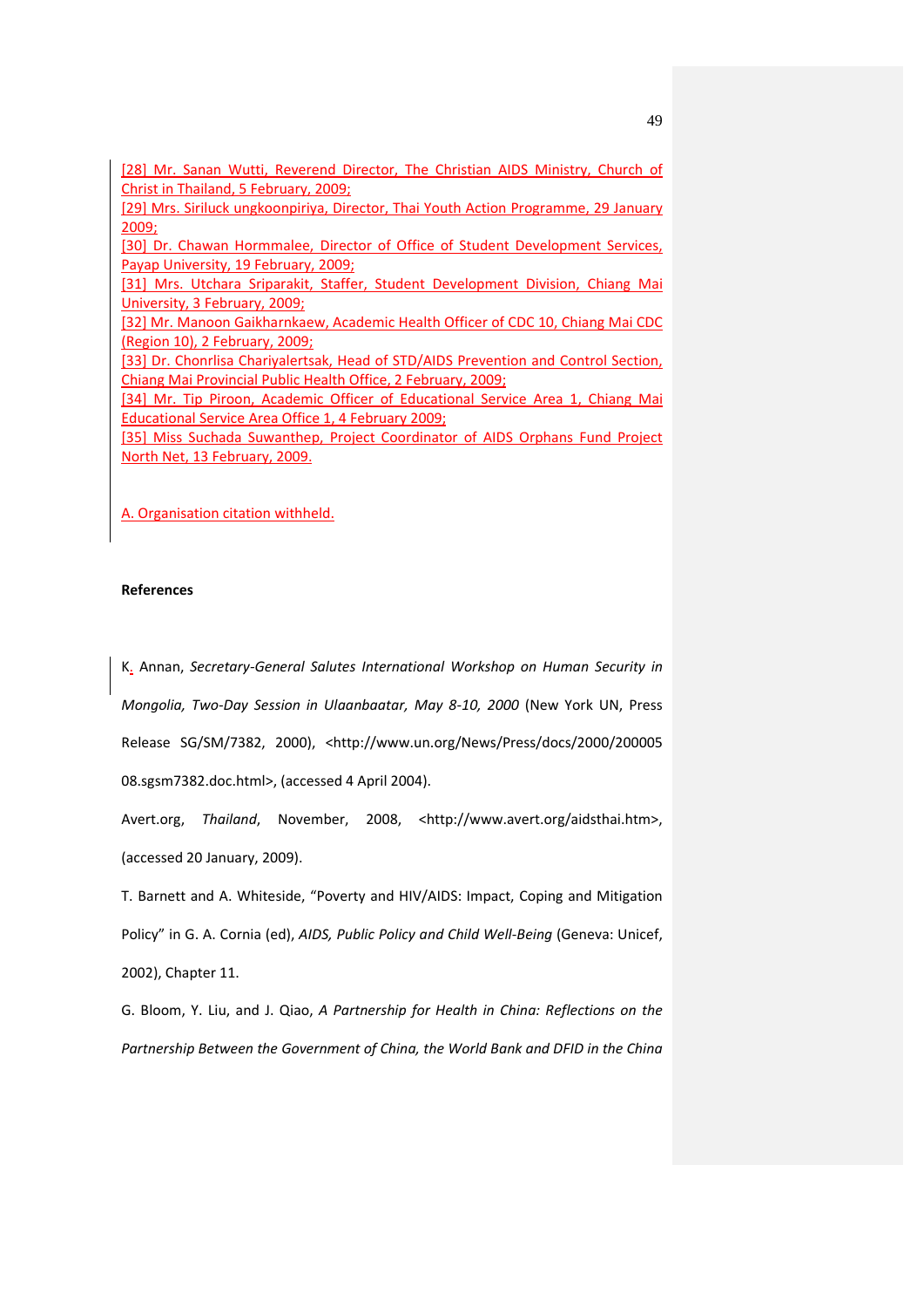[28] Mr. Sanan Wutti, Reverend Director, The Christian AIDS Ministry, Church of Christ in Thailand, 5 February, 2009;
[29] Mrs. Siriluck ungkoonpiriya, Director, Thai Youth Action Programme, 29 January 2009;
[30] Dr. Chawan Hormmalee, Director of Office of Student Development Services, Payap University, 19 February, 2009;
[31] Mrs. Utchara Sriparakit, Staffer, Student Development Division, Chiang Mai University, 3 February, 2009;
[32] Mr. Manoon Gaikharnkaew, Academic Health Officer of CDC 10, Chiang Mai CDC (Region 10), 2 February, 2009;
[33] Dr. Chonrlisa Chariyalertsak, Head of STD/AIDS Prevention and Control Section, Chiang Mai Provincial Public Health Office, 2 February, 2009;
[34] Mr. Tip Piroon, Academic Officer of Educational Service Area 1, Chiang Mai Educational Service Area Office 1, 4 February 2009;
[35] Miss Suchada Suwanthep, Project Coordinator of AIDS Orphans Fund Project North Net, 13 February, 2009.

A. Organisation citation withheld.

**References**

K. Annan, *Secretary-General Salutes International Workshop on Human Security in Mongolia, Two-Day Session in Ulaanbaatar, May 8-10, 2000* (New York UN, Press Release SG/SM/7382, 2000), <http://www.un.org/News/Press/docs/2000/20000508.sgsm7382.doc.html>, (accessed 4 April 2004).

Avert.org, *Thailand*, November, 2008, <http://www.avert.org/aidsthai.htm>, (accessed 20 January, 2009).

T. Barnett and A. Whiteside, "Poverty and HIV/AIDS: Impact, Coping and Mitigation Policy" in G. A. Cornia (ed), *AIDS, Public Policy and Child Well-Being* (Geneva: Unicef, 2002), Chapter 11.

G. Bloom, Y. Liu, and J. Qiao, *A Partnership for Health in China: Reflections on the Partnership Between the Government of China, the World Bank and DFID in the China*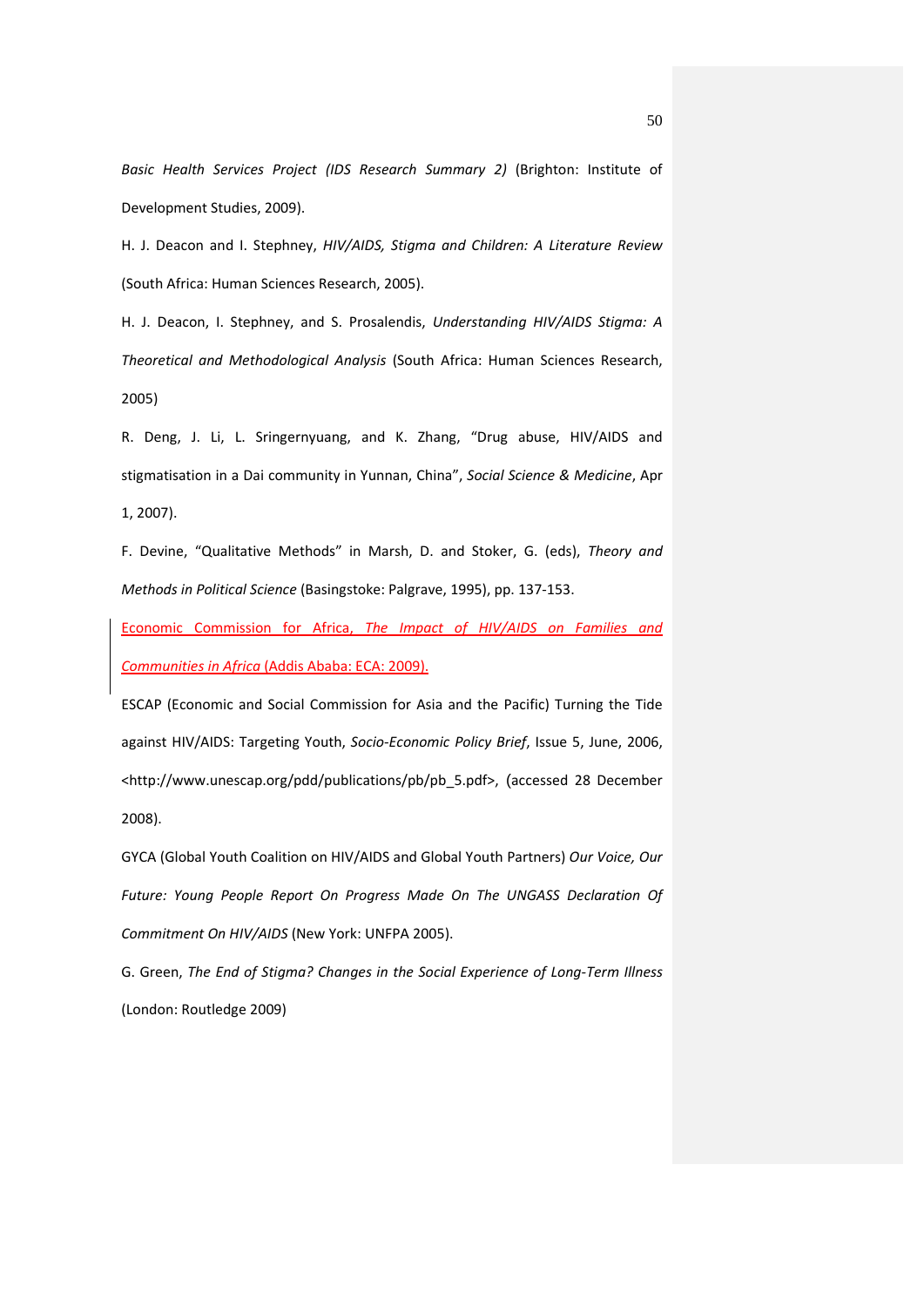*Basic Health Services Project (IDS Research Summary 2)* (Brighton: Institute of Development Studies, 2009).

H. J. Deacon and I. Stephney, *HIV/AIDS, Stigma and Children: A Literature Review* (South Africa: Human Sciences Research, 2005).

H. J. Deacon, I. Stephney, and S. Prosalendis, *Understanding HIV/AIDS Stigma: A Theoretical and Methodological Analysis* (South Africa: Human Sciences Research, 2005)

R. Deng, J. Li, L. Sringernyuang, and K. Zhang, "Drug abuse, HIV/AIDS and stigmatisation in a Dai community in Yunnan, China", *Social Science & Medicine*, Apr 1, 2007).

F. Devine, "Qualitative Methods" in Marsh, D. and Stoker, G. (eds), *Theory and Methods in Political Science* (Basingstoke: Palgrave, 1995), pp. 137-153.

Economic Commission for Africa, *The Impact of HIV/AIDS on Families and Communities in Africa* (Addis Ababa: ECA: 2009).

ESCAP (Economic and Social Commission for Asia and the Pacific) Turning the Tide against HIV/AIDS: Targeting Youth, *Socio-Economic Policy Brief*, Issue 5, June, 2006, <http://www.unescap.org/pdd/publications/pb/pb_5.pdf>, (accessed 28 December 2008).

GYCA (Global Youth Coalition on HIV/AIDS and Global Youth Partners) *Our Voice, Our Future: Young People Report On Progress Made On The UNGASS Declaration Of Commitment On HIV/AIDS* (New York: UNFPA 2005).

G. Green, *The End of Stigma? Changes in the Social Experience of Long-Term Illness* (London: Routledge 2009)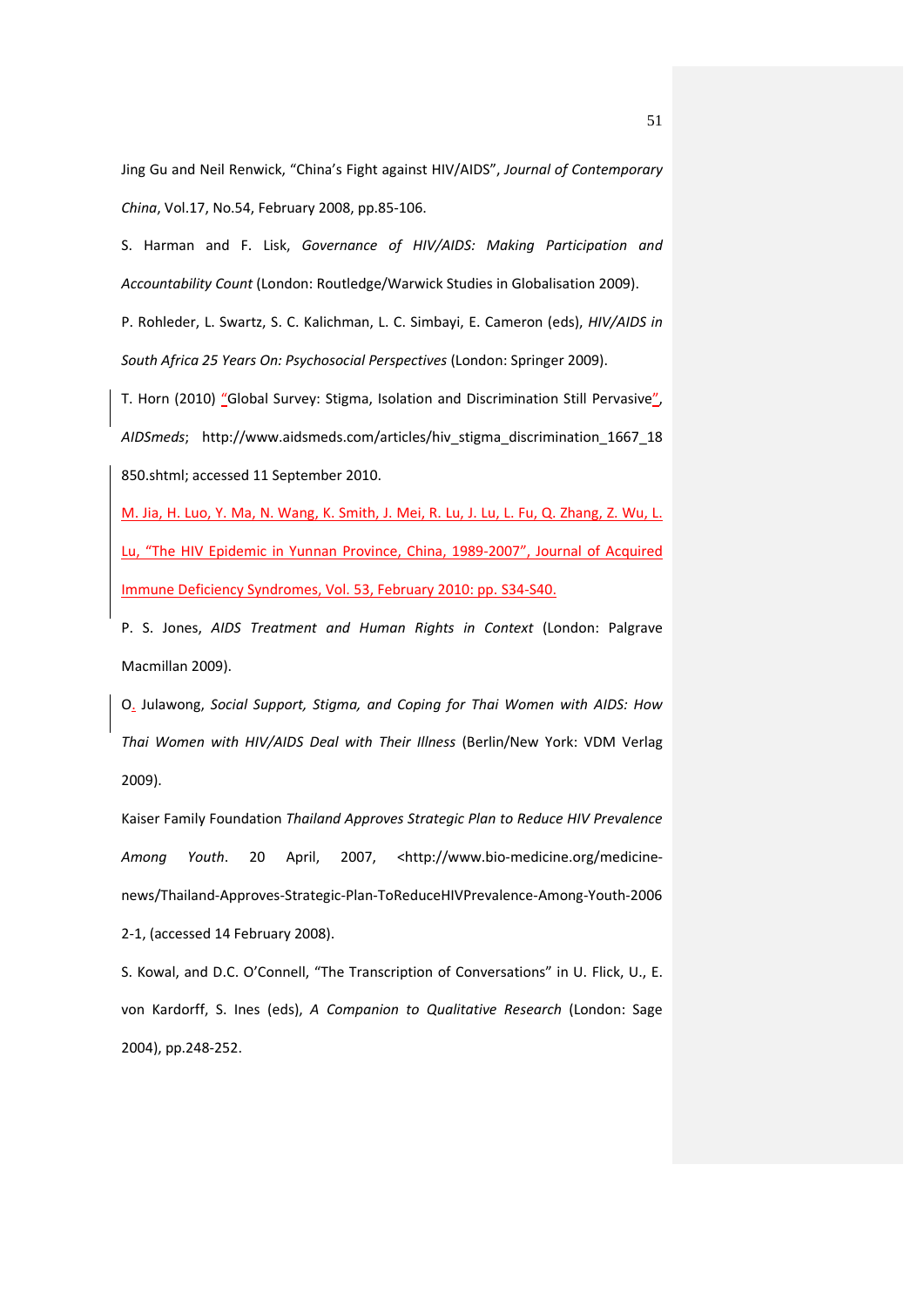Jing Gu and Neil Renwick, "China's Fight against HIV/AIDS", *Journal of Contemporary China*, Vol.17, No.54, February 2008, pp.85-106.

S. Harman and F. Lisk, *Governance of HIV/AIDS: Making Participation and Accountability Count* (London: Routledge/Warwick Studies in Globalisation 2009).

P. Rohleder, L. Swartz, S. C. Kalichman, L. C. Simbayi, E. Cameron (eds), *HIV/AIDS in South Africa 25 Years On: Psychosocial Perspectives* (London: Springer 2009).

T. Horn (2010) "Global Survey: Stigma, Isolation and Discrimination Still Pervasive", *AIDSmeds*; http://www.aidsmeds.com/articles/hiv_stigma_discrimination_1667_18850.shtml; accessed 11 September 2010.

M. Jia, H. Luo, Y. Ma, N. Wang, K. Smith, J. Mei, R. Lu, J. Lu, L. Fu, Q. Zhang, Z. Wu, L. Lu, "The HIV Epidemic in Yunnan Province, China, 1989-2007", Journal of Acquired Immune Deficiency Syndromes, Vol. 53, February 2010: pp. S34-S40.

P. S. Jones, *AIDS Treatment and Human Rights in Context* (London: Palgrave Macmillan 2009).

O. Julawong, *Social Support, Stigma, and Coping for Thai Women with AIDS: How Thai Women with HIV/AIDS Deal with Their Illness* (Berlin/New York: VDM Verlag 2009).

Kaiser Family Foundation *Thailand Approves Strategic Plan to Reduce HIV Prevalence Among Youth*. 20 April, 2007, <http://www.bio-medicine.org/medicine-news/Thailand-Approves-Strategic-Plan-ToReduceHIVPrevalence-Among-Youth-20062-1, (accessed 14 February 2008).

S. Kowal, and D.C. O'Connell, "The Transcription of Conversations" in U. Flick, U., E. von Kardorff, S. Ines (eds), *A Companion to Qualitative Research* (London: Sage 2004), pp.248-252.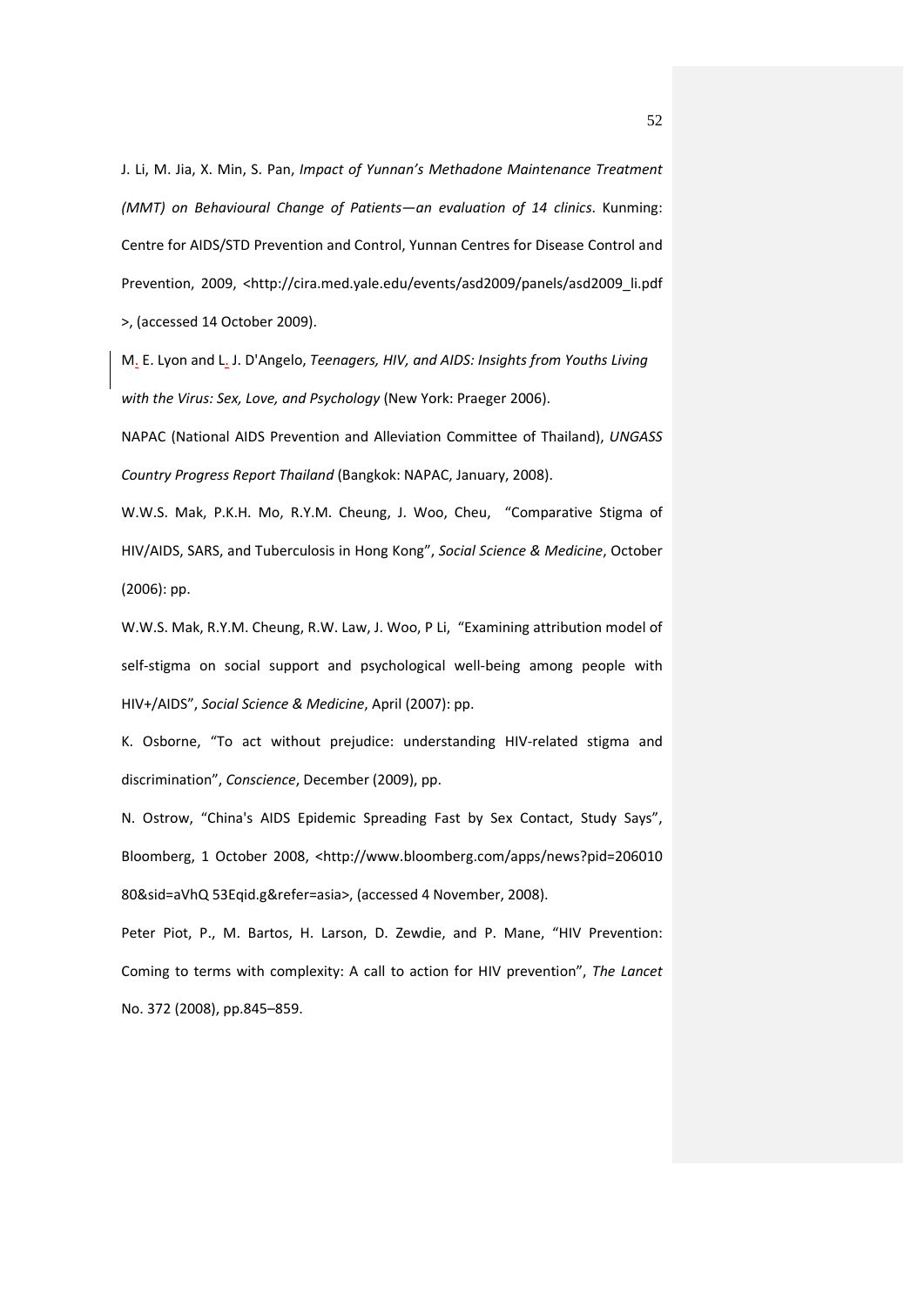J. Li, M. Jia, X. Min, S. Pan, *Impact of Yunnan's Methadone Maintenance Treatment (MMT) on Behavioural Change of Patients—an evaluation of 14 clinics*. Kunming: Centre for AIDS/STD Prevention and Control, Yunnan Centres for Disease Control and Prevention, 2009, <http://cira.med.yale.edu/events/asd2009/panels/asd2009_li.pdf >, (accessed 14 October 2009).

M. E. Lyon and L. J. D'Angelo, *Teenagers, HIV, and AIDS: Insights from Youths Living with the Virus: Sex, Love, and Psychology* (New York: Praeger 2006).

NAPAC (National AIDS Prevention and Alleviation Committee of Thailand), *UNGASS Country Progress Report Thailand* (Bangkok: NAPAC, January, 2008).

W.W.S. Mak, P.K.H. Mo, R.Y.M. Cheung, J. Woo, Cheu, "Comparative Stigma of HIV/AIDS, SARS, and Tuberculosis in Hong Kong", *Social Science & Medicine*, October (2006): pp.

W.W.S. Mak, R.Y.M. Cheung, R.W. Law, J. Woo, P Li, "Examining attribution model of self-stigma on social support and psychological well-being among people with HIV+/AIDS", *Social Science & Medicine*, April (2007): pp.

K. Osborne, "To act without prejudice: understanding HIV-related stigma and discrimination", *Conscience*, December (2009), pp.

N. Ostrow, "China's AIDS Epidemic Spreading Fast by Sex Contact, Study Says", Bloomberg, 1 October 2008, <http://www.bloomberg.com/apps/news?pid=20601080&sid=aVhQ 53Eqid.g&refer=asia>, (accessed 4 November, 2008).

Peter Piot, P., M. Bartos, H. Larson, D. Zewdie, and P. Mane, "HIV Prevention: Coming to terms with complexity: A call to action for HIV prevention", *The Lancet* No. 372 (2008), pp.845–859.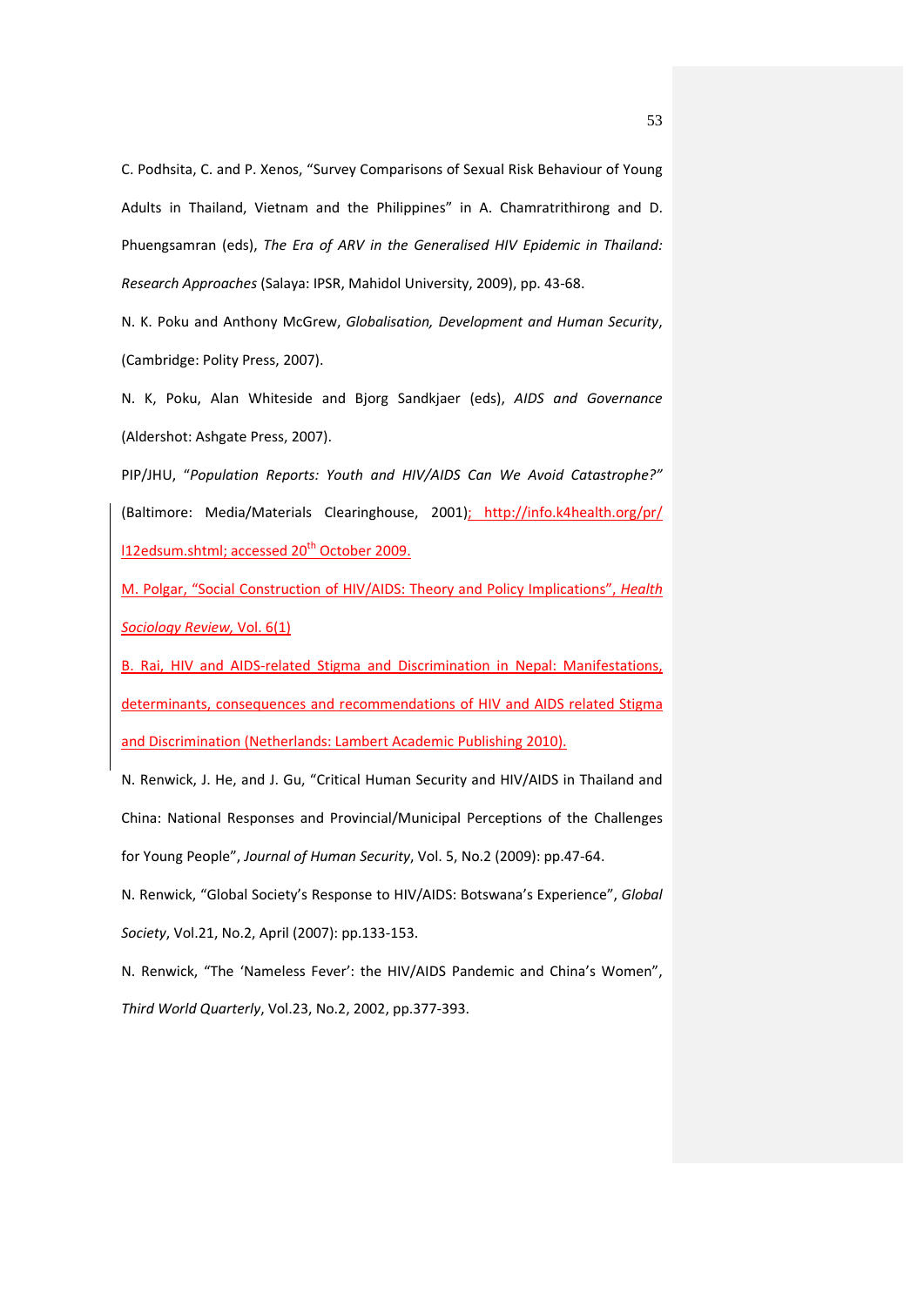C. Podhsita, C. and P. Xenos, "Survey Comparisons of Sexual Risk Behaviour of Young Adults in Thailand, Vietnam and the Philippines" in A. Chamratrithirong and D. Phuengsamran (eds), *The Era of ARV in the Generalised HIV Epidemic in Thailand: Research Approaches* (Salaya: IPSR, Mahidol University, 2009), pp. 43-68.

N. K. Poku and Anthony McGrew, *Globalisation, Development and Human Security*, (Cambridge: Polity Press, 2007).

N. K, Poku, Alan Whiteside and Bjorg Sandkjaer (eds), *AIDS and Governance* (Aldershot: Ashgate Press, 2007).

PIP/JHU, "*Population Reports: Youth and HIV/AIDS Can We Avoid Catastrophe?"* (Baltimore: Media/Materials Clearinghouse, 2001); http://info.k4health.org/pr/l12edsum.shtml; accessed 20th October 2009.

M. Polgar, "Social Construction of HIV/AIDS: Theory and Policy Implications", *Health Sociology Review*, Vol. 6(1)

B. Rai, HIV and AIDS-related Stigma and Discrimination in Nepal: Manifestations, determinants, consequences and recommendations of HIV and AIDS related Stigma and Discrimination (Netherlands: Lambert Academic Publishing 2010).

N. Renwick, J. He, and J. Gu, "Critical Human Security and HIV/AIDS in Thailand and China: National Responses and Provincial/Municipal Perceptions of the Challenges for Young People", *Journal of Human Security*, Vol. 5, No.2 (2009): pp.47-64.

N. Renwick, "Global Society's Response to HIV/AIDS: Botswana's Experience", *Global Society*, Vol.21, No.2, April (2007): pp.133-153.

N. Renwick, "The 'Nameless Fever': the HIV/AIDS Pandemic and China's Women", *Third World Quarterly*, Vol.23, No.2, 2002, pp.377-393.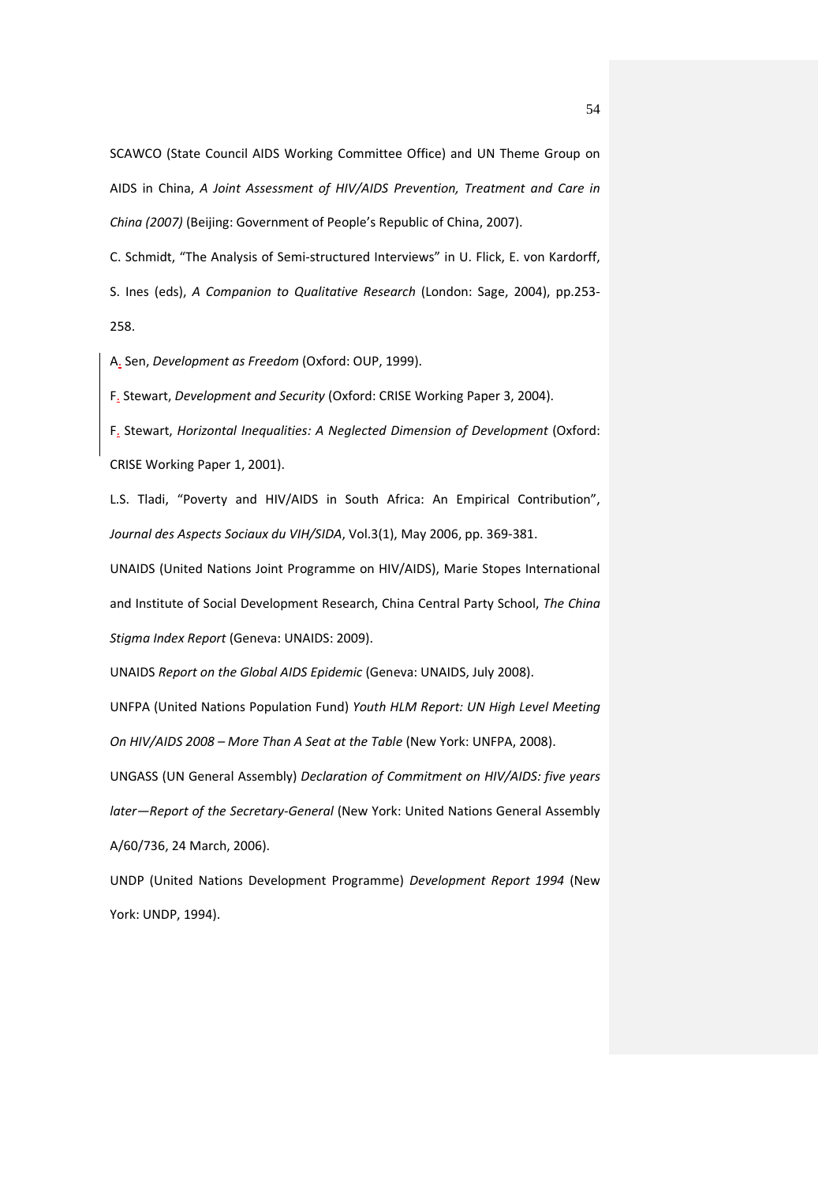SCAWCO (State Council AIDS Working Committee Office) and UN Theme Group on AIDS in China, *A Joint Assessment of HIV/AIDS Prevention, Treatment and Care in China (2007)* (Beijing: Government of People's Republic of China, 2007).

C. Schmidt, "The Analysis of Semi-structured Interviews" in U. Flick, E. von Kardorff, S. Ines (eds), *A Companion to Qualitative Research* (London: Sage, 2004), pp.253-258.

A. Sen, *Development as Freedom* (Oxford: OUP, 1999).

F. Stewart, *Development and Security* (Oxford: CRISE Working Paper 3, 2004).

F. Stewart, *Horizontal Inequalities: A Neglected Dimension of Development* (Oxford: CRISE Working Paper 1, 2001).

L.S. Tladi, "Poverty and HIV/AIDS in South Africa: An Empirical Contribution", *Journal des Aspects Sociaux du VIH/SIDA*, Vol.3(1), May 2006, pp. 369-381.

UNAIDS (United Nations Joint Programme on HIV/AIDS), Marie Stopes International and Institute of Social Development Research, China Central Party School, *The China Stigma Index Report* (Geneva: UNAIDS: 2009).

UNAIDS *Report on the Global AIDS Epidemic* (Geneva: UNAIDS, July 2008).

UNFPA (United Nations Population Fund) *Youth HLM Report: UN High Level Meeting On HIV/AIDS 2008 – More Than A Seat at the Table* (New York: UNFPA, 2008).

UNGASS (UN General Assembly) *Declaration of Commitment on HIV/AIDS: five years later—Report of the Secretary-General* (New York: United Nations General Assembly A/60/736, 24 March, 2006).

UNDP (United Nations Development Programme) *Development Report 1994* (New York: UNDP, 1994).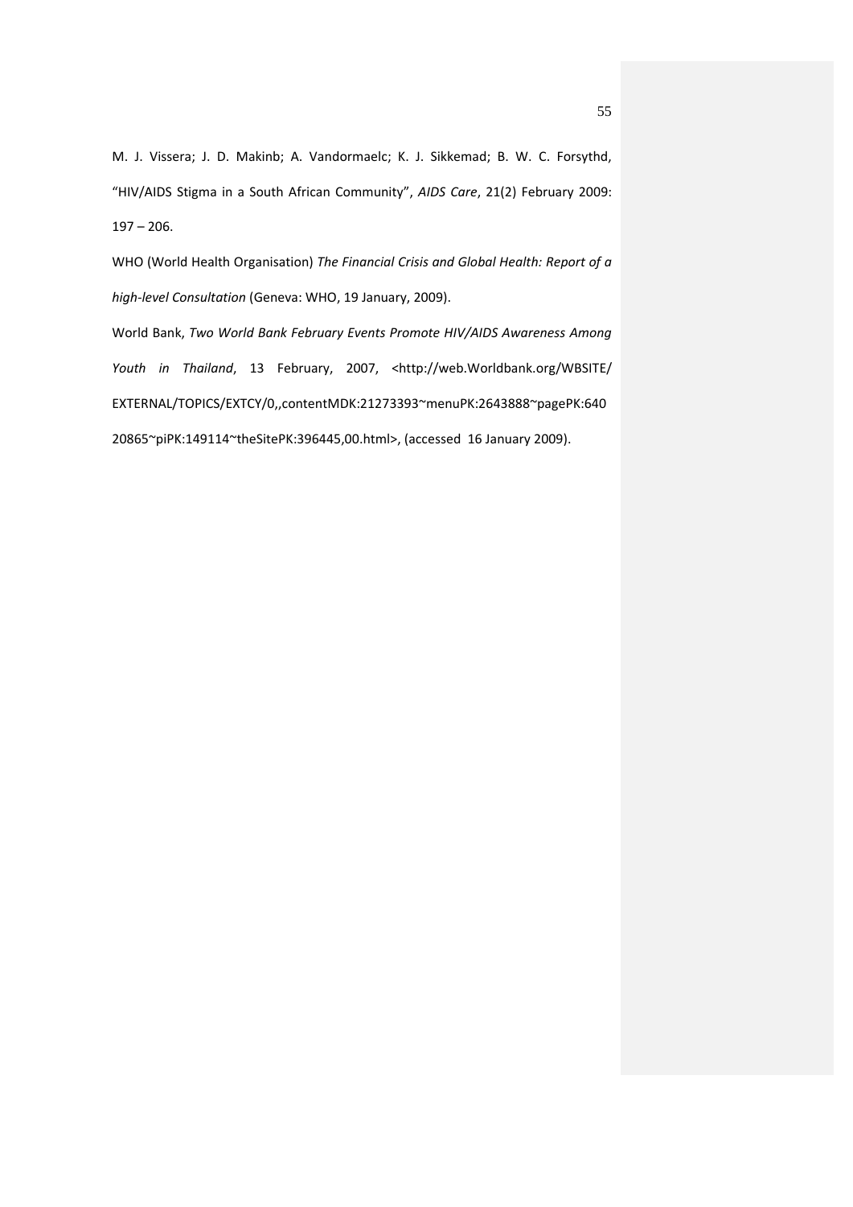M. J. Vissera; J. D. Makinb; A. Vandormaelc; K. J. Sikkemad; B. W. C. Forsythd, "HIV/AIDS Stigma in a South African Community", *AIDS Care*, 21(2) February 2009: 197 – 206.

WHO (World Health Organisation) *The Financial Crisis and Global Health: Report of a high-level Consultation* (Geneva: WHO, 19 January, 2009).

World Bank, *Two World Bank February Events Promote HIV/AIDS Awareness Among Youth in Thailand*, 13 February, 2007, <http://web.Worldbank.org/WBSITE/EXTERNAL/TOPICS/EXTCY/0,,contentMDK:21273393~menuPK:2643888~pagePK:64020865~piPK:149114~theSitePK:396445,00.html>, (accessed 16 January 2009).